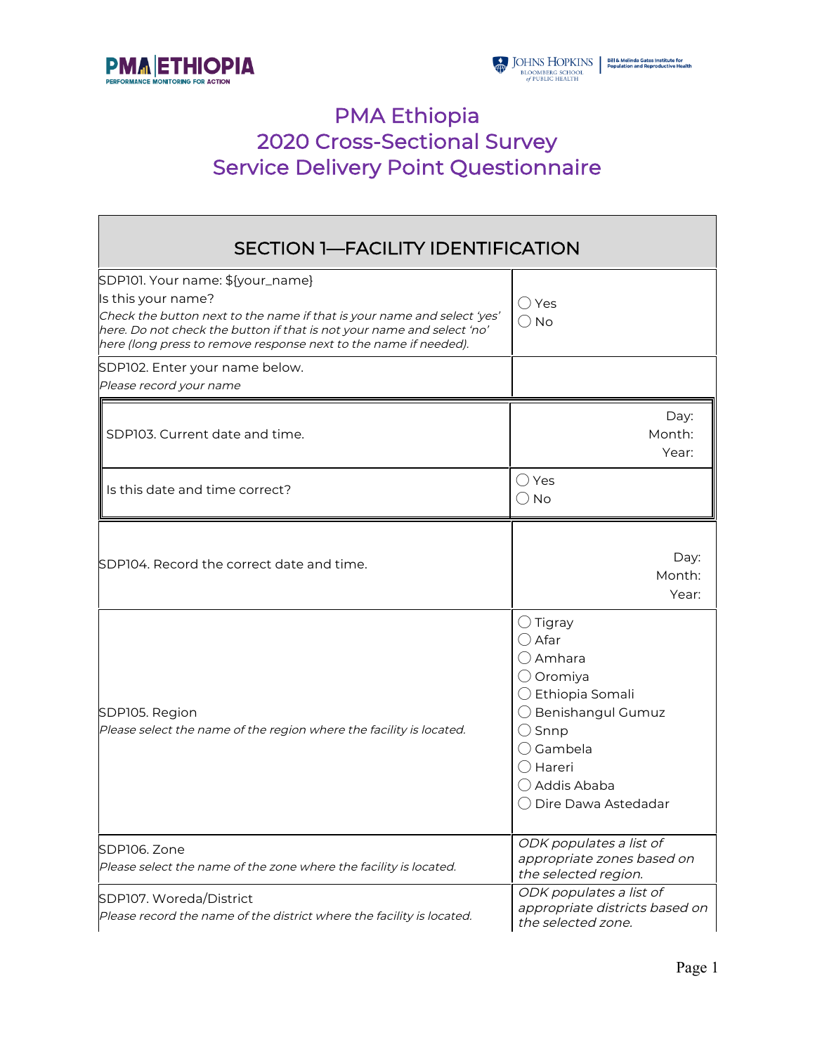# PMA Ethiopia
# 2020 Cross-Sectional Survey
# Service Delivery Point Questionnaire

| SECTION 1—FACILITY IDENTIFICATION | |
|---|---|
| SDP101. Your name: ${your_name}<br>Is this your name?<br>*Check the button next to the name if that is your name and select 'yes' here. Do not check the button if that is not your name and select 'no' here (long press to remove response next to the name if needed).* | ◯ Yes<br>◯ No |
| SDP102. Enter your name below.<br>*Please record your name* | |
| SDP103. Current date and time. | Day:<br>Month:<br>Year: |
| Is this date and time correct? | ◯ Yes<br>◯ No |
| SDP104. Record the correct date and time. | Day:<br>Month:<br>Year: |
| SDP105. Region<br>*Please select the name of the region where the facility is located.* | ◯ Tigray<br>◯ Afar<br>◯ Amhara<br>◯ Oromiya<br>◯ Ethiopia Somali<br>◯ Benishangul Gumuz<br>◯ Snnp<br>◯ Gambela<br>◯ Hareri<br>◯ Addis Ababa<br>◯ Dire Dawa Astedadar |
| SDP106. Zone<br>*Please select the name of the zone where the facility is located.* | *ODK populates a list of appropriate zones based on the selected region.* |
| SDP107. Woreda/District<br>*Please record the name of the district where the facility is located.* | *ODK populates a list of appropriate districts based on the selected zone.* |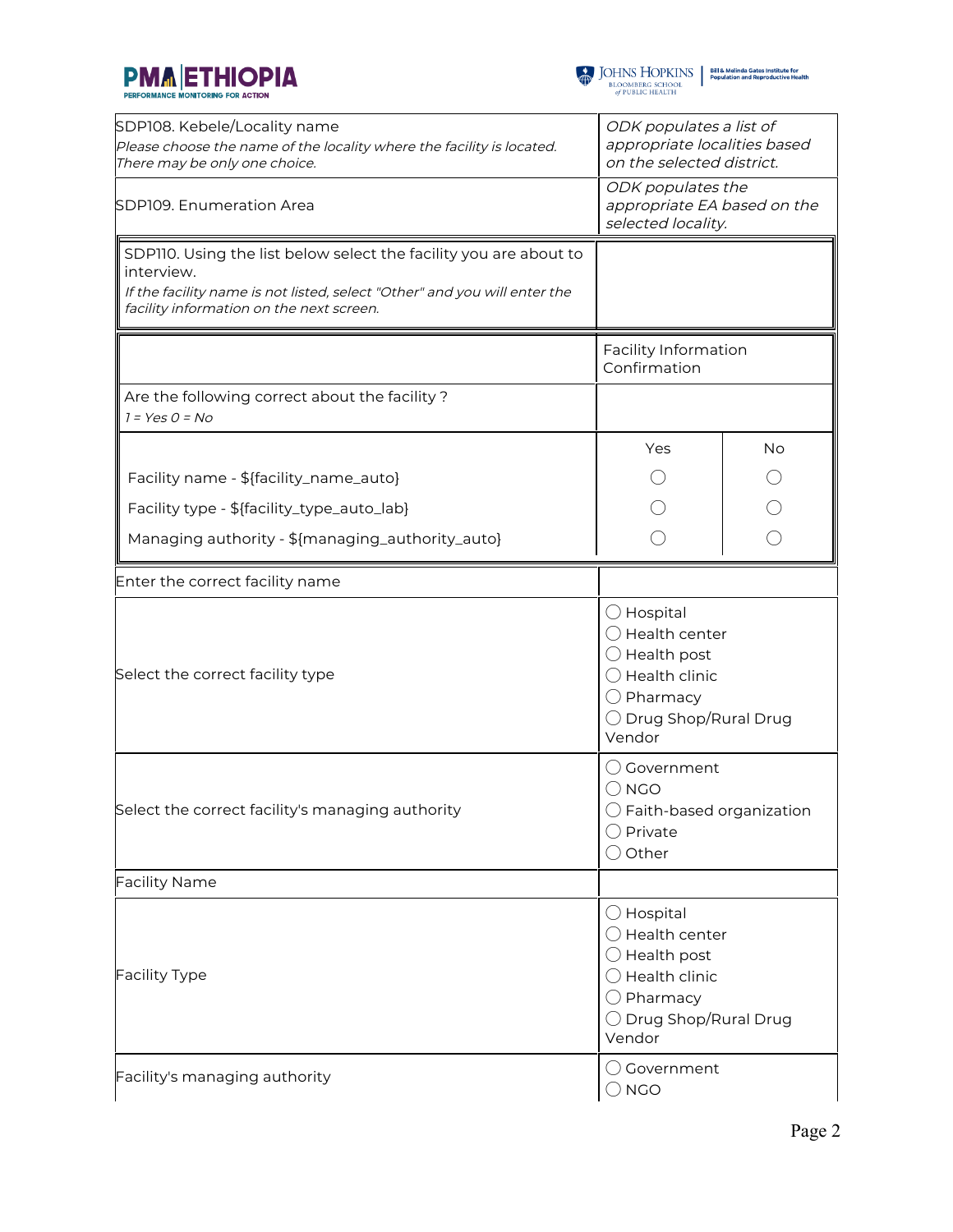| | |
|---|---|
| SDP108. Kebele/Locality name<br>*Please choose the name of the locality where the facility is located. There may be only one choice.* | *ODK populates a list of appropriate localities based on the selected district.* |
| SDP109. Enumeration Area | *ODK populates the appropriate EA based on the selected locality.* |
| SDP110. Using the list below select the facility you are about to interview.<br>*If the facility name is not listed, select "Other" and you will enter the facility information on the next screen.* | |

| | Facility Information Confirmation | |
|---|---|---|
| Are the following correct about the facility ?<br>*1 = Yes 0 = No* | | |
| | Yes | No |
| Facility name - ${facility_name_auto} | ◯ | ◯ |
| Facility type - ${facility_type_auto_lab} | ◯ | ◯ |
| Managing authority - ${managing_authority_auto} | ◯ | ◯ |

| | |
|---|---|
| Enter the correct facility name | |
| Select the correct facility type | ◯ Hospital<br>◯ Health center<br>◯ Health post<br>◯ Health clinic<br>◯ Pharmacy<br>◯ Drug Shop/Rural Drug Vendor |
| Select the correct facility's managing authority | ◯ Government<br>◯ NGO<br>◯ Faith-based organization<br>◯ Private<br>◯ Other |
| Facility Name | |
| Facility Type | ◯ Hospital<br>◯ Health center<br>◯ Health post<br>◯ Health clinic<br>◯ Pharmacy<br>◯ Drug Shop/Rural Drug Vendor |
| Facility's managing authority | ◯ Government<br>◯ NGO |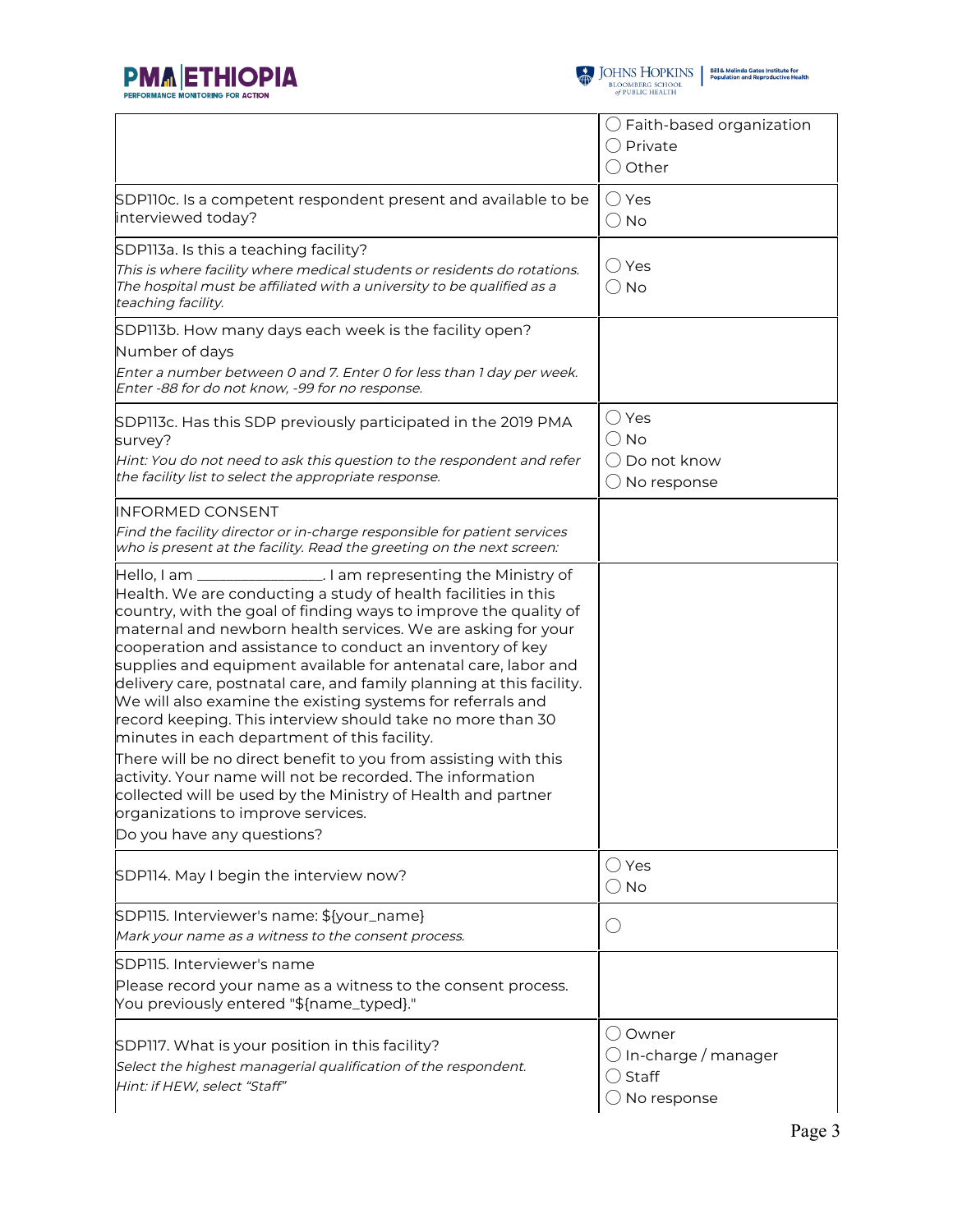| | |
|---|---|
| | ◯ Faith-based organization<br>◯ Private<br>◯ Other |
| SDP110c. Is a competent respondent present and available to be interviewed today? | ◯ Yes<br>◯ No |
| SDP113a. Is this a teaching facility?<br>*This is where facility where medical students or residents do rotations. The hospital must be affiliated with a university to be qualified as a teaching facility.* | ◯ Yes<br>◯ No |
| SDP113b. How many days each week is the facility open?<br>Number of days<br>*Enter a number between 0 and 7. Enter 0 for less than 1 day per week. Enter -88 for do not know, -99 for no response.* | |
| SDP113c. Has this SDP previously participated in the 2019 PMA survey?<br>*Hint: You do not need to ask this question to the respondent and refer the facility list to select the appropriate response.* | ◯ Yes<br>◯ No<br>◯ Do not know<br>◯ No response |
| INFORMED CONSENT<br>*Find the facility director or in-charge responsible for patient services who is present at the facility. Read the greeting on the next screen:* | |
| Hello, I am ________________. I am representing the Ministry of Health. We are conducting a study of health facilities in this country, with the goal of finding ways to improve the quality of maternal and newborn health services. We are asking for your cooperation and assistance to conduct an inventory of key supplies and equipment available for antenatal care, labor and delivery care, postnatal care, and family planning at this facility. We will also examine the existing systems for referrals and record keeping. This interview should take no more than 30 minutes in each department of this facility.<br>There will be no direct benefit to you from assisting with this activity. Your name will not be recorded. The information collected will be used by the Ministry of Health and partner organizations to improve services.<br>Do you have any questions? | |
| SDP114. May I begin the interview now? | ◯ Yes<br>◯ No |
| SDP115. Interviewer's name: ${your_name}<br>*Mark your name as a witness to the consent process.* | ◯ |
| SDP115. Interviewer's name<br>Please record your name as a witness to the consent process. You previously entered "${name_typed}." | |
| SDP117. What is your position in this facility?<br>*Select the highest managerial qualification of the respondent.*<br>*Hint: if HEW, select "Staff"* | ◯ Owner<br>◯ In-charge / manager<br>◯ Staff<br>◯ No response |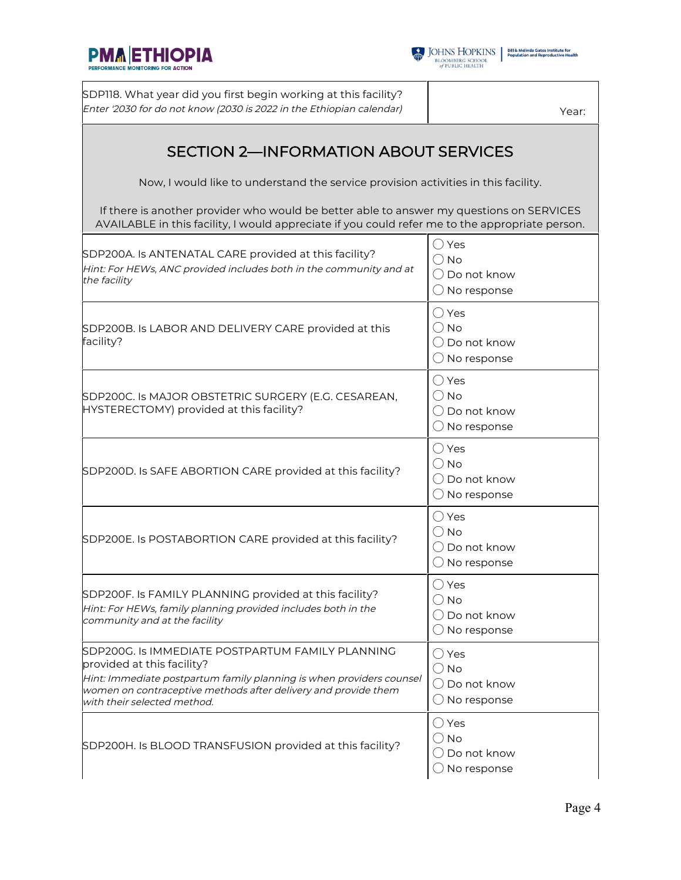| SDP118. What year did you first begin working at this facility?<br>*Enter '2030 for do not know (2030 is 2022 in the Ethiopian calendar)* | Year: |
|---|---|

## SECTION 2—INFORMATION ABOUT SERVICES

Now, I would like to understand the service provision activities in this facility.

If there is another provider who would be better able to answer my questions on SERVICES AVAILABLE in this facility, I would appreciate if you could refer me to the appropriate person.

| Question | Response |
|---|---|
| SDP200A. Is ANTENATAL CARE provided at this facility?<br>*Hint: For HEWs, ANC provided includes both in the community and at the facility* | ◯ Yes<br>◯ No<br>◯ Do not know<br>◯ No response |
| SDP200B. Is LABOR AND DELIVERY CARE provided at this facility? | ◯ Yes<br>◯ No<br>◯ Do not know<br>◯ No response |
| SDP200C. Is MAJOR OBSTETRIC SURGERY (E.G. CESAREAN, HYSTERECTOMY) provided at this facility? | ◯ Yes<br>◯ No<br>◯ Do not know<br>◯ No response |
| SDP200D. Is SAFE ABORTION CARE provided at this facility? | ◯ Yes<br>◯ No<br>◯ Do not know<br>◯ No response |
| SDP200E. Is POSTABORTION CARE provided at this facility? | ◯ Yes<br>◯ No<br>◯ Do not know<br>◯ No response |
| SDP200F. Is FAMILY PLANNING provided at this facility?<br>*Hint: For HEWs, family planning provided includes both in the community and at the facility* | ◯ Yes<br>◯ No<br>◯ Do not know<br>◯ No response |
| SDP200G. Is IMMEDIATE POSTPARTUM FAMILY PLANNING provided at this facility?<br>*Hint: Immediate postpartum family planning is when providers counsel women on contraceptive methods after delivery and provide them with their selected method.* | ◯ Yes<br>◯ No<br>◯ Do not know<br>◯ No response |
| SDP200H. Is BLOOD TRANSFUSION provided at this facility? | ◯ Yes<br>◯ No<br>◯ Do not know<br>◯ No response |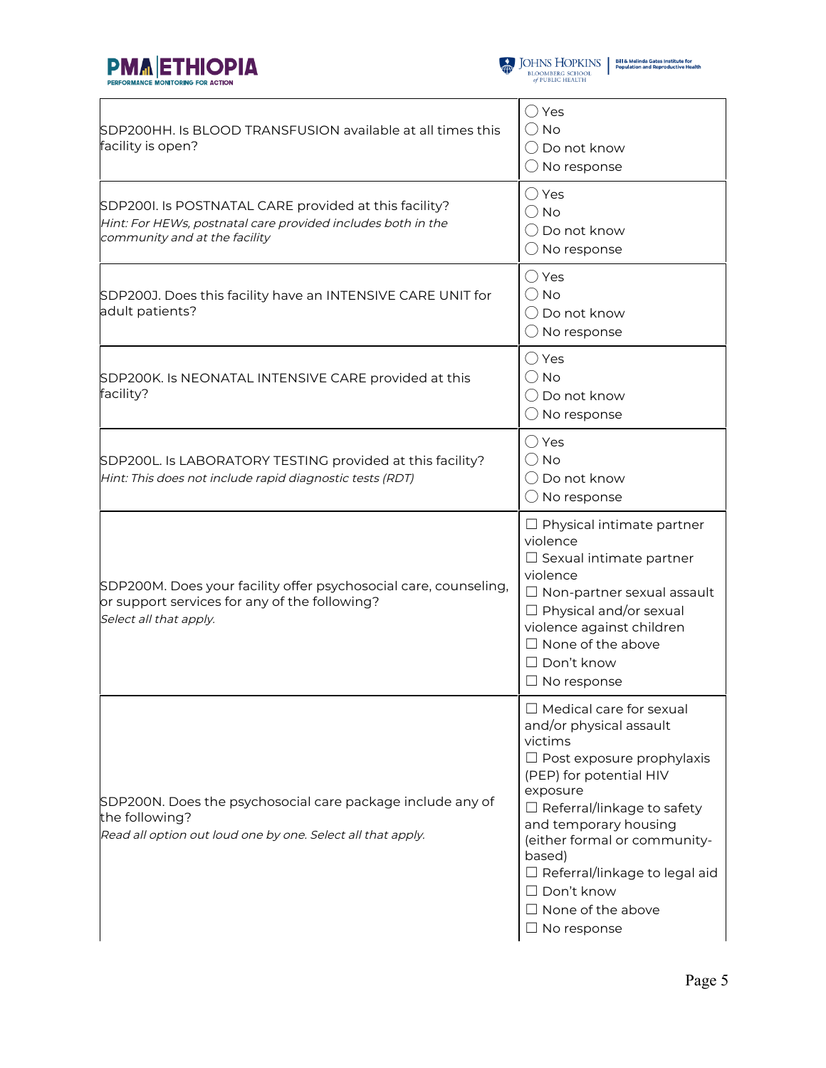| Question | Response |
| --- | --- |
| SDP200HH. Is BLOOD TRANSFUSION available at all times this facility is open? | ◯ Yes<br>◯ No<br>◯ Do not know<br>◯ No response |
| SDP200I. Is POSTNATAL CARE provided at this facility?<br>*Hint: For HEWs, postnatal care provided includes both in the community and at the facility* | ◯ Yes<br>◯ No<br>◯ Do not know<br>◯ No response |
| SDP200J. Does this facility have an INTENSIVE CARE UNIT for adult patients? | ◯ Yes<br>◯ No<br>◯ Do not know<br>◯ No response |
| SDP200K. Is NEONATAL INTENSIVE CARE provided at this facility? | ◯ Yes<br>◯ No<br>◯ Do not know<br>◯ No response |
| SDP200L. Is LABORATORY TESTING provided at this facility?<br>*Hint: This does not include rapid diagnostic tests (RDT)* | ◯ Yes<br>◯ No<br>◯ Do not know<br>◯ No response |
| SDP200M. Does your facility offer psychosocial care, counseling, or support services for any of the following?<br>*Select all that apply.* | ☐ Physical intimate partner violence<br>☐ Sexual intimate partner violence<br>☐ Non-partner sexual assault<br>☐ Physical and/or sexual violence against children<br>☐ None of the above<br>☐ Don't know<br>☐ No response |
| SDP200N. Does the psychosocial care package include any of the following?<br>*Read all option out loud one by one. Select all that apply.* | ☐ Medical care for sexual and/or physical assault victims<br>☐ Post exposure prophylaxis (PEP) for potential HIV exposure<br>☐ Referral/linkage to safety and temporary housing (either formal or community-based)<br>☐ Referral/linkage to legal aid<br>☐ Don't know<br>☐ None of the above<br>☐ No response |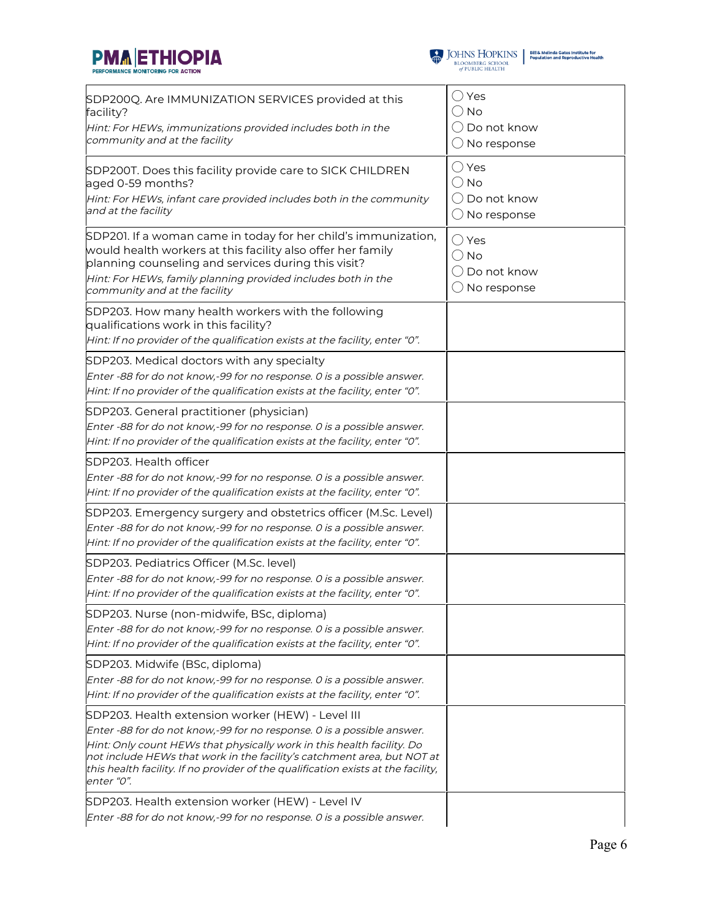| Question | Response |
|---|---|
| SDP200Q. Are IMMUNIZATION SERVICES provided at this facility?<br>*Hint: For HEWs, immunizations provided includes both in the community and at the facility* | ◯ Yes<br>◯ No<br>◯ Do not know<br>◯ No response |
| SDP200T. Does this facility provide care to SICK CHILDREN aged 0-59 months?<br>*Hint: For HEWs, infant care provided includes both in the community and at the facility* | ◯ Yes<br>◯ No<br>◯ Do not know<br>◯ No response |
| SDP201. If a woman came in today for her child's immunization, would health workers at this facility also offer her family planning counseling and services during this visit?<br>*Hint: For HEWs, family planning provided includes both in the community and at the facility* | ◯ Yes<br>◯ No<br>◯ Do not know<br>◯ No response |
| SDP203. How many health workers with the following qualifications work in this facility?<br>*Hint: If no provider of the qualification exists at the facility, enter "0".* | |
| SDP203. Medical doctors with any specialty<br>*Enter -88 for do not know,-99 for no response. 0 is a possible answer.*<br>*Hint: If no provider of the qualification exists at the facility, enter "0".* | |
| SDP203. General practitioner (physician)<br>*Enter -88 for do not know,-99 for no response. 0 is a possible answer.*<br>*Hint: If no provider of the qualification exists at the facility, enter "0".* | |
| SDP203. Health officer<br>*Enter -88 for do not know,-99 for no response. 0 is a possible answer.*<br>*Hint: If no provider of the qualification exists at the facility, enter "0".* | |
| SDP203. Emergency surgery and obstetrics officer (M.Sc. Level)<br>*Enter -88 for do not know,-99 for no response. 0 is a possible answer.*<br>*Hint: If no provider of the qualification exists at the facility, enter "0".* | |
| SDP203. Pediatrics Officer (M.Sc. level)<br>*Enter -88 for do not know,-99 for no response. 0 is a possible answer.*<br>*Hint: If no provider of the qualification exists at the facility, enter "0".* | |
| SDP203. Nurse (non-midwife, BSc, diploma)<br>*Enter -88 for do not know,-99 for no response. 0 is a possible answer.*<br>*Hint: If no provider of the qualification exists at the facility, enter "0".* | |
| SDP203. Midwife (BSc, diploma)<br>*Enter -88 for do not know,-99 for no response. 0 is a possible answer.*<br>*Hint: If no provider of the qualification exists at the facility, enter "0".* | |
| SDP203. Health extension worker (HEW) - Level III<br>*Enter -88 for do not know,-99 for no response. 0 is a possible answer.*<br>*Hint: Only count HEWs that physically work in this health facility. Do not include HEWs that work in the facility's catchment area, but NOT at this health facility. If no provider of the qualification exists at the facility, enter "0".* | |
| SDP203. Health extension worker (HEW) - Level IV<br>*Enter -88 for do not know,-99 for no response. 0 is a possible answer.* | |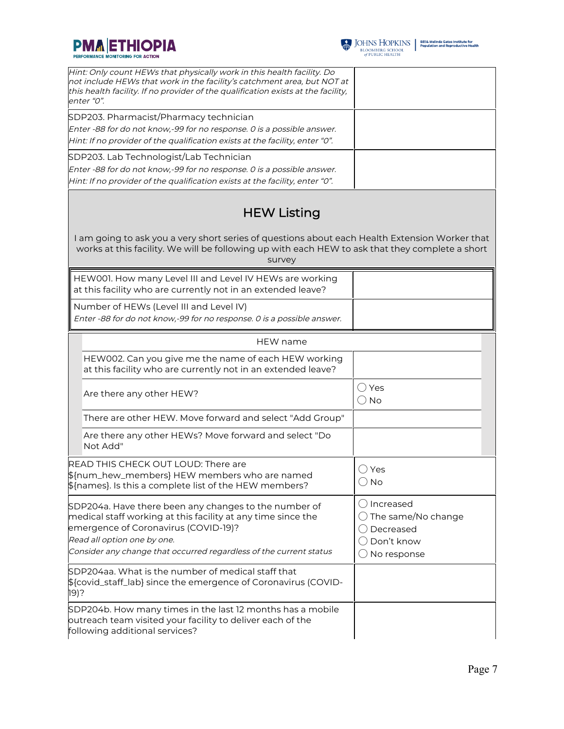| | |
|---|---|
| *Hint: Only count HEWs that physically work in this health facility. Do not include HEWs that work in the facility's catchment area, but NOT at this health facility. If no provider of the qualification exists at the facility, enter "0".* | |
| SDP203. Pharmacist/Pharmacy technician<br>*Enter -88 for do not know,-99 for no response. 0 is a possible answer.*<br>*Hint: If no provider of the qualification exists at the facility, enter "0".* | |
| SDP203. Lab Technologist/Lab Technician<br>*Enter -88 for do not know,-99 for no response. 0 is a possible answer.*<br>*Hint: If no provider of the qualification exists at the facility, enter "0".* | |

## HEW Listing

I am going to ask you a very short series of questions about each Health Extension Worker that works at this facility. We will be following up with each HEW to ask that they complete a short survey

| | |
|---|---|
| HEW001. How many Level III and Level IV HEWs are working at this facility who are currently not in an extended leave? | |
| Number of HEWs (Level III and Level IV)<br>*Enter -88 for do not know,-99 for no response. 0 is a possible answer.* | |

| HEW name | |
|---|---|
| HEW002. Can you give me the name of each HEW working at this facility who are currently not in an extended leave? | |
| Are there any other HEW? | ◯ Yes<br>◯ No |
| There are other HEW. Move forward and select "Add Group" | |
| Are there any other HEWs? Move forward and select "Do Not Add" | |

| | |
|---|---|
| READ THIS CHECK OUT LOUD: There are ${num_hew_members} HEW members who are named ${names}. Is this a complete list of the HEW members? | ◯ Yes<br>◯ No |
| SDP204a. Have there been any changes to the number of medical staff working at this facility at any time since the emergence of Coronavirus (COVID-19)?<br>*Read all option one by one.*<br>*Consider any change that occurred regardless of the current status* | ◯ Increased<br>◯ The same/No change<br>◯ Decreased<br>◯ Don't know<br>◯ No response |
| SDP204aa. What is the number of medical staff that ${covid_staff_lab} since the emergence of Coronavirus (COVID-19)? | |
| SDP204b. How many times in the last 12 months has a mobile outreach team visited your facility to deliver each of the following additional services? | |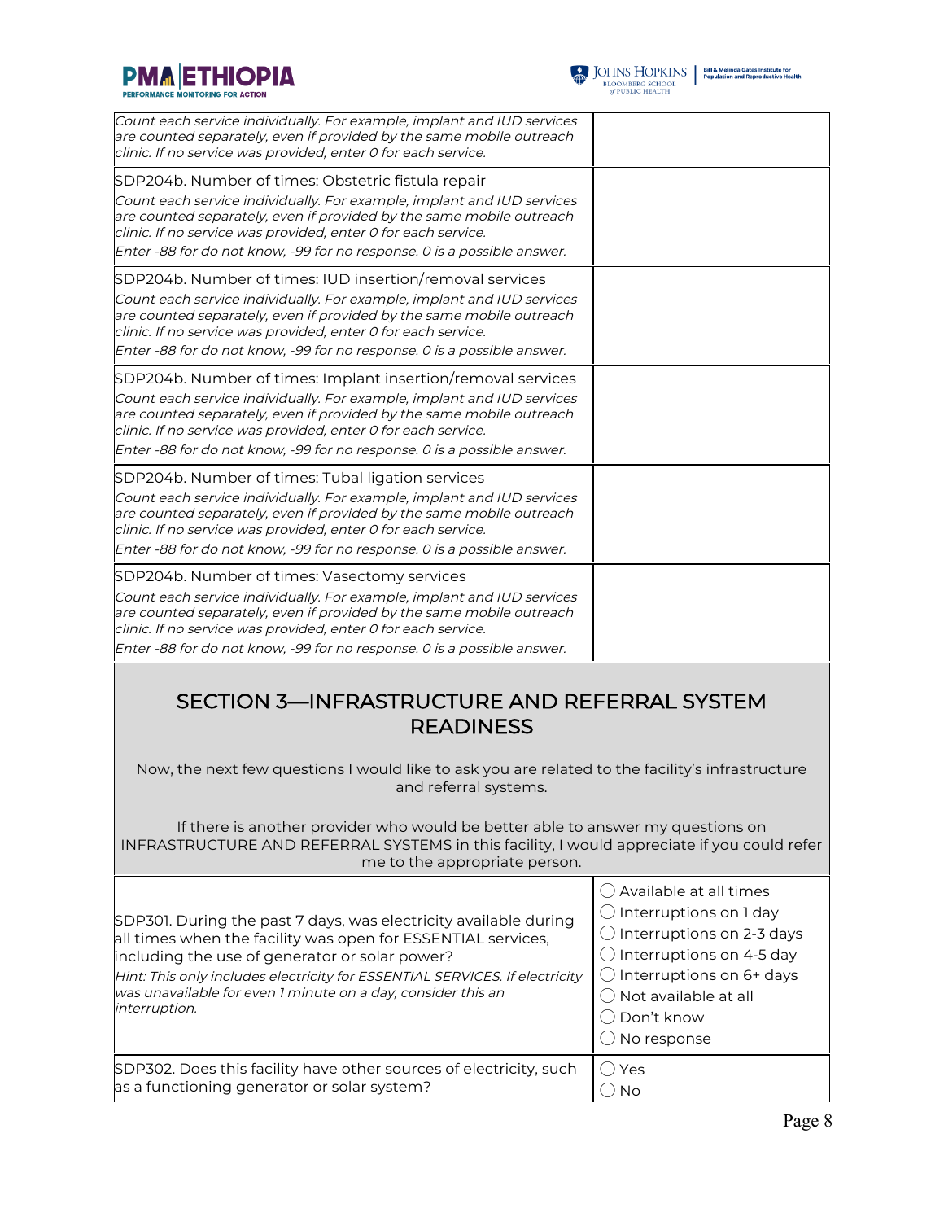| | |
|---|---|
| *Count each service individually. For example, implant and IUD services are counted separately, even if provided by the same mobile outreach clinic. If no service was provided, enter 0 for each service.* | |
| SDP204b. Number of times: Obstetric fistula repair<br>*Count each service individually. For example, implant and IUD services are counted separately, even if provided by the same mobile outreach clinic. If no service was provided, enter 0 for each service.*<br>*Enter -88 for do not know, -99 for no response. 0 is a possible answer.* | |
| SDP204b. Number of times: IUD insertion/removal services<br>*Count each service individually. For example, implant and IUD services are counted separately, even if provided by the same mobile outreach clinic. If no service was provided, enter 0 for each service.*<br>*Enter -88 for do not know, -99 for no response. 0 is a possible answer.* | |
| SDP204b. Number of times: Implant insertion/removal services<br>*Count each service individually. For example, implant and IUD services are counted separately, even if provided by the same mobile outreach clinic. If no service was provided, enter 0 for each service.*<br>*Enter -88 for do not know, -99 for no response. 0 is a possible answer.* | |
| SDP204b. Number of times: Tubal ligation services<br>*Count each service individually. For example, implant and IUD services are counted separately, even if provided by the same mobile outreach clinic. If no service was provided, enter 0 for each service.*<br>*Enter -88 for do not know, -99 for no response. 0 is a possible answer.* | |
| SDP204b. Number of times: Vasectomy services<br>*Count each service individually. For example, implant and IUD services are counted separately, even if provided by the same mobile outreach clinic. If no service was provided, enter 0 for each service.*<br>*Enter -88 for do not know, -99 for no response. 0 is a possible answer.* | |

## SECTION 3—INFRASTRUCTURE AND REFERRAL SYSTEM READINESS

Now, the next few questions I would like to ask you are related to the facility's infrastructure and referral systems.

If there is another provider who would be better able to answer my questions on INFRASTRUCTURE AND REFERRAL SYSTEMS in this facility, I would appreciate if you could refer me to the appropriate person.

| | |
|---|---|
| SDP301. During the past 7 days, was electricity available during all times when the facility was open for ESSENTIAL services, including the use of generator or solar power?<br>*Hint: This only includes electricity for ESSENTIAL SERVICES. If electricity was unavailable for even 1 minute on a day, consider this an interruption.* | ◯ Available at all times<br>◯ Interruptions on 1 day<br>◯ Interruptions on 2-3 days<br>◯ Interruptions on 4-5 day<br>◯ Interruptions on 6+ days<br>◯ Not available at all<br>◯ Don't know<br>◯ No response |
| SDP302. Does this facility have other sources of electricity, such as a functioning generator or solar system? | ◯ Yes<br>◯ No |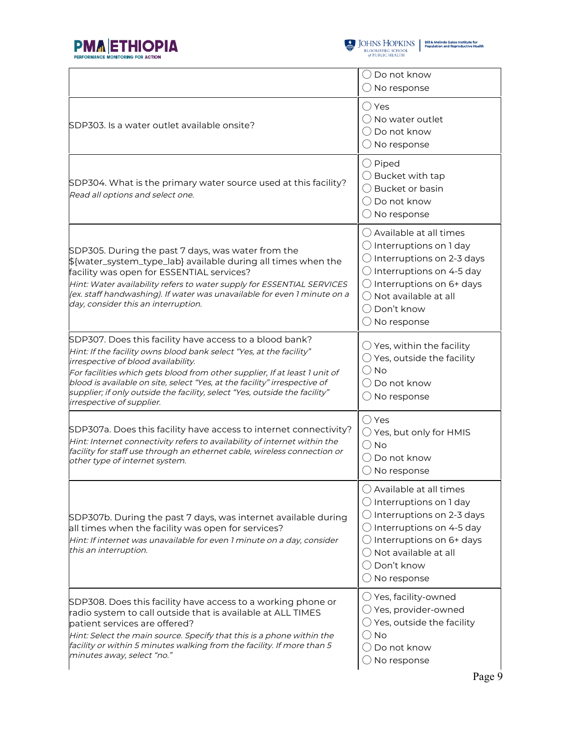| | |
|---|---|
| | ◯ Do not know<br>◯ No response |
| SDP303. Is a water outlet available onsite? | ◯ Yes<br>◯ No water outlet<br>◯ Do not know<br>◯ No response |
| SDP304. What is the primary water source used at this facility?<br>*Read all options and select one.* | ◯ Piped<br>◯ Bucket with tap<br>◯ Bucket or basin<br>◯ Do not know<br>◯ No response |
| SDP305. During the past 7 days, was water from the ${water_system_type_lab} available during all times when the facility was open for ESSENTIAL services?<br>*Hint: Water availability refers to water supply for ESSENTIAL SERVICES (ex. staff handwashing). If water was unavailable for even 1 minute on a day, consider this an interruption.* | ◯ Available at all times<br>◯ Interruptions on 1 day<br>◯ Interruptions on 2-3 days<br>◯ Interruptions on 4-5 day<br>◯ Interruptions on 6+ days<br>◯ Not available at all<br>◯ Don't know<br>◯ No response |
| SDP307. Does this facility have access to a blood bank?<br>*Hint: If the facility owns blood bank select "Yes, at the facility" irrespective of blood availability.*<br>*For facilities which gets blood from other supplier, If at least 1 unit of blood is available on site, select "Yes, at the facility" irrespective of supplier; if only outside the facility, select "Yes, outside the facility" irrespective of supplier.* | ◯ Yes, within the facility<br>◯ Yes, outside the facility<br>◯ No<br>◯ Do not know<br>◯ No response |
| SDP307a. Does this facility have access to internet connectivity?<br>*Hint: Internet connectivity refers to availability of internet within the facility for staff use through an ethernet cable, wireless connection or other type of internet system.* | ◯ Yes<br>◯ Yes, but only for HMIS<br>◯ No<br>◯ Do not know<br>◯ No response |
| SDP307b. During the past 7 days, was internet available during all times when the facility was open for services?<br>*Hint: If internet was unavailable for even 1 minute on a day, consider this an interruption.* | ◯ Available at all times<br>◯ Interruptions on 1 day<br>◯ Interruptions on 2-3 days<br>◯ Interruptions on 4-5 day<br>◯ Interruptions on 6+ days<br>◯ Not available at all<br>◯ Don't know<br>◯ No response |
| SDP308. Does this facility have access to a working phone or radio system to call outside that is available at ALL TIMES patient services are offered?<br>*Hint: Select the main source. Specify that this is a phone within the facility or within 5 minutes walking from the facility. If more than 5 minutes away, select "no."* | ◯ Yes, facility-owned<br>◯ Yes, provider-owned<br>◯ Yes, outside the facility<br>◯ No<br>◯ Do not know<br>◯ No response |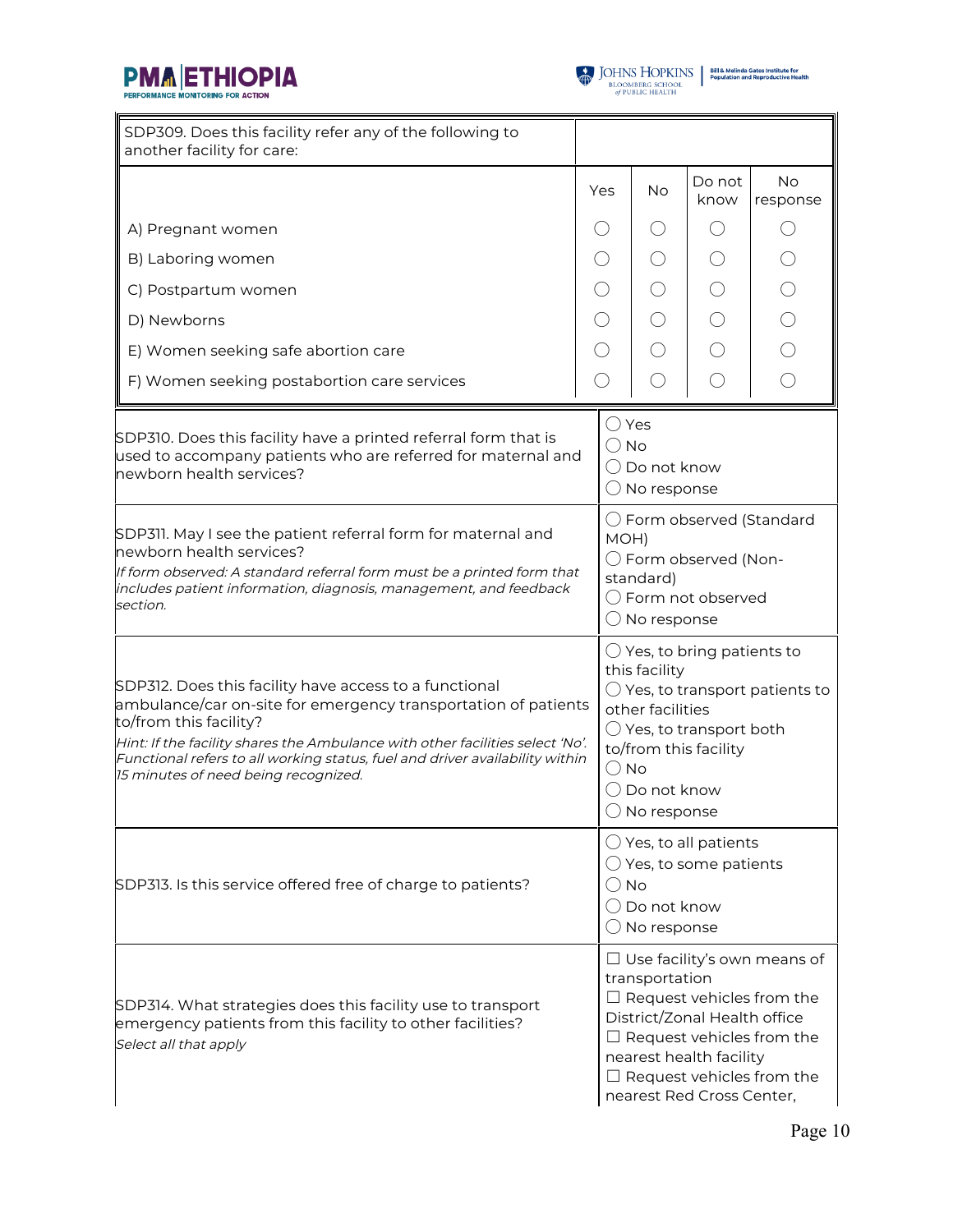| SDP309. Does this facility refer any of the following to another facility for care: | Yes | No | Do not know | No response |
|---|---|---|---|---|
| A) Pregnant women | ◯ | ◯ | ◯ | ◯ |
| B) Laboring women | ◯ | ◯ | ◯ | ◯ |
| C) Postpartum women | ◯ | ◯ | ◯ | ◯ |
| D) Newborns | ◯ | ◯ | ◯ | ◯ |
| E) Women seeking safe abortion care | ◯ | ◯ | ◯ | ◯ |
| F) Women seeking postabortion care services | ◯ | ◯ | ◯ | ◯ |

| Question | Response |
|---|---|
| SDP310. Does this facility have a printed referral form that is used to accompany patients who are referred for maternal and newborn health services? | ◯ Yes<br>◯ No<br>◯ Do not know<br>◯ No response |
| SDP311. May I see the patient referral form for maternal and newborn health services?<br>*If form observed: A standard referral form must be a printed form that includes patient information, diagnosis, management, and feedback section.* | ◯ Form observed (Standard MOH)<br>◯ Form observed (Non-standard)<br>◯ Form not observed<br>◯ No response |
| SDP312. Does this facility have access to a functional ambulance/car on-site for emergency transportation of patients to/from this facility?<br>*Hint: If the facility shares the Ambulance with other facilities select 'No'. Functional refers to all working status, fuel and driver availability within 15 minutes of need being recognized.* | ◯ Yes, to bring patients to this facility<br>◯ Yes, to transport patients to other facilities<br>◯ Yes, to transport both to/from this facility<br>◯ No<br>◯ Do not know<br>◯ No response |
| SDP313. Is this service offered free of charge to patients? | ◯ Yes, to all patients<br>◯ Yes, to some patients<br>◯ No<br>◯ Do not know<br>◯ No response |
| SDP314. What strategies does this facility use to transport emergency patients from this facility to other facilities?<br>*Select all that apply* | ☐ Use facility's own means of transportation<br>☐ Request vehicles from the District/Zonal Health office<br>☐ Request vehicles from the nearest health facility<br>☐ Request vehicles from the nearest Red Cross Center, |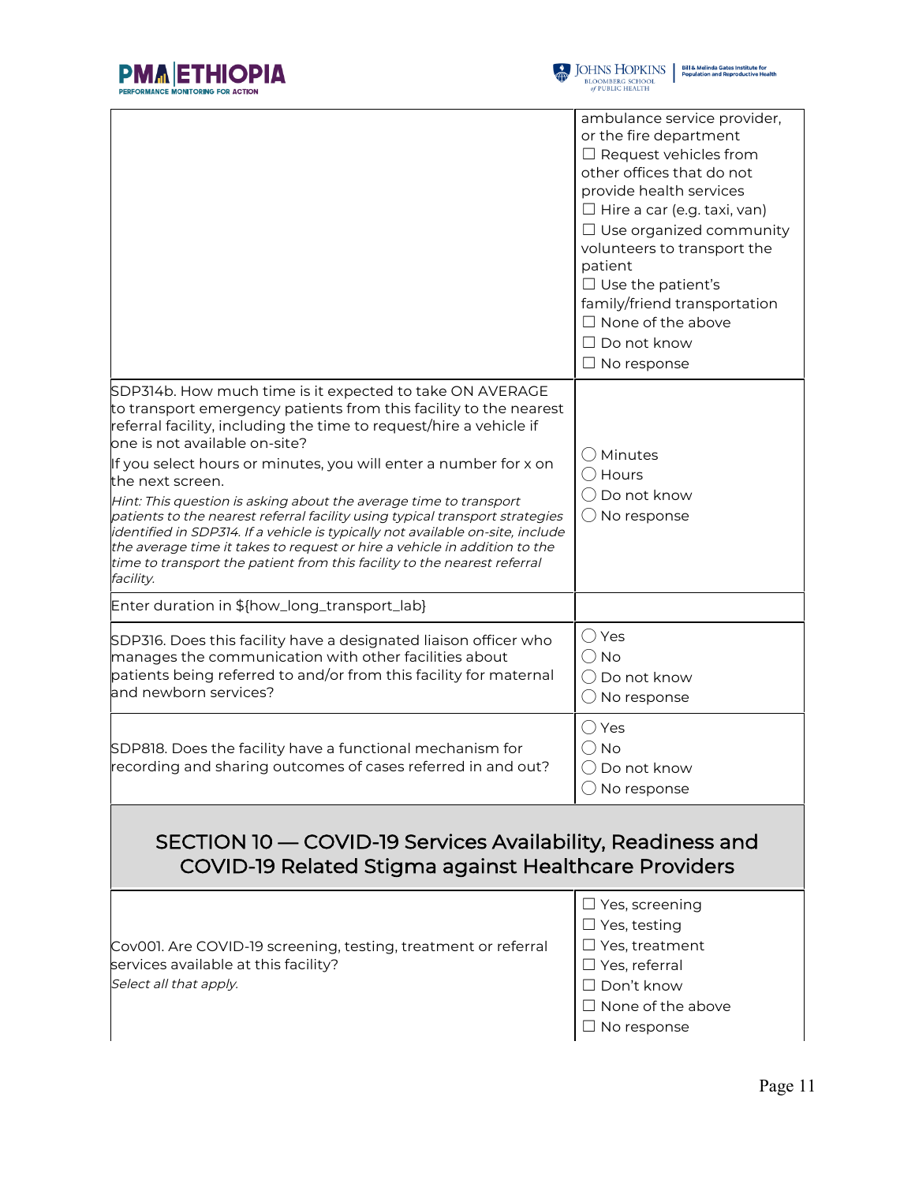| | |
|---|---|
| | ambulance service provider, or the fire department<br>☐ Request vehicles from other offices that do not provide health services<br>☐ Hire a car (e.g. taxi, van)<br>☐ Use organized community volunteers to transport the patient<br>☐ Use the patient's family/friend transportation<br>☐ None of the above<br>☐ Do not know<br>☐ No response |
| SDP314b. How much time is it expected to take ON AVERAGE to transport emergency patients from this facility to the nearest referral facility, including the time to request/hire a vehicle if one is not available on-site?<br>If you select hours or minutes, you will enter a number for x on the next screen.<br>*Hint: This question is asking about the average time to transport patients to the nearest referral facility using typical transport strategies identified in SDP314. If a vehicle is typically not available on-site, include the average time it takes to request or hire a vehicle in addition to the time to transport the patient from this facility to the nearest referral facility.* | ◯ Minutes<br>◯ Hours<br>◯ Do not know<br>◯ No response |
| Enter duration in ${how_long_transport_lab} | |
| SDP316. Does this facility have a designated liaison officer who manages the communication with other facilities about patients being referred to and/or from this facility for maternal and newborn services? | ◯ Yes<br>◯ No<br>◯ Do not know<br>◯ No response |
| SDP818. Does the facility have a functional mechanism for recording and sharing outcomes of cases referred in and out? | ◯ Yes<br>◯ No<br>◯ Do not know<br>◯ No response |

## SECTION 10 — COVID-19 Services Availability, Readiness and COVID-19 Related Stigma against Healthcare Providers

| | |
|---|---|
| Cov001. Are COVID-19 screening, testing, treatment or referral services available at this facility?<br>*Select all that apply.* | ☐ Yes, screening<br>☐ Yes, testing<br>☐ Yes, treatment<br>☐ Yes, referral<br>☐ Don't know<br>☐ None of the above<br>☐ No response |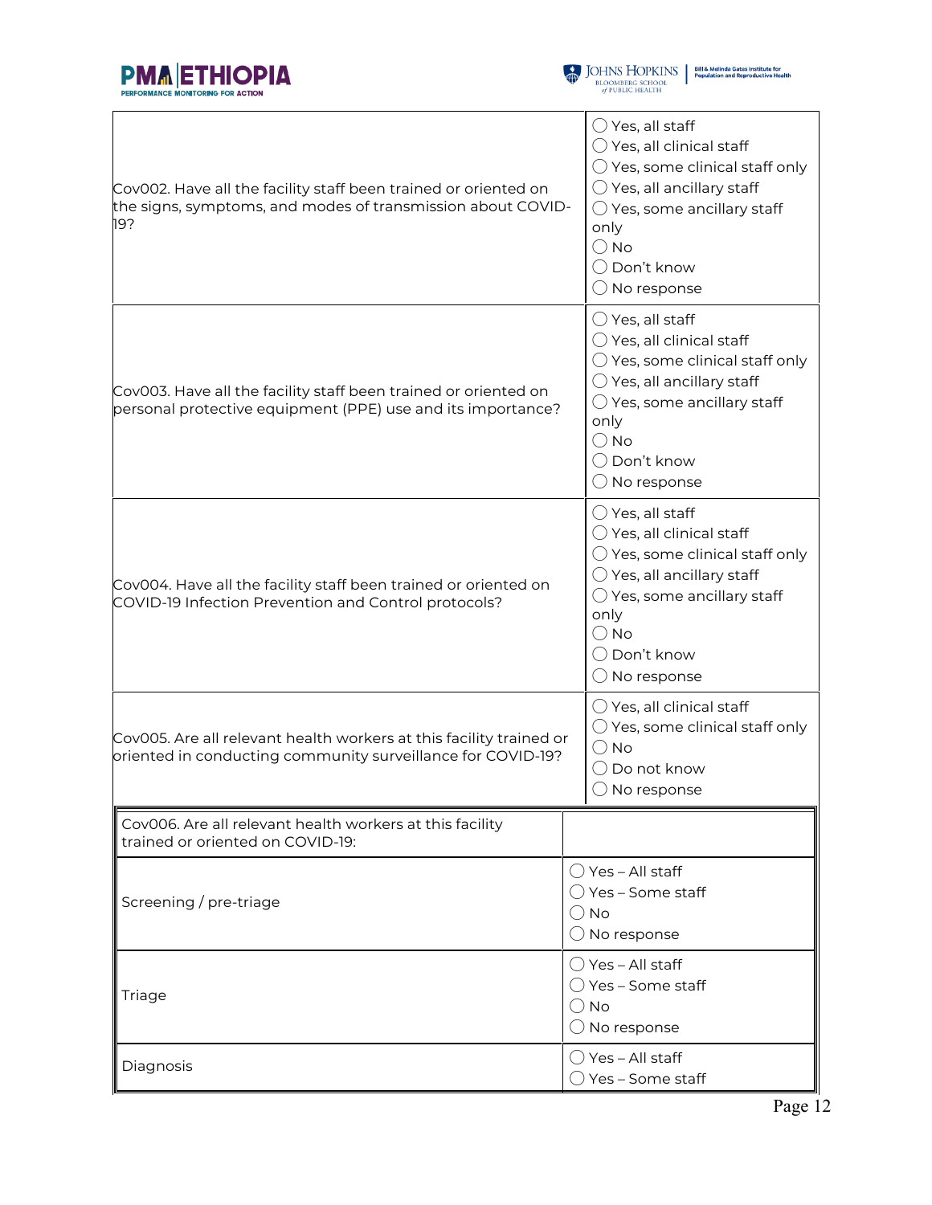| | |
|---|---|
| Cov002. Have all the facility staff been trained or oriented on the signs, symptoms, and modes of transmission about COVID-19? | ◯ Yes, all staff<br>◯ Yes, all clinical staff<br>◯ Yes, some clinical staff only<br>◯ Yes, all ancillary staff<br>◯ Yes, some ancillary staff only<br>◯ No<br>◯ Don't know<br>◯ No response |
| Cov003. Have all the facility staff been trained or oriented on personal protective equipment (PPE) use and its importance? | ◯ Yes, all staff<br>◯ Yes, all clinical staff<br>◯ Yes, some clinical staff only<br>◯ Yes, all ancillary staff<br>◯ Yes, some ancillary staff only<br>◯ No<br>◯ Don't know<br>◯ No response |
| Cov004. Have all the facility staff been trained or oriented on COVID-19 Infection Prevention and Control protocols? | ◯ Yes, all staff<br>◯ Yes, all clinical staff<br>◯ Yes, some clinical staff only<br>◯ Yes, all ancillary staff<br>◯ Yes, some ancillary staff only<br>◯ No<br>◯ Don't know<br>◯ No response |
| Cov005. Are all relevant health workers at this facility trained or oriented in conducting community surveillance for COVID-19? | ◯ Yes, all clinical staff<br>◯ Yes, some clinical staff only<br>◯ No<br>◯ Do not know<br>◯ No response |

| Cov006. Are all relevant health workers at this facility trained or oriented on COVID-19: | |
|---|---|
| Screening / pre-triage | ◯ Yes – All staff<br>◯ Yes – Some staff<br>◯ No<br>◯ No response |
| Triage | ◯ Yes – All staff<br>◯ Yes – Some staff<br>◯ No<br>◯ No response |
| Diagnosis | ◯ Yes – All staff<br>◯ Yes – Some staff |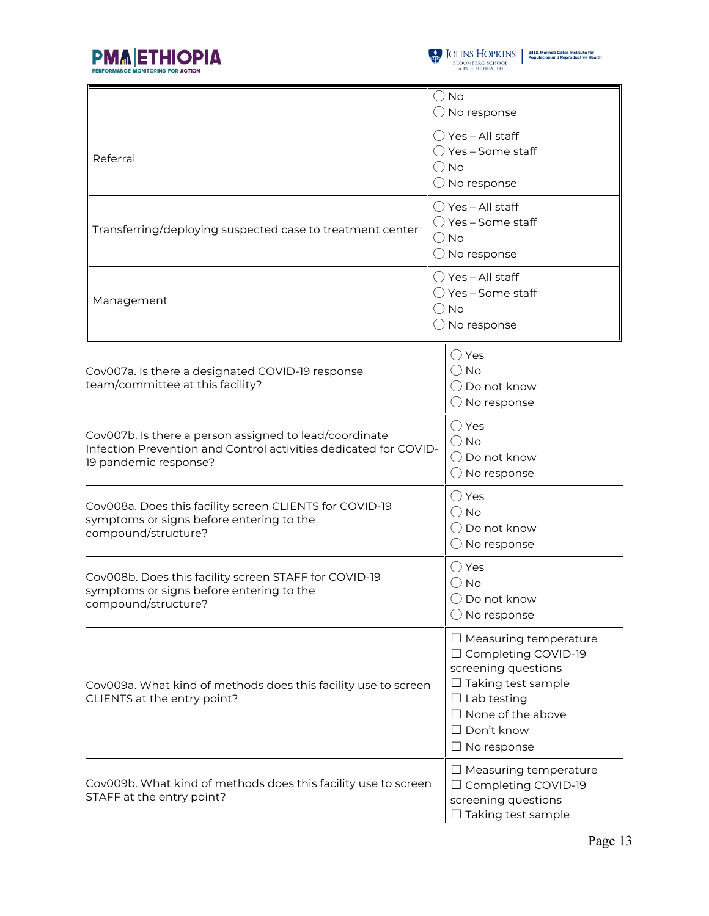| | |
|---|---|
| | ◯ No<br>◯ No response |
| Referral | ◯ Yes – All staff<br>◯ Yes – Some staff<br>◯ No<br>◯ No response |
| Transferring/deploying suspected case to treatment center | ◯ Yes – All staff<br>◯ Yes – Some staff<br>◯ No<br>◯ No response |
| Management | ◯ Yes – All staff<br>◯ Yes – Some staff<br>◯ No<br>◯ No response |

| | |
|---|---|
| Cov007a. Is there a designated COVID-19 response team/committee at this facility? | ◯ Yes<br>◯ No<br>◯ Do not know<br>◯ No response |
| Cov007b. Is there a person assigned to lead/coordinate Infection Prevention and Control activities dedicated for COVID-19 pandemic response? | ◯ Yes<br>◯ No<br>◯ Do not know<br>◯ No response |
| Cov008a. Does this facility screen CLIENTS for COVID-19 symptoms or signs before entering to the compound/structure? | ◯ Yes<br>◯ No<br>◯ Do not know<br>◯ No response |
| Cov008b. Does this facility screen STAFF for COVID-19 symptoms or signs before entering to the compound/structure? | ◯ Yes<br>◯ No<br>◯ Do not know<br>◯ No response |
| Cov009a. What kind of methods does this facility use to screen CLIENTS at the entry point? | ☐ Measuring temperature<br>☐ Completing COVID-19 screening questions<br>☐ Taking test sample<br>☐ Lab testing<br>☐ None of the above<br>☐ Don't know<br>☐ No response |
| Cov009b. What kind of methods does this facility use to screen STAFF at the entry point? | ☐ Measuring temperature<br>☐ Completing COVID-19 screening questions<br>☐ Taking test sample |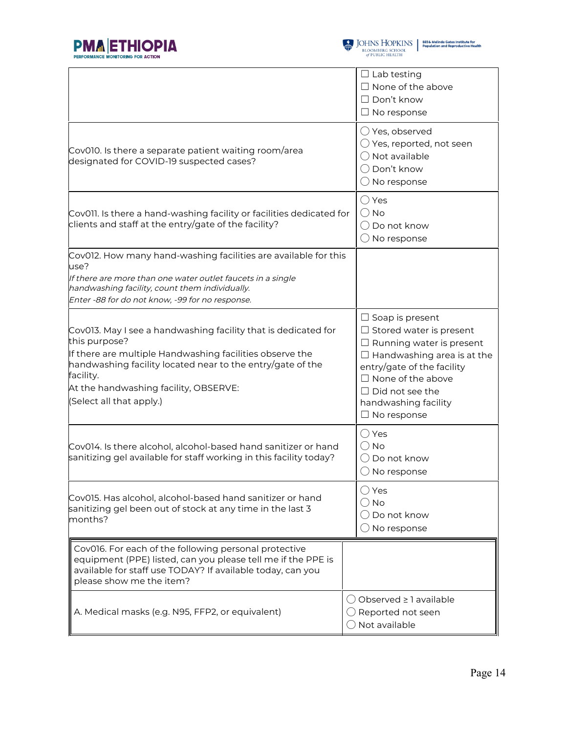| | |
|---|---|
| | ☐ Lab testing<br>☐ None of the above<br>☐ Don't know<br>☐ No response |
| Cov010. Is there a separate patient waiting room/area designated for COVID-19 suspected cases? | ◯ Yes, observed<br>◯ Yes, reported, not seen<br>◯ Not available<br>◯ Don't know<br>◯ No response |
| Cov011. Is there a hand-washing facility or facilities dedicated for clients and staff at the entry/gate of the facility? | ◯ Yes<br>◯ No<br>◯ Do not know<br>◯ No response |
| Cov012. How many hand-washing facilities are available for this use?<br>*If there are more than one water outlet faucets in a single handwashing facility, count them individually.*<br>*Enter -88 for do not know, -99 for no response.* | |
| Cov013. May I see a handwashing facility that is dedicated for this purpose?<br>If there are multiple Handwashing facilities observe the handwashing facility located near to the entry/gate of the facility.<br>At the handwashing facility, OBSERVE:<br>(Select all that apply.) | ☐ Soap is present<br>☐ Stored water is present<br>☐ Running water is present<br>☐ Handwashing area is at the entry/gate of the facility<br>☐ None of the above<br>☐ Did not see the handwashing facility<br>☐ No response |
| Cov014. Is there alcohol, alcohol-based hand sanitizer or hand sanitizing gel available for staff working in this facility today? | ◯ Yes<br>◯ No<br>◯ Do not know<br>◯ No response |
| Cov015. Has alcohol, alcohol-based hand sanitizer or hand sanitizing gel been out of stock at any time in the last 3 months? | ◯ Yes<br>◯ No<br>◯ Do not know<br>◯ No response |

| | |
|---|---|
| Cov016. For each of the following personal protective equipment (PPE) listed, can you please tell me if the PPE is available for staff use TODAY? If available today, can you please show me the item? | |
| A. Medical masks (e.g. N95, FFP2, or equivalent) | ◯ Observed ≥ 1 available<br>◯ Reported not seen<br>◯ Not available |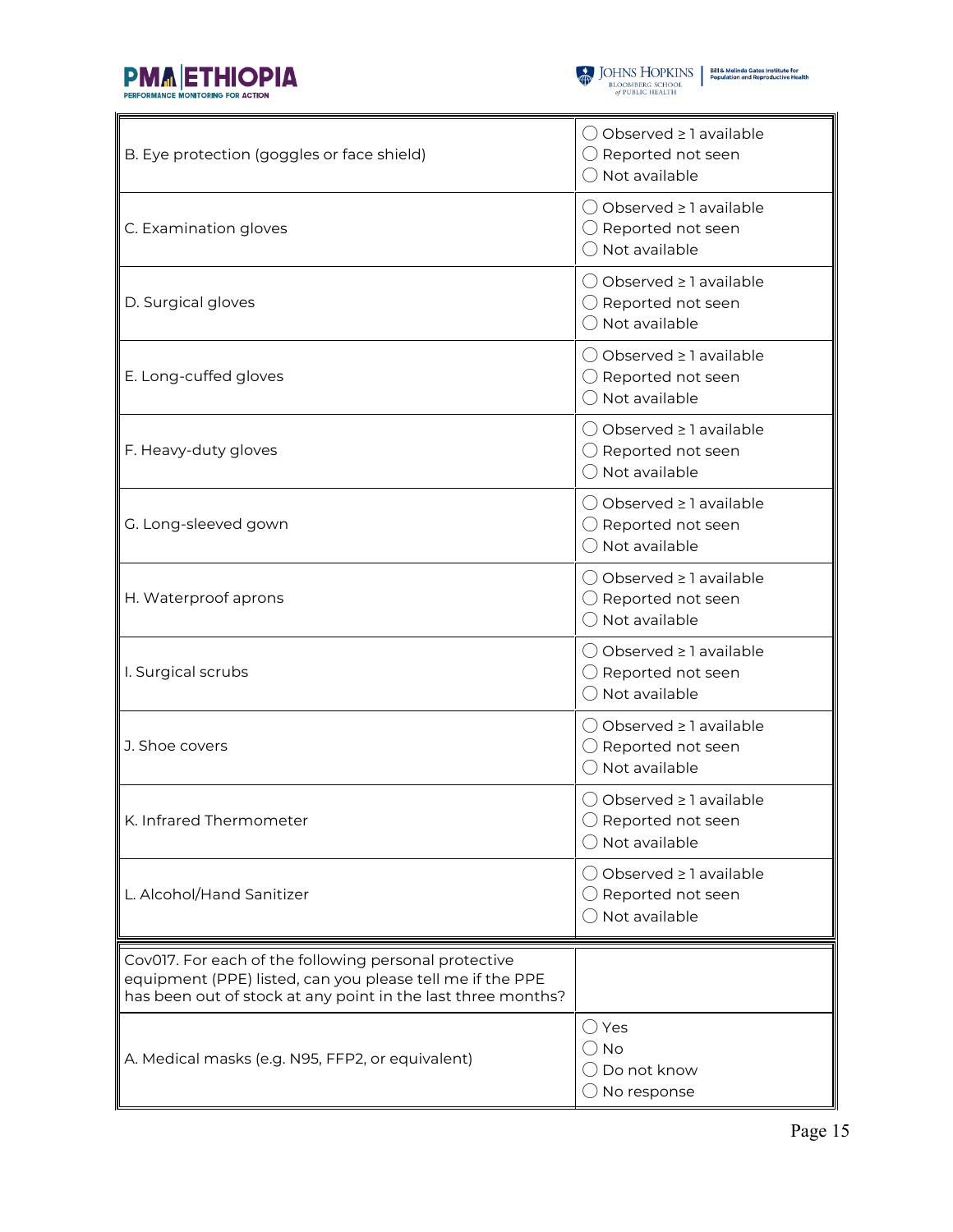| | |
|---|---|
| B. Eye protection (goggles or face shield) | ◯ Observed ≥ 1 available<br>◯ Reported not seen<br>◯ Not available |
| C. Examination gloves | ◯ Observed ≥ 1 available<br>◯ Reported not seen<br>◯ Not available |
| D. Surgical gloves | ◯ Observed ≥ 1 available<br>◯ Reported not seen<br>◯ Not available |
| E. Long-cuffed gloves | ◯ Observed ≥ 1 available<br>◯ Reported not seen<br>◯ Not available |
| F. Heavy-duty gloves | ◯ Observed ≥ 1 available<br>◯ Reported not seen<br>◯ Not available |
| G. Long-sleeved gown | ◯ Observed ≥ 1 available<br>◯ Reported not seen<br>◯ Not available |
| H. Waterproof aprons | ◯ Observed ≥ 1 available<br>◯ Reported not seen<br>◯ Not available |
| I. Surgical scrubs | ◯ Observed ≥ 1 available<br>◯ Reported not seen<br>◯ Not available |
| J. Shoe covers | ◯ Observed ≥ 1 available<br>◯ Reported not seen<br>◯ Not available |
| K. Infrared Thermometer | ◯ Observed ≥ 1 available<br>◯ Reported not seen<br>◯ Not available |
| L. Alcohol/Hand Sanitizer | ◯ Observed ≥ 1 available<br>◯ Reported not seen<br>◯ Not available |

| | |
|---|---|
| Cov017. For each of the following personal protective equipment (PPE) listed, can you please tell me if the PPE has been out of stock at any point in the last three months? | |
| A. Medical masks (e.g. N95, FFP2, or equivalent) | ◯ Yes<br>◯ No<br>◯ Do not know<br>◯ No response |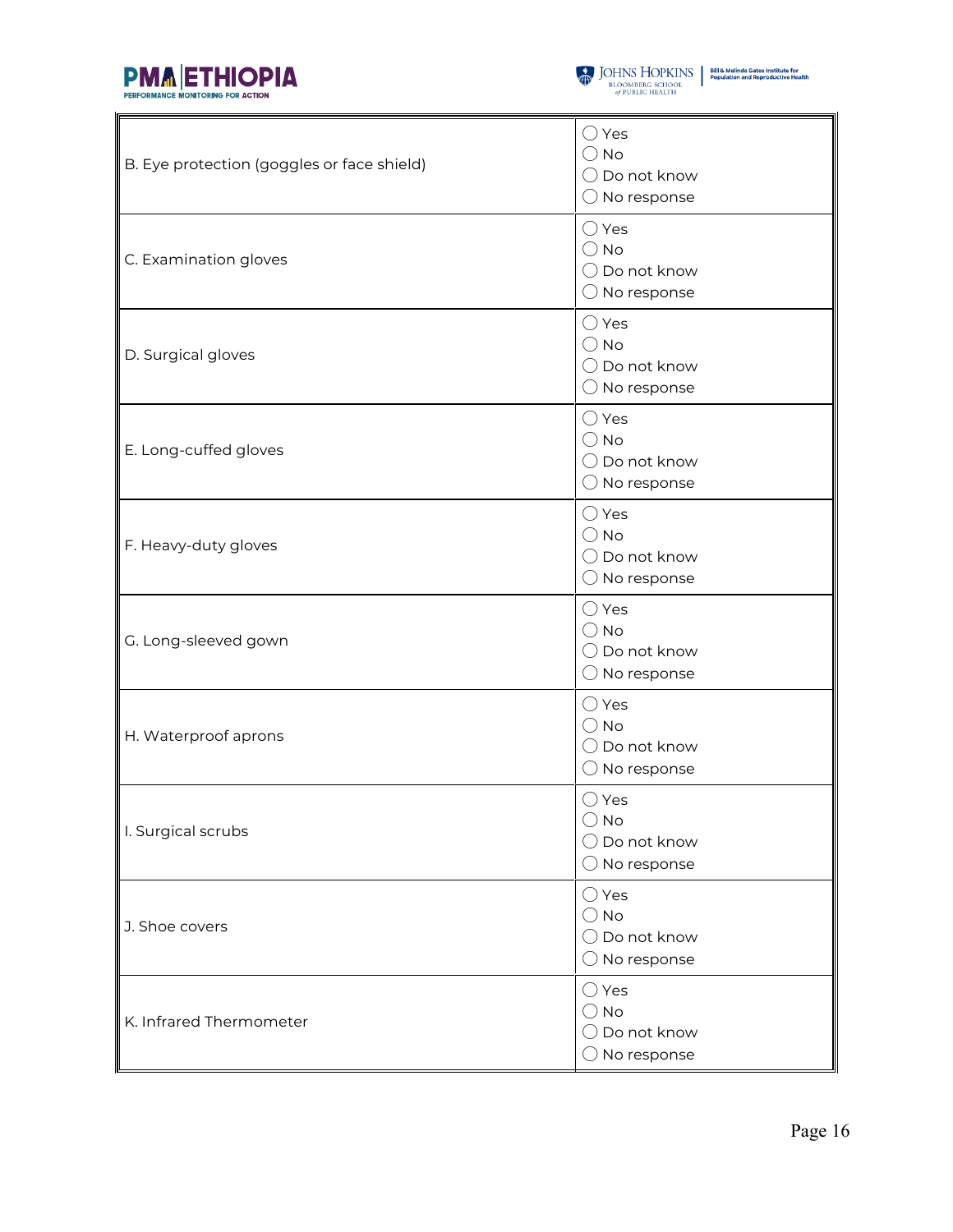| | |
|---|---|
| B. Eye protection (goggles or face shield) | ◯ Yes<br>◯ No<br>◯ Do not know<br>◯ No response |
| C. Examination gloves | ◯ Yes<br>◯ No<br>◯ Do not know<br>◯ No response |
| D. Surgical gloves | ◯ Yes<br>◯ No<br>◯ Do not know<br>◯ No response |
| E. Long-cuffed gloves | ◯ Yes<br>◯ No<br>◯ Do not know<br>◯ No response |
| F. Heavy-duty gloves | ◯ Yes<br>◯ No<br>◯ Do not know<br>◯ No response |
| G. Long-sleeved gown | ◯ Yes<br>◯ No<br>◯ Do not know<br>◯ No response |
| H. Waterproof aprons | ◯ Yes<br>◯ No<br>◯ Do not know<br>◯ No response |
| I. Surgical scrubs | ◯ Yes<br>◯ No<br>◯ Do not know<br>◯ No response |
| J. Shoe covers | ◯ Yes<br>◯ No<br>◯ Do not know<br>◯ No response |
| K. Infrared Thermometer | ◯ Yes<br>◯ No<br>◯ Do not know<br>◯ No response |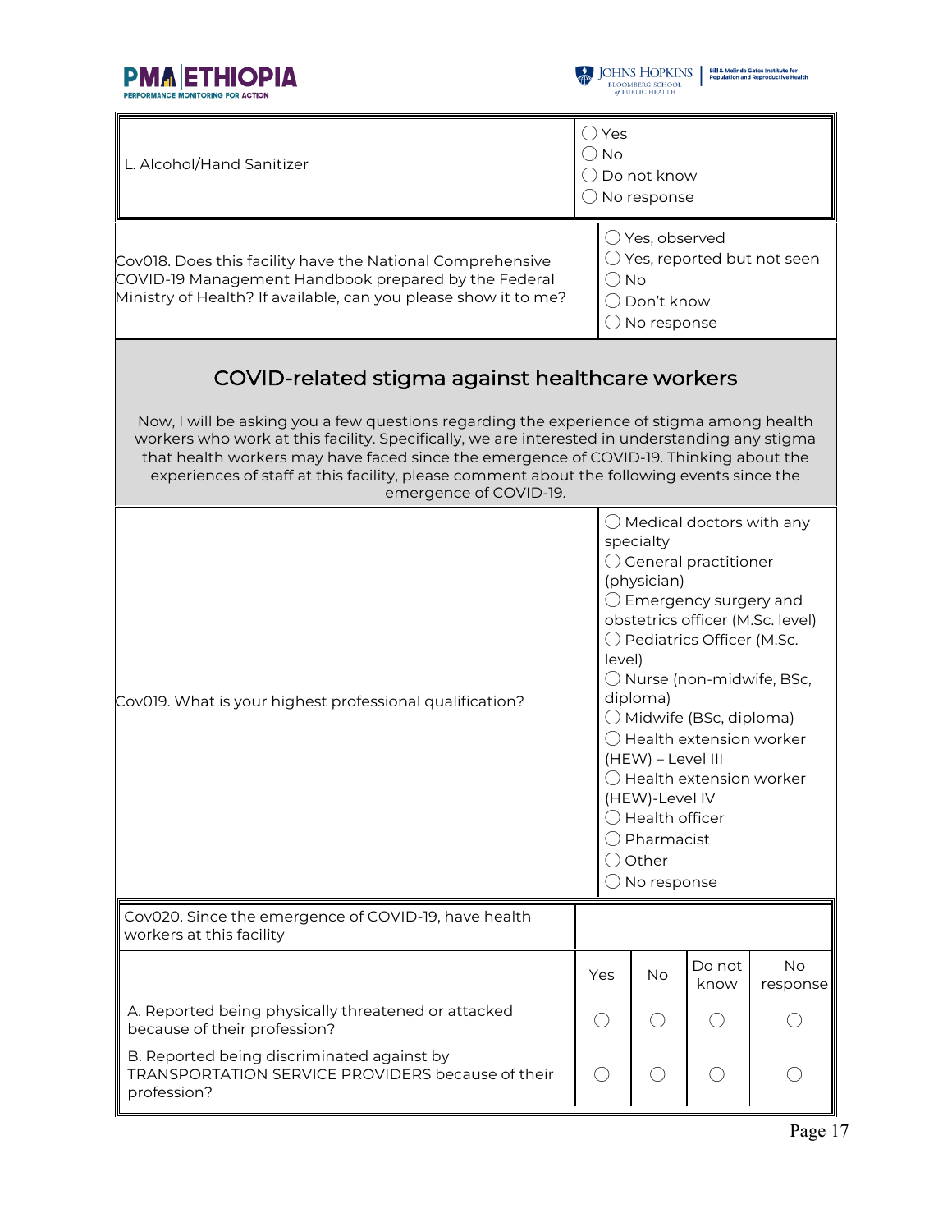| L. Alcohol/Hand Sanitizer | ◯ Yes<br>◯ No<br>◯ Do not know<br>◯ No response |
|---|---|

| Cov018. Does this facility have the National Comprehensive COVID-19 Management Handbook prepared by the Federal Ministry of Health? If available, can you please show it to me? | ◯ Yes, observed<br>◯ Yes, reported but not seen<br>◯ No<br>◯ Don't know<br>◯ No response |
|---|---|

## COVID-related stigma against healthcare workers

Now, I will be asking you a few questions regarding the experience of stigma among health workers who work at this facility. Specifically, we are interested in understanding any stigma that health workers may have faced since the emergence of COVID-19. Thinking about the experiences of staff at this facility, please comment about the following events since the emergence of COVID-19.

| Cov019. What is your highest professional qualification? | ◯ Medical doctors with any specialty<br>◯ General practitioner (physician)<br>◯ Emergency surgery and obstetrics officer (M.Sc. level)<br>◯ Pediatrics Officer (M.Sc. level)<br>◯ Nurse (non-midwife, BSc, diploma)<br>◯ Midwife (BSc, diploma)<br>◯ Health extension worker (HEW) – Level III<br>◯ Health extension worker (HEW)-Level IV<br>◯ Health officer<br>◯ Pharmacist<br>◯ Other<br>◯ No response |
|---|---|

| Cov020. Since the emergence of COVID-19, have health workers at this facility | Yes | No | Do not know | No response |
|---|---|---|---|---|
| A. Reported being physically threatened or attacked because of their profession? | ◯ | ◯ | ◯ | ◯ |
| B. Reported being discriminated against by TRANSPORTATION SERVICE PROVIDERS because of their profession? | ◯ | ◯ | ◯ | ◯ |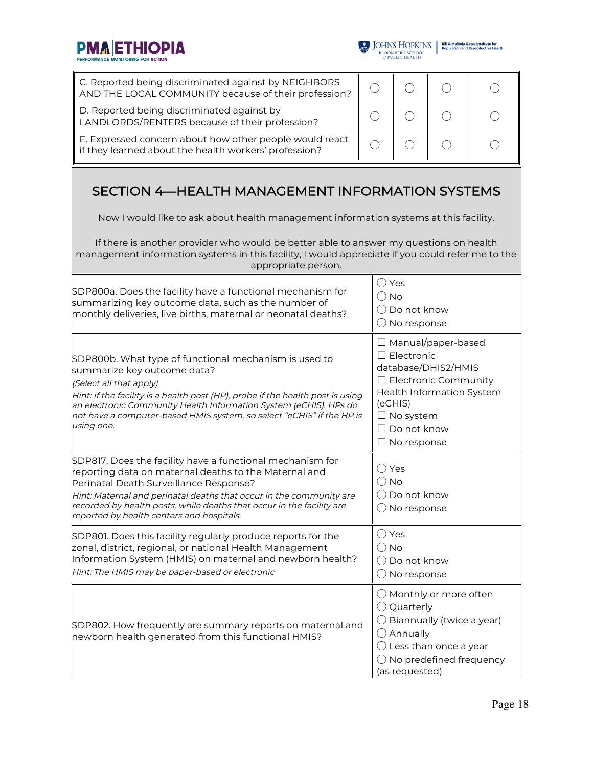| | | | | |
|---|---|---|---|---|
| C. Reported being discriminated against by NEIGHBORS AND THE LOCAL COMMUNITY because of their profession? | ◯ | ◯ | ◯ | ◯ |
| D. Reported being discriminated against by LANDLORDS/RENTERS because of their profession? | ◯ | ◯ | ◯ | ◯ |
| E. Expressed concern about how other people would react if they learned about the health workers' profession? | ◯ | ◯ | ◯ | ◯ |

## SECTION 4—HEALTH MANAGEMENT INFORMATION SYSTEMS

Now I would like to ask about health management information systems at this facility.

If there is another provider who would be better able to answer my questions on health management information systems in this facility, I would appreciate if you could refer me to the appropriate person.

| Question | Response |
|---|---|
| SDP800a. Does the facility have a functional mechanism for summarizing key outcome data, such as the number of monthly deliveries, live births, maternal or neonatal deaths? | ◯ Yes<br>◯ No<br>◯ Do not know<br>◯ No response |
| SDP800b. What type of functional mechanism is used to summarize key outcome data?<br>*(Select all that apply)*<br>*Hint: If the facility is a health post (HP), probe if the health post is using an electronic Community Health Information System (eCHIS). HPs do not have a computer-based HMIS system, so select "eCHIS" if the HP is using one.* | ☐ Manual/paper-based<br>☐ Electronic database/DHIS2/HMIS<br>☐ Electronic Community Health Information System (eCHIS)<br>☐ No system<br>☐ Do not know<br>☐ No response |
| SDP817. Does the facility have a functional mechanism for reporting data on maternal deaths to the Maternal and Perinatal Death Surveillance Response?<br>*Hint: Maternal and perinatal deaths that occur in the community are recorded by health posts, while deaths that occur in the facility are reported by health centers and hospitals.* | ◯ Yes<br>◯ No<br>◯ Do not know<br>◯ No response |
| SDP801. Does this facility regularly produce reports for the zonal, district, regional, or national Health Management Information System (HMIS) on maternal and newborn health?<br>*Hint: The HMIS may be paper-based or electronic* | ◯ Yes<br>◯ No<br>◯ Do not know<br>◯ No response |
| SDP802. How frequently are summary reports on maternal and newborn health generated from this functional HMIS? | ◯ Monthly or more often<br>◯ Quarterly<br>◯ Biannually (twice a year)<br>◯ Annually<br>◯ Less than once a year<br>◯ No predefined frequency (as requested) |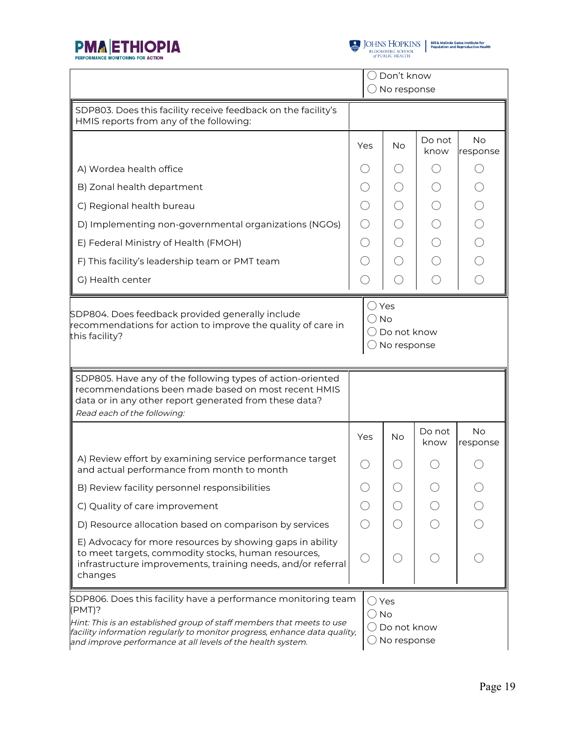| | |
|---|---|
| | ◯ Don't know<br>◯ No response |

| SDP803. Does this facility receive feedback on the facility's HMIS reports from any of the following: | | | | |
|---|---|---|---|---|
| | Yes | No | Do not know | No response |
| A) Wordea health office | ◯ | ◯ | ◯ | ◯ |
| B) Zonal health department | ◯ | ◯ | ◯ | ◯ |
| C) Regional health bureau | ◯ | ◯ | ◯ | ◯ |
| D) Implementing non-governmental organizations (NGOs) | ◯ | ◯ | ◯ | ◯ |
| E) Federal Ministry of Health (FMOH) | ◯ | ◯ | ◯ | ◯ |
| F) This facility's leadership team or PMT team | ◯ | ◯ | ◯ | ◯ |
| G) Health center | ◯ | ◯ | ◯ | ◯ |

| | |
|---|---|
| SDP804. Does feedback provided generally include recommendations for action to improve the quality of care in this facility? | ◯ Yes<br>◯ No<br>◯ Do not know<br>◯ No response |

| SDP805. Have any of the following types of action-oriented recommendations been made based on most recent HMIS data or in any other report generated from these data?<br>*Read each of the following:* | | | | |
|---|---|---|---|---|
| | Yes | No | Do not know | No response |
| A) Review effort by examining service performance target and actual performance from month to month | ◯ | ◯ | ◯ | ◯ |
| B) Review facility personnel responsibilities | ◯ | ◯ | ◯ | ◯ |
| C) Quality of care improvement | ◯ | ◯ | ◯ | ◯ |
| D) Resource allocation based on comparison by services | ◯ | ◯ | ◯ | ◯ |
| E) Advocacy for more resources by showing gaps in ability to meet targets, commodity stocks, human resources, infrastructure improvements, training needs, and/or referral changes | ◯ | ◯ | ◯ | ◯ |

| | |
|---|---|
| SDP806. Does this facility have a performance monitoring team (PMT)?<br>*Hint: This is an established group of staff members that meets to use facility information regularly to monitor progress, enhance data quality, and improve performance at all levels of the health system.* | ◯ Yes<br>◯ No<br>◯ Do not know<br>◯ No response |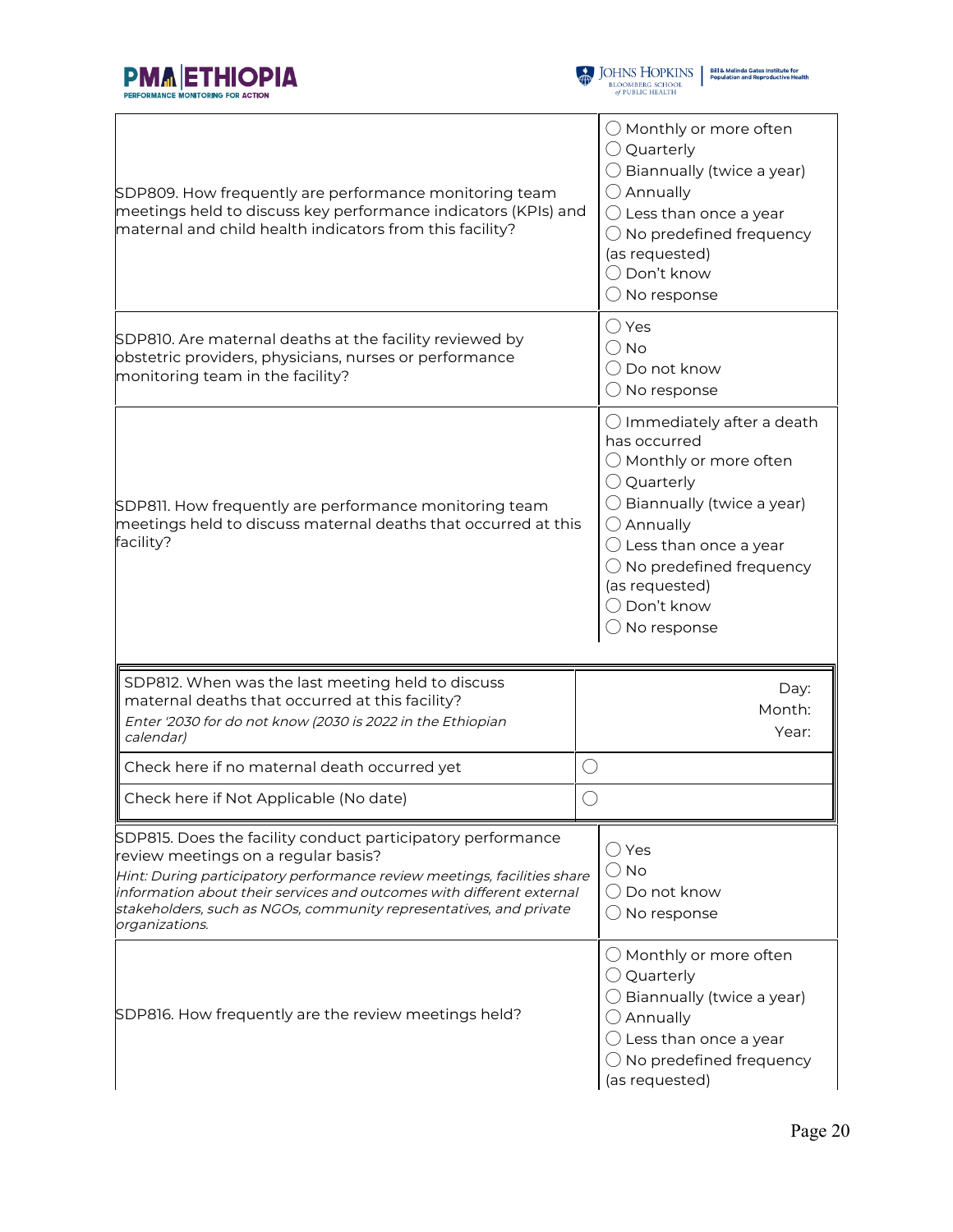| Question | Response |
|---|---|
| SDP809. How frequently are performance monitoring team meetings held to discuss key performance indicators (KPIs) and maternal and child health indicators from this facility? | ◯ Monthly or more often<br>◯ Quarterly<br>◯ Biannually (twice a year)<br>◯ Annually<br>◯ Less than once a year<br>◯ No predefined frequency (as requested)<br>◯ Don't know<br>◯ No response |
| SDP810. Are maternal deaths at the facility reviewed by obstetric providers, physicians, nurses or performance monitoring team in the facility? | ◯ Yes<br>◯ No<br>◯ Do not know<br>◯ No response |
| SDP811. How frequently are performance monitoring team meetings held to discuss maternal deaths that occurred at this facility? | ◯ Immediately after a death has occurred<br>◯ Monthly or more often<br>◯ Quarterly<br>◯ Biannually (twice a year)<br>◯ Annually<br>◯ Less than once a year<br>◯ No predefined frequency (as requested)<br>◯ Don't know<br>◯ No response |

| | |
|---|---|
| SDP812. When was the last meeting held to discuss maternal deaths that occurred at this facility?<br>*Enter '2030 for do not know (2030 is 2022 in the Ethiopian calendar)* | Day:<br>Month:<br>Year: |
| Check here if no maternal death occurred yet | ◯ |
| Check here if Not Applicable (No date) | ◯ |

| Question | Response |
|---|---|
| SDP815. Does the facility conduct participatory performance review meetings on a regular basis?<br>*Hint: During participatory performance review meetings, facilities share information about their services and outcomes with different external stakeholders, such as NGOs, community representatives, and private organizations.* | ◯ Yes<br>◯ No<br>◯ Do not know<br>◯ No response |
| SDP816. How frequently are the review meetings held? | ◯ Monthly or more often<br>◯ Quarterly<br>◯ Biannually (twice a year)<br>◯ Annually<br>◯ Less than once a year<br>◯ No predefined frequency (as requested) |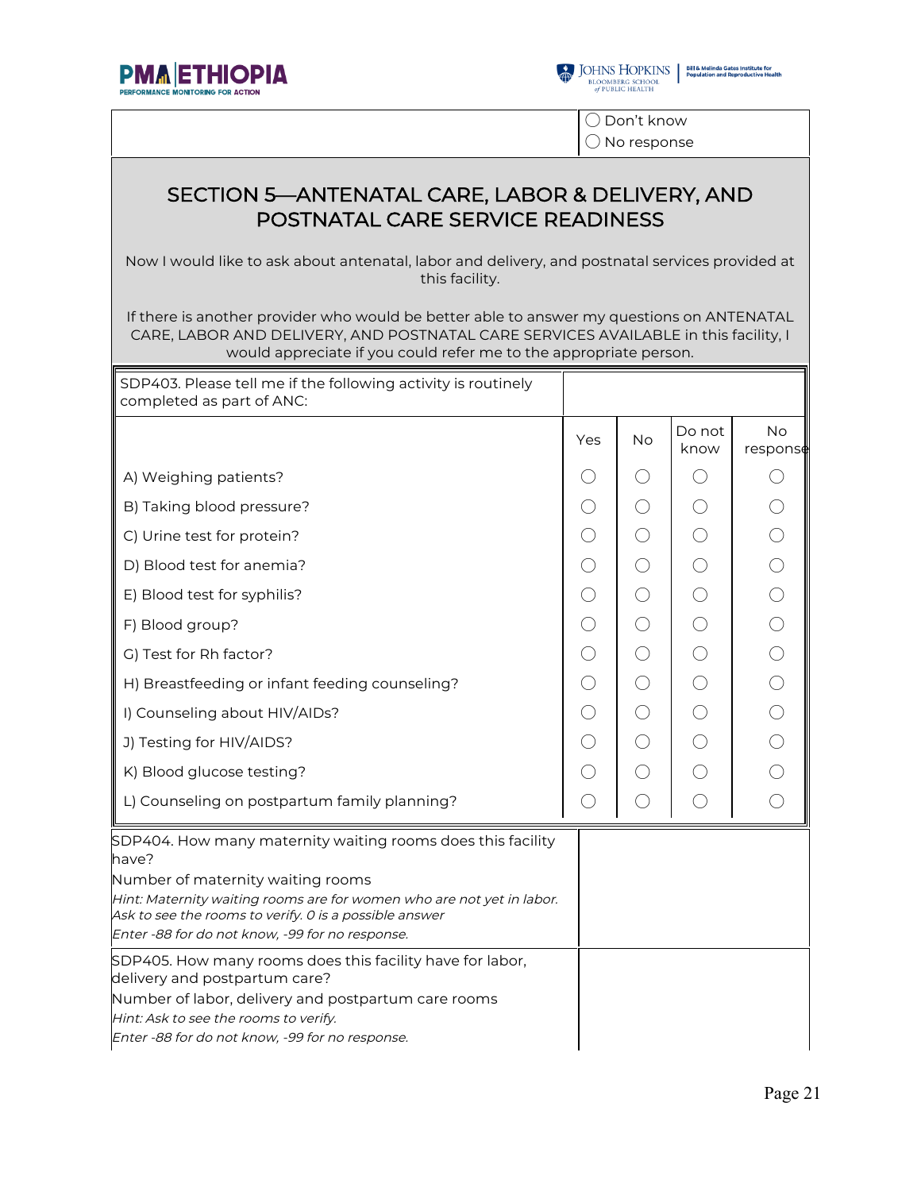| | |
|---|---|
| | ◯ Don't know<br>◯ No response |

## SECTION 5—ANTENATAL CARE, LABOR & DELIVERY, AND POSTNATAL CARE SERVICE READINESS

Now I would like to ask about antenatal, labor and delivery, and postnatal services provided at this facility.

If there is another provider who would be better able to answer my questions on ANTENATAL CARE, LABOR AND DELIVERY, AND POSTNATAL CARE SERVICES AVAILABLE in this facility, I would appreciate if you could refer me to the appropriate person.

SDP403. Please tell me if the following activity is routinely completed as part of ANC:

| | Yes | No | Do not know | No response |
|---|---|---|---|---|
| A) Weighing patients? | ◯ | ◯ | ◯ | ◯ |
| B) Taking blood pressure? | ◯ | ◯ | ◯ | ◯ |
| C) Urine test for protein? | ◯ | ◯ | ◯ | ◯ |
| D) Blood test for anemia? | ◯ | ◯ | ◯ | ◯ |
| E) Blood test for syphilis? | ◯ | ◯ | ◯ | ◯ |
| F) Blood group? | ◯ | ◯ | ◯ | ◯ |
| G) Test for Rh factor? | ◯ | ◯ | ◯ | ◯ |
| H) Breastfeeding or infant feeding counseling? | ◯ | ◯ | ◯ | ◯ |
| I) Counseling about HIV/AIDs? | ◯ | ◯ | ◯ | ◯ |
| J) Testing for HIV/AIDS? | ◯ | ◯ | ◯ | ◯ |
| K) Blood glucose testing? | ◯ | ◯ | ◯ | ◯ |
| L) Counseling on postpartum family planning? | ◯ | ◯ | ◯ | ◯ |

| | |
|---|---|
| SDP404. How many maternity waiting rooms does this facility have?<br>Number of maternity waiting rooms<br>*Hint: Maternity waiting rooms are for women who are not yet in labor. Ask to see the rooms to verify. 0 is a possible answer*<br>*Enter -88 for do not know, -99 for no response.* | |
| SDP405. How many rooms does this facility have for labor, delivery and postpartum care?<br>Number of labor, delivery and postpartum care rooms<br>*Hint: Ask to see the rooms to verify.*<br>*Enter -88 for do not know, -99 for no response.* | |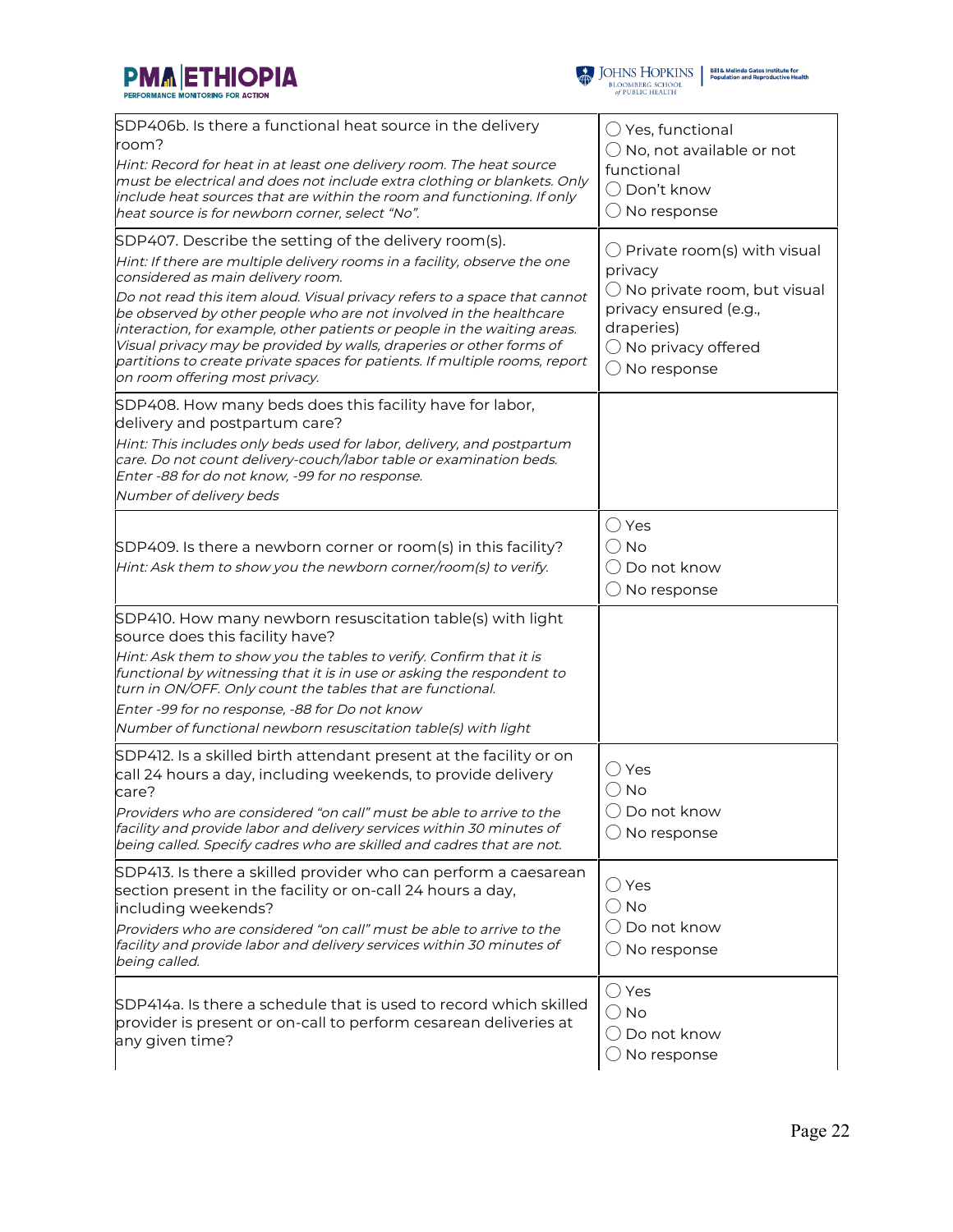| Question | Response |
|---|---|
| SDP406b. Is there a functional heat source in the delivery room?<br>*Hint: Record for heat in at least one delivery room. The heat source must be electrical and does not include extra clothing or blankets. Only include heat sources that are within the room and functioning. If only heat source is for newborn corner, select "No".* | ◯ Yes, functional<br>◯ No, not available or not functional<br>◯ Don't know<br>◯ No response |
| SDP407. Describe the setting of the delivery room(s).<br>*Hint: If there are multiple delivery rooms in a facility, observe the one considered as main delivery room.*<br>*Do not read this item aloud. Visual privacy refers to a space that cannot be observed by other people who are not involved in the healthcare interaction, for example, other patients or people in the waiting areas. Visual privacy may be provided by walls, draperies or other forms of partitions to create private spaces for patients. If multiple rooms, report on room offering most privacy.* | ◯ Private room(s) with visual privacy<br>◯ No private room, but visual privacy ensured (e.g., draperies)<br>◯ No privacy offered<br>◯ No response |
| SDP408. How many beds does this facility have for labor, delivery and postpartum care?<br>*Hint: This includes only beds used for labor, delivery, and postpartum care. Do not count delivery-couch/labor table or examination beds. Enter -88 for do not know, -99 for no response.*<br>*Number of delivery beds* | |
| SDP409. Is there a newborn corner or room(s) in this facility?<br>*Hint: Ask them to show you the newborn corner/room(s) to verify.* | ◯ Yes<br>◯ No<br>◯ Do not know<br>◯ No response |
| SDP410. How many newborn resuscitation table(s) with light source does this facility have?<br>*Hint: Ask them to show you the tables to verify. Confirm that it is functional by witnessing that it is in use or asking the respondent to turn in ON/OFF. Only count the tables that are functional.*<br>*Enter -99 for no response, -88 for Do not know*<br>*Number of functional newborn resuscitation table(s) with light* | |
| SDP412. Is a skilled birth attendant present at the facility or on call 24 hours a day, including weekends, to provide delivery care?<br>*Providers who are considered "on call" must be able to arrive to the facility and provide labor and delivery services within 30 minutes of being called. Specify cadres who are skilled and cadres that are not.* | ◯ Yes<br>◯ No<br>◯ Do not know<br>◯ No response |
| SDP413. Is there a skilled provider who can perform a caesarean section present in the facility or on-call 24 hours a day, including weekends?<br>*Providers who are considered "on call" must be able to arrive to the facility and provide labor and delivery services within 30 minutes of being called.* | ◯ Yes<br>◯ No<br>◯ Do not know<br>◯ No response |
| SDP414a. Is there a schedule that is used to record which skilled provider is present or on-call to perform cesarean deliveries at any given time? | ◯ Yes<br>◯ No<br>◯ Do not know<br>◯ No response |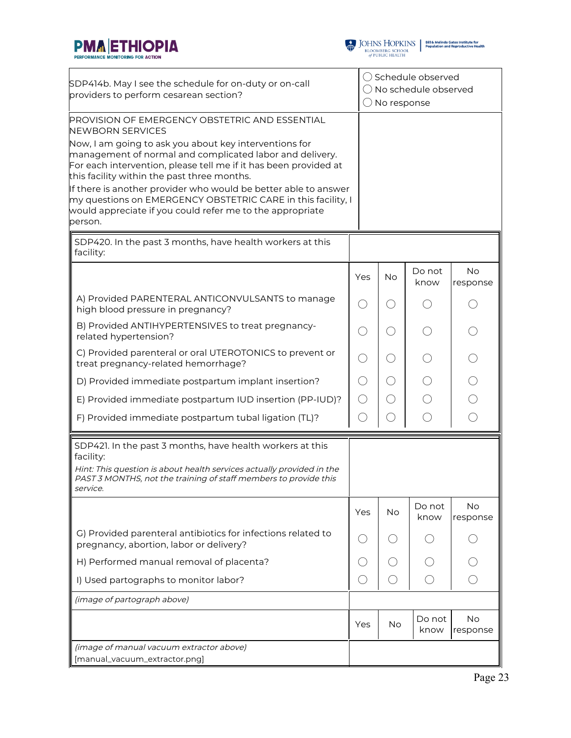| | |
|---|---|
| SDP414b. May I see the schedule for on-duty or on-call providers to perform cesarean section? | ◯ Schedule observed<br>◯ No schedule observed<br>◯ No response |
| PROVISION OF EMERGENCY OBSTETRIC AND ESSENTIAL NEWBORN SERVICES<br>Now, I am going to ask you about key interventions for management of normal and complicated labor and delivery. For each intervention, please tell me if it has been provided at this facility within the past three months.<br>If there is another provider who would be better able to answer my questions on EMERGENCY OBSTETRIC CARE in this facility, I would appreciate if you could refer me to the appropriate person. | |

SDP420. In the past 3 months, have health workers at this facility:

| | Yes | No | Do not know | No response |
|---|---|---|---|---|
| A) Provided PARENTERAL ANTICONVULSANTS to manage high blood pressure in pregnancy? | ◯ | ◯ | ◯ | ◯ |
| B) Provided ANTIHYPERTENSIVES to treat pregnancy-related hypertension? | ◯ | ◯ | ◯ | ◯ |
| C) Provided parenteral or oral UTEROTONICS to prevent or treat pregnancy-related hemorrhage? | ◯ | ◯ | ◯ | ◯ |
| D) Provided immediate postpartum implant insertion? | ◯ | ◯ | ◯ | ◯ |
| E) Provided immediate postpartum IUD insertion (PP-IUD)? | ◯ | ◯ | ◯ | ◯ |
| F) Provided immediate postpartum tubal ligation (TL)? | ◯ | ◯ | ◯ | ◯ |

SDP421. In the past 3 months, have health workers at this facility:

*Hint: This question is about health services actually provided in the PAST 3 MONTHS, not the training of staff members to provide this service.*

| | Yes | No | Do not know | No response |
|---|---|---|---|---|
| G) Provided parenteral antibiotics for infections related to pregnancy, abortion, labor or delivery? | ◯ | ◯ | ◯ | ◯ |
| H) Performed manual removal of placenta? | ◯ | ◯ | ◯ | ◯ |
| I) Used partographs to monitor labor? | ◯ | ◯ | ◯ | ◯ |
| *(image of partograph above)* | | | | |
| | Yes | No | Do not know | No response |
| *(image of manual vacuum extractor above)*<br>[manual_vacuum_extractor.png] | | | | |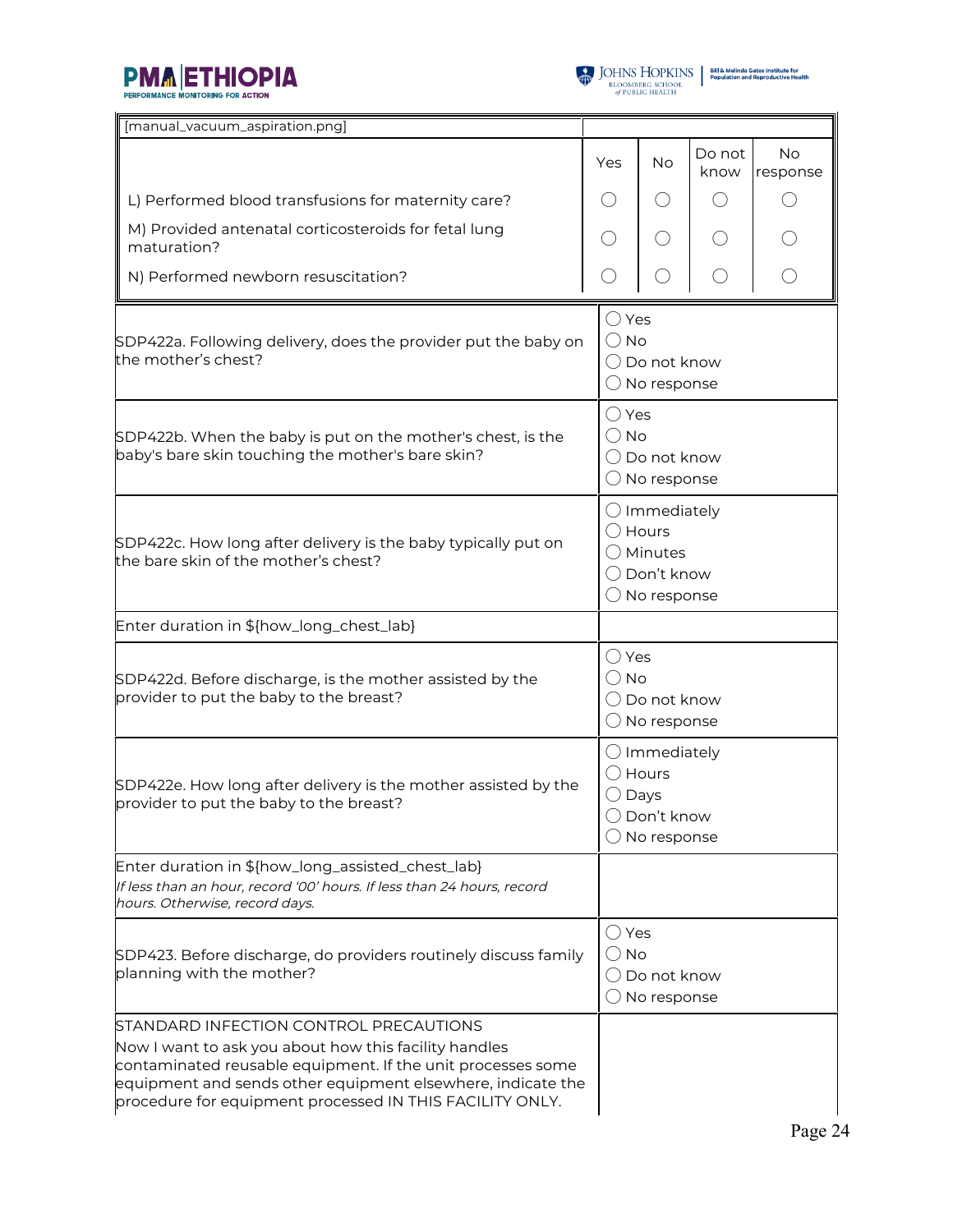| [manual_vacuum_aspiration.png] | | | | |
|---|---|---|---|---|
| | Yes | No | Do not know | No response |
| L) Performed blood transfusions for maternity care? | ◯ | ◯ | ◯ | ◯ |
| M) Provided antenatal corticosteroids for fetal lung maturation? | ◯ | ◯ | ◯ | ◯ |
| N) Performed newborn resuscitation? | ◯ | ◯ | ◯ | ◯ |

| | |
|---|---|
| SDP422a. Following delivery, does the provider put the baby on the mother's chest? | ◯ Yes<br>◯ No<br>◯ Do not know<br>◯ No response |
| SDP422b. When the baby is put on the mother's chest, is the baby's bare skin touching the mother's bare skin? | ◯ Yes<br>◯ No<br>◯ Do not know<br>◯ No response |
| SDP422c. How long after delivery is the baby typically put on the bare skin of the mother's chest? | ◯ Immediately<br>◯ Hours<br>◯ Minutes<br>◯ Don't know<br>◯ No response |
| Enter duration in ${how_long_chest_lab} | |
| SDP422d. Before discharge, is the mother assisted by the provider to put the baby to the breast? | ◯ Yes<br>◯ No<br>◯ Do not know<br>◯ No response |
| SDP422e. How long after delivery is the mother assisted by the provider to put the baby to the breast? | ◯ Immediately<br>◯ Hours<br>◯ Days<br>◯ Don't know<br>◯ No response |
| Enter duration in ${how_long_assisted_chest_lab}<br>*If less than an hour, record '00' hours. If less than 24 hours, record hours. Otherwise, record days.* | |
| SDP423. Before discharge, do providers routinely discuss family planning with the mother? | ◯ Yes<br>◯ No<br>◯ Do not know<br>◯ No response |
| STANDARD INFECTION CONTROL PRECAUTIONS<br>Now I want to ask you about how this facility handles contaminated reusable equipment. If the unit processes some equipment and sends other equipment elsewhere, indicate the procedure for equipment processed IN THIS FACILITY ONLY. | |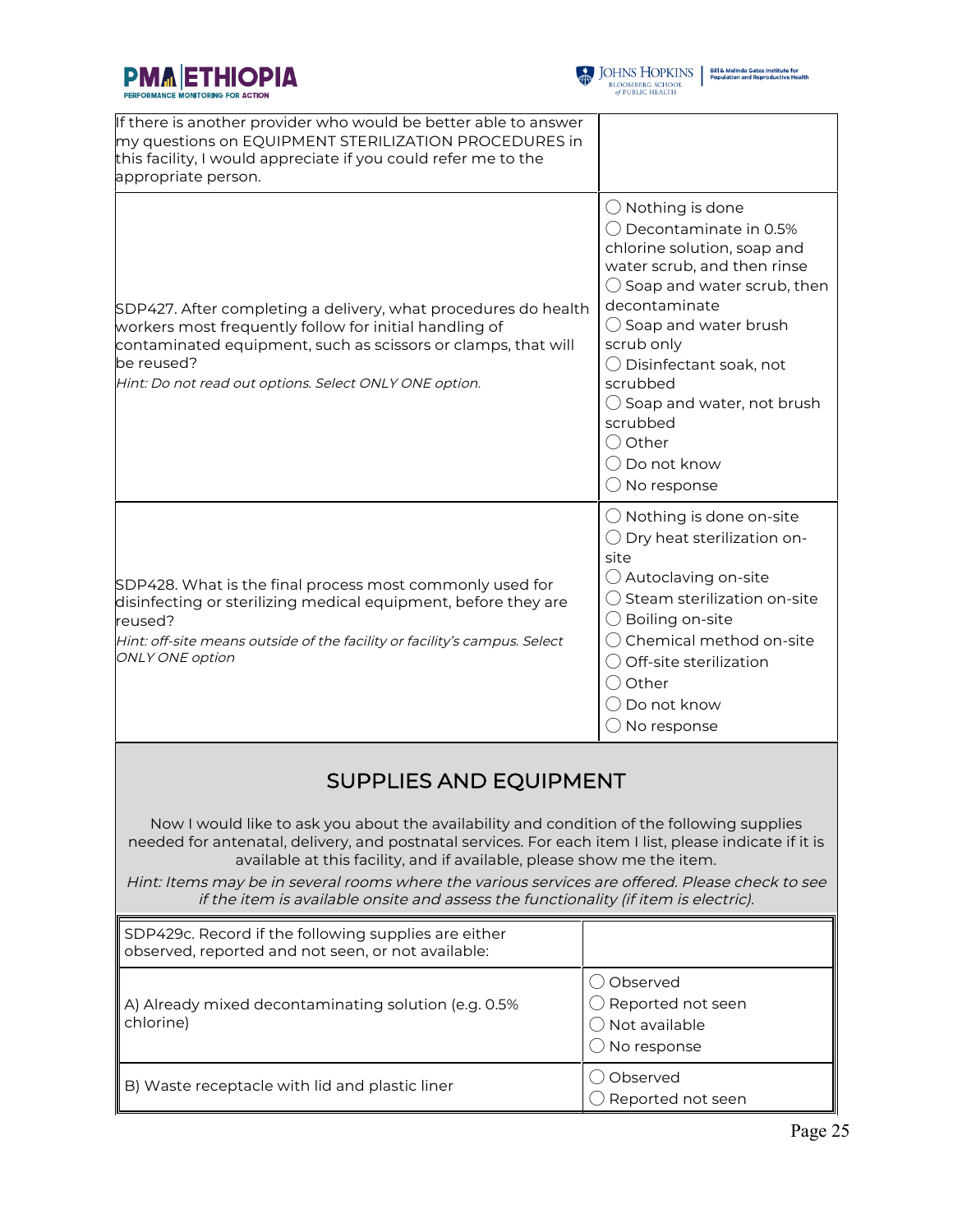| | |
|---|---|
| If there is another provider who would be better able to answer my questions on EQUIPMENT STERILIZATION PROCEDURES in this facility, I would appreciate if you could refer me to the appropriate person. | |
| SDP427. After completing a delivery, what procedures do health workers most frequently follow for initial handling of contaminated equipment, such as scissors or clamps, that will be reused?<br>*Hint: Do not read out options. Select ONLY ONE option.* | ◯ Nothing is done<br>◯ Decontaminate in 0.5% chlorine solution, soap and water scrub, and then rinse<br>◯ Soap and water scrub, then decontaminate<br>◯ Soap and water brush scrub only<br>◯ Disinfectant soak, not scrubbed<br>◯ Soap and water, not brush scrubbed<br>◯ Other<br>◯ Do not know<br>◯ No response |
| SDP428. What is the final process most commonly used for disinfecting or sterilizing medical equipment, before they are reused?<br>*Hint: off-site means outside of the facility or facility's campus. Select ONLY ONE option* | ◯ Nothing is done on-site<br>◯ Dry heat sterilization on-site<br>◯ Autoclaving on-site<br>◯ Steam sterilization on-site<br>◯ Boiling on-site<br>◯ Chemical method on-site<br>◯ Off-site sterilization<br>◯ Other<br>◯ Do not know<br>◯ No response |

## SUPPLIES AND EQUIPMENT

Now I would like to ask you about the availability and condition of the following supplies needed for antenatal, delivery, and postnatal services. For each item I list, please indicate if it is available at this facility, and if available, please show me the item.

*Hint: Items may be in several rooms where the various services are offered. Please check to see if the item is available onsite and assess the functionality (if item is electric).*

| SDP429c. Record if the following supplies are either observed, reported and not seen, or not available: | |
|---|---|
| A) Already mixed decontaminating solution (e.g. 0.5% chlorine) | ◯ Observed<br>◯ Reported not seen<br>◯ Not available<br>◯ No response |
| B) Waste receptacle with lid and plastic liner | ◯ Observed<br>◯ Reported not seen |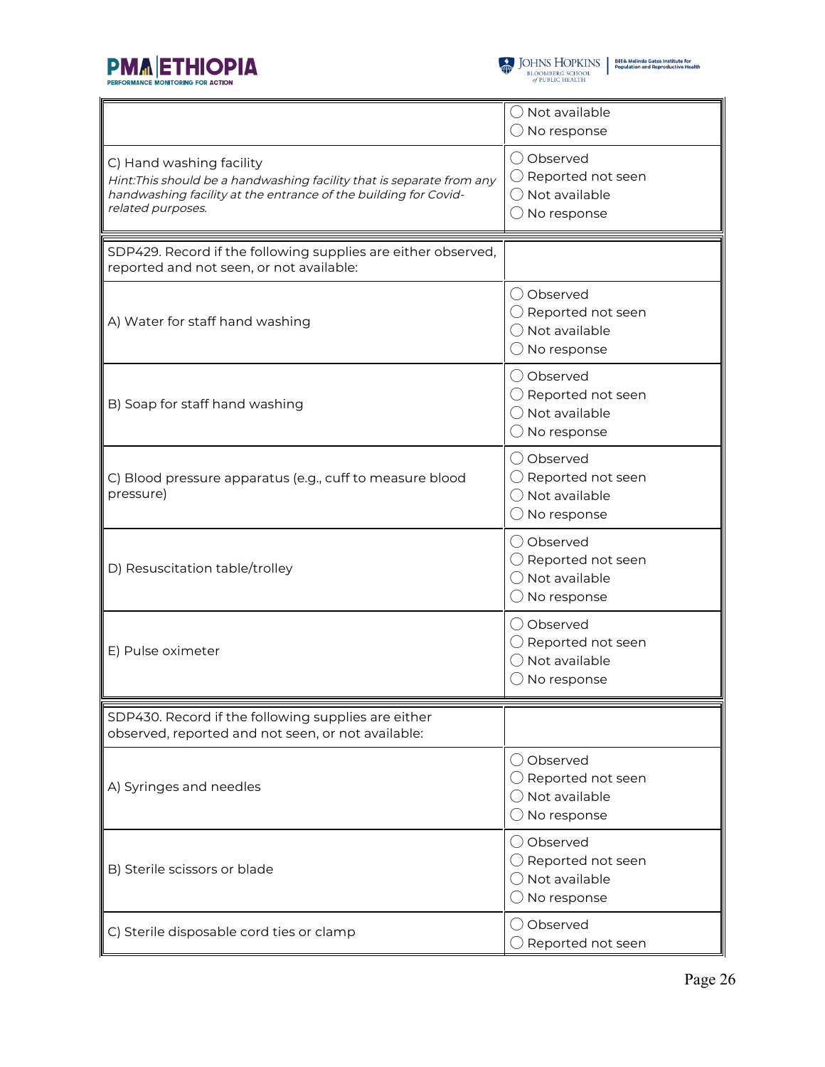| | |
|---|---|
| | ◯ Not available<br>◯ No response |
| C) Hand washing facility<br>*Hint:This should be a handwashing facility that is separate from any handwashing facility at the entrance of the building for Covid-related purposes.* | ◯ Observed<br>◯ Reported not seen<br>◯ Not available<br>◯ No response |

| | |
|---|---|
| SDP429. Record if the following supplies are either observed, reported and not seen, or not available: | |
| A) Water for staff hand washing | ◯ Observed<br>◯ Reported not seen<br>◯ Not available<br>◯ No response |
| B) Soap for staff hand washing | ◯ Observed<br>◯ Reported not seen<br>◯ Not available<br>◯ No response |
| C) Blood pressure apparatus (e.g., cuff to measure blood pressure) | ◯ Observed<br>◯ Reported not seen<br>◯ Not available<br>◯ No response |
| D) Resuscitation table/trolley | ◯ Observed<br>◯ Reported not seen<br>◯ Not available<br>◯ No response |
| E) Pulse oximeter | ◯ Observed<br>◯ Reported not seen<br>◯ Not available<br>◯ No response |

| | |
|---|---|
| SDP430. Record if the following supplies are either observed, reported and not seen, or not available: | |
| A) Syringes and needles | ◯ Observed<br>◯ Reported not seen<br>◯ Not available<br>◯ No response |
| B) Sterile scissors or blade | ◯ Observed<br>◯ Reported not seen<br>◯ Not available<br>◯ No response |
| C) Sterile disposable cord ties or clamp | ◯ Observed<br>◯ Reported not seen |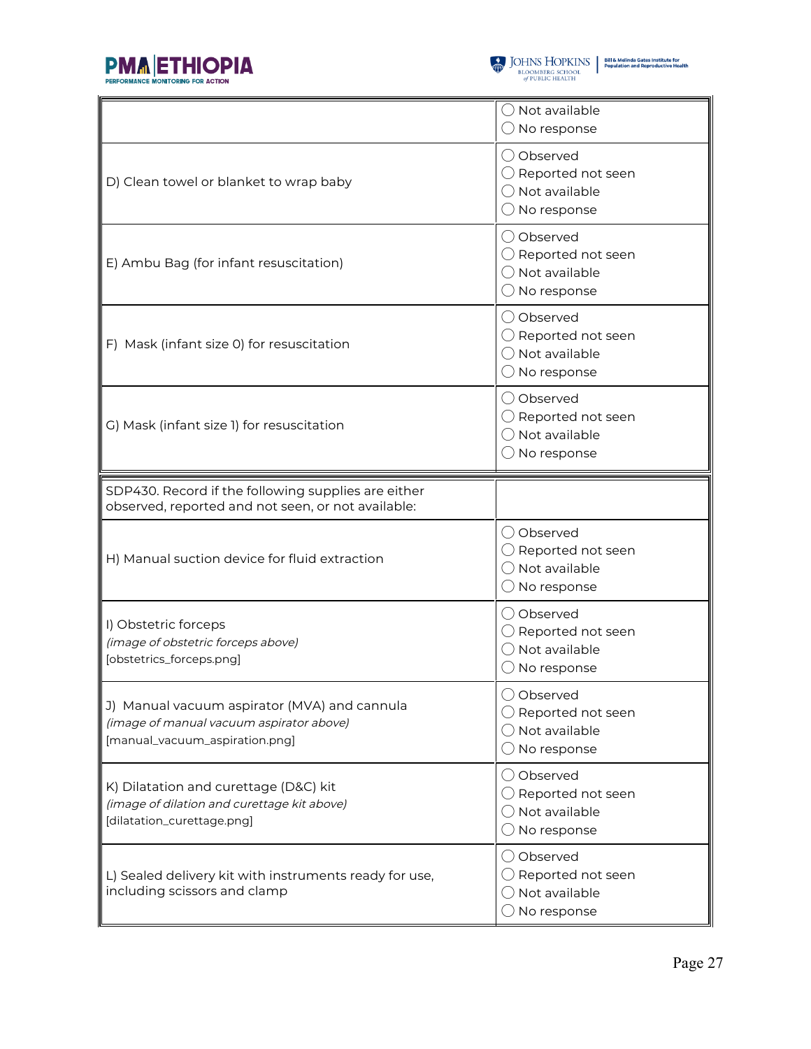| | |
|---|---|
| | ◯ Not available<br>◯ No response |
| D) Clean towel or blanket to wrap baby | ◯ Observed<br>◯ Reported not seen<br>◯ Not available<br>◯ No response |
| E) Ambu Bag (for infant resuscitation) | ◯ Observed<br>◯ Reported not seen<br>◯ Not available<br>◯ No response |
| F) Mask (infant size 0) for resuscitation | ◯ Observed<br>◯ Reported not seen<br>◯ Not available<br>◯ No response |
| G) Mask (infant size 1) for resuscitation | ◯ Observed<br>◯ Reported not seen<br>◯ Not available<br>◯ No response |

| SDP430. Record if the following supplies are either observed, reported and not seen, or not available: | |
|---|---|
| H) Manual suction device for fluid extraction | ◯ Observed<br>◯ Reported not seen<br>◯ Not available<br>◯ No response |
| I) Obstetric forceps<br>*(image of obstetric forceps above)*<br>[obstetrics_forceps.png] | ◯ Observed<br>◯ Reported not seen<br>◯ Not available<br>◯ No response |
| J) Manual vacuum aspirator (MVA) and cannula<br>*(image of manual vacuum aspirator above)*<br>[manual_vacuum_aspiration.png] | ◯ Observed<br>◯ Reported not seen<br>◯ Not available<br>◯ No response |
| K) Dilatation and curettage (D&C) kit<br>*(image of dilation and curettage kit above)*<br>[dilatation_curettage.png] | ◯ Observed<br>◯ Reported not seen<br>◯ Not available<br>◯ No response |
| L) Sealed delivery kit with instruments ready for use, including scissors and clamp | ◯ Observed<br>◯ Reported not seen<br>◯ Not available<br>◯ No response |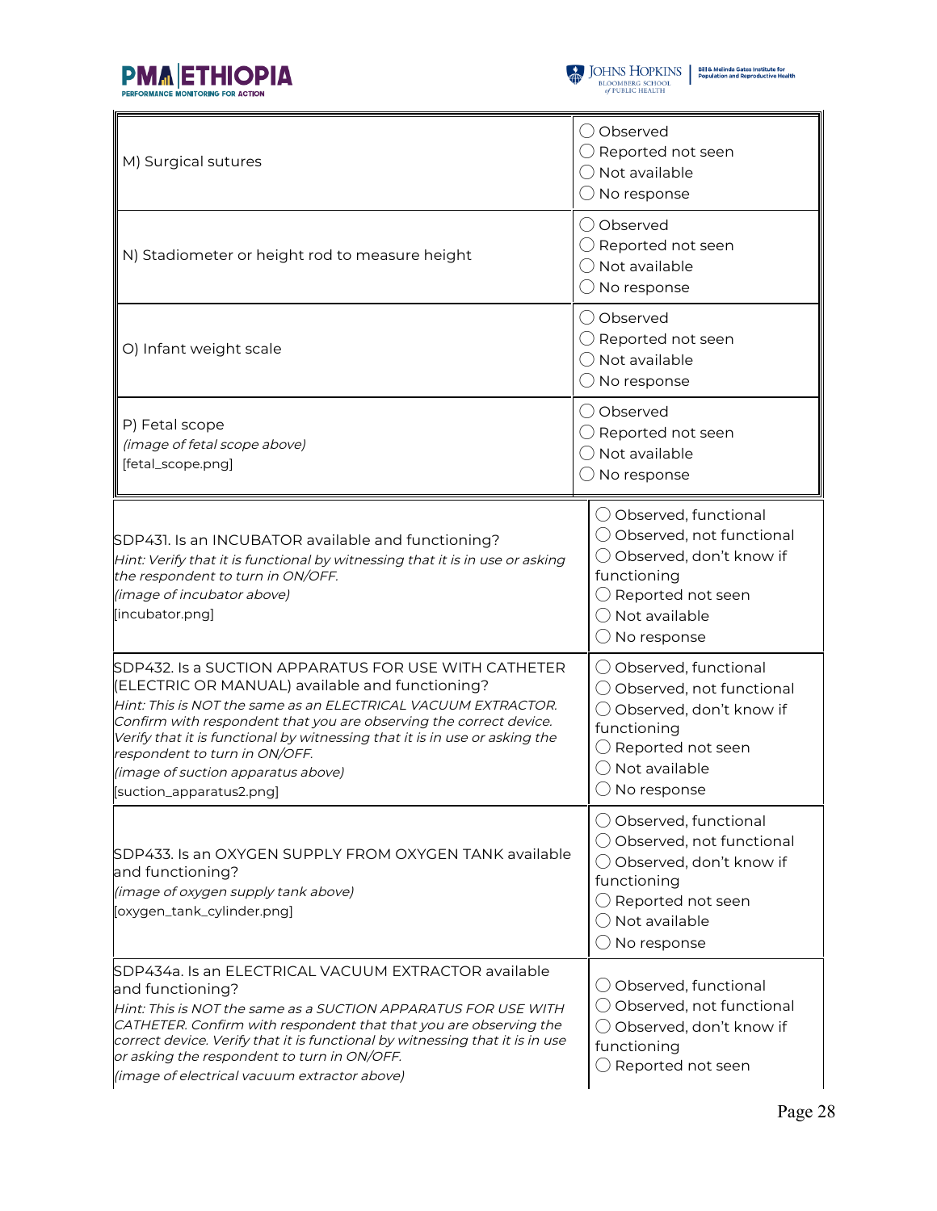| | |
|---|---|
| M) Surgical sutures | ◯ Observed<br>◯ Reported not seen<br>◯ Not available<br>◯ No response |
| N) Stadiometer or height rod to measure height | ◯ Observed<br>◯ Reported not seen<br>◯ Not available<br>◯ No response |
| O) Infant weight scale | ◯ Observed<br>◯ Reported not seen<br>◯ Not available<br>◯ No response |
| P) Fetal scope<br>*(image of fetal scope above)*<br>[fetal_scope.png] | ◯ Observed<br>◯ Reported not seen<br>◯ Not available<br>◯ No response |

| | |
|---|---|
| SDP431. Is an INCUBATOR available and functioning?<br>*Hint: Verify that it is functional by witnessing that it is in use or asking the respondent to turn in ON/OFF.*<br>*(image of incubator above)*<br>[incubator.png] | ◯ Observed, functional<br>◯ Observed, not functional<br>◯ Observed, don't know if functioning<br>◯ Reported not seen<br>◯ Not available<br>◯ No response |
| SDP432. Is a SUCTION APPARATUS FOR USE WITH CATHETER (ELECTRIC OR MANUAL) available and functioning?<br>*Hint: This is NOT the same as an ELECTRICAL VACUUM EXTRACTOR. Confirm with respondent that you are observing the correct device. Verify that it is functional by witnessing that it is in use or asking the respondent to turn in ON/OFF.*<br>*(image of suction apparatus above)*<br>[suction_apparatus2.png] | ◯ Observed, functional<br>◯ Observed, not functional<br>◯ Observed, don't know if functioning<br>◯ Reported not seen<br>◯ Not available<br>◯ No response |
| SDP433. Is an OXYGEN SUPPLY FROM OXYGEN TANK available and functioning?<br>*(image of oxygen supply tank above)*<br>[oxygen_tank_cylinder.png] | ◯ Observed, functional<br>◯ Observed, not functional<br>◯ Observed, don't know if functioning<br>◯ Reported not seen<br>◯ Not available<br>◯ No response |
| SDP434a. Is an ELECTRICAL VACUUM EXTRACTOR available and functioning?<br>*Hint: This is NOT the same as a SUCTION APPARATUS FOR USE WITH CATHETER. Confirm with respondent that that you are observing the correct device. Verify that it is functional by witnessing that it is in use or asking the respondent to turn in ON/OFF.*<br>*(image of electrical vacuum extractor above)* | ◯ Observed, functional<br>◯ Observed, not functional<br>◯ Observed, don't know if functioning<br>◯ Reported not seen |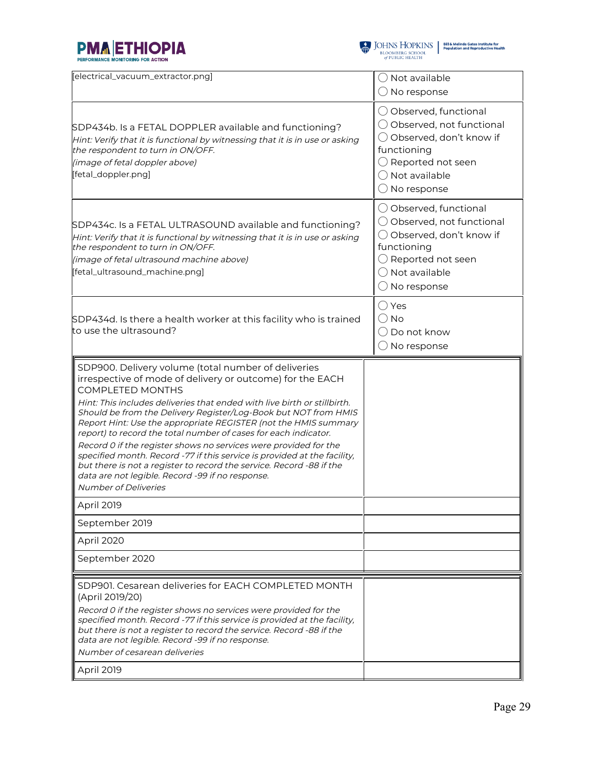| | |
|---|---|
| [electrical_vacuum_extractor.png] | ◯ Not available<br>◯ No response |
| SDP434b. Is a FETAL DOPPLER available and functioning?<br>*Hint: Verify that it is functional by witnessing that it is in use or asking the respondent to turn in ON/OFF.*<br>*(image of fetal doppler above)*<br>[fetal_doppler.png] | ◯ Observed, functional<br>◯ Observed, not functional<br>◯ Observed, don't know if functioning<br>◯ Reported not seen<br>◯ Not available<br>◯ No response |
| SDP434c. Is a FETAL ULTRASOUND available and functioning?<br>*Hint: Verify that it is functional by witnessing that it is in use or asking the respondent to turn in ON/OFF.*<br>*(image of fetal ultrasound machine above)*<br>[fetal_ultrasound_machine.png] | ◯ Observed, functional<br>◯ Observed, not functional<br>◯ Observed, don't know if functioning<br>◯ Reported not seen<br>◯ Not available<br>◯ No response |
| SDP434d. Is there a health worker at this facility who is trained to use the ultrasound? | ◯ Yes<br>◯ No<br>◯ Do not know<br>◯ No response |

| | |
|---|---|
| SDP900. Delivery volume (total number of deliveries irrespective of mode of delivery or outcome) for the EACH COMPLETED MONTHS<br>*Hint: This includes deliveries that ended with live birth or stillbirth. Should be from the Delivery Register/Log-Book but NOT from HMIS Report Hint: Use the appropriate REGISTER (not the HMIS summary report) to record the total number of cases for each indicator.*<br>*Record 0 if the register shows no services were provided for the specified month. Record -77 if this service is provided at the facility, but there is not a register to record the service. Record -88 if the data are not legible. Record -99 if no response.*<br>*Number of Deliveries* | |
| April 2019 | |
| September 2019 | |
| April 2020 | |
| September 2020 | |

| | |
|---|---|
| SDP901. Cesarean deliveries for EACH COMPLETED MONTH (April 2019/20)<br>*Record 0 if the register shows no services were provided for the specified month. Record -77 if this service is provided at the facility, but there is not a register to record the service. Record -88 if the data are not legible. Record -99 if no response.*<br>*Number of cesarean deliveries* | |
| April 2019 | |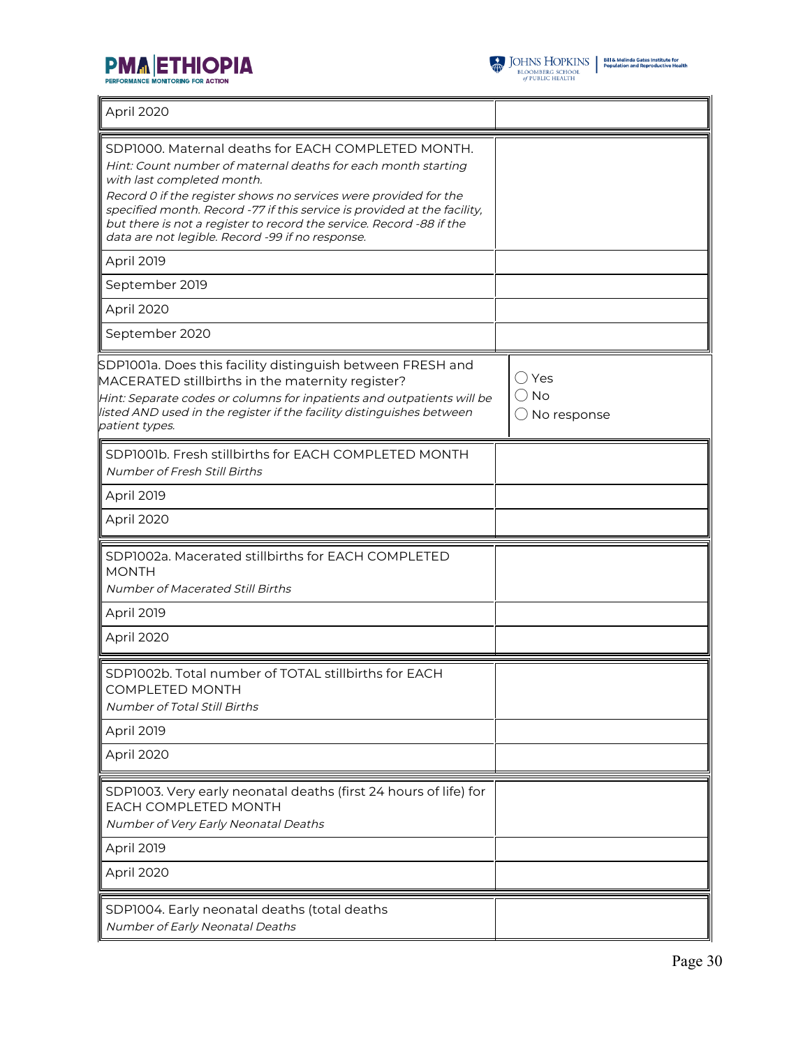| April 2020 | |
|---|---|

| SDP1000. Maternal deaths for EACH COMPLETED MONTH. *Hint: Count number of maternal deaths for each month starting with last completed month.* *Record 0 if the register shows no services were provided for the specified month. Record -77 if this service is provided at the facility, but there is not a register to record the service. Record -88 if the data are not legible. Record -99 if no response.* | |
|---|---|
| April 2019 | |
| September 2019 | |
| April 2020 | |
| September 2020 | |

| SDP1001a. Does this facility distinguish between FRESH and MACERATED stillbirths in the maternity register? *Hint: Separate codes or columns for inpatients and outpatients will be listed AND used in the register if the facility distinguishes between patient types.* | ◯ Yes ◯ No ◯ No response |
|---|---|

| SDP1001b. Fresh stillbirths for EACH COMPLETED MONTH *Number of Fresh Still Births* | |
|---|---|
| April 2019 | |
| April 2020 | |

| SDP1002a. Macerated stillbirths for EACH COMPLETED MONTH *Number of Macerated Still Births* | |
|---|---|
| April 2019 | |
| April 2020 | |

| SDP1002b. Total number of TOTAL stillbirths for EACH COMPLETED MONTH *Number of Total Still Births* | |
|---|---|
| April 2019 | |
| April 2020 | |

| SDP1003. Very early neonatal deaths (first 24 hours of life) for EACH COMPLETED MONTH *Number of Very Early Neonatal Deaths* | |
|---|---|
| April 2019 | |
| April 2020 | |

| SDP1004. Early neonatal deaths (total deaths *Number of Early Neonatal Deaths* | |
|---|---|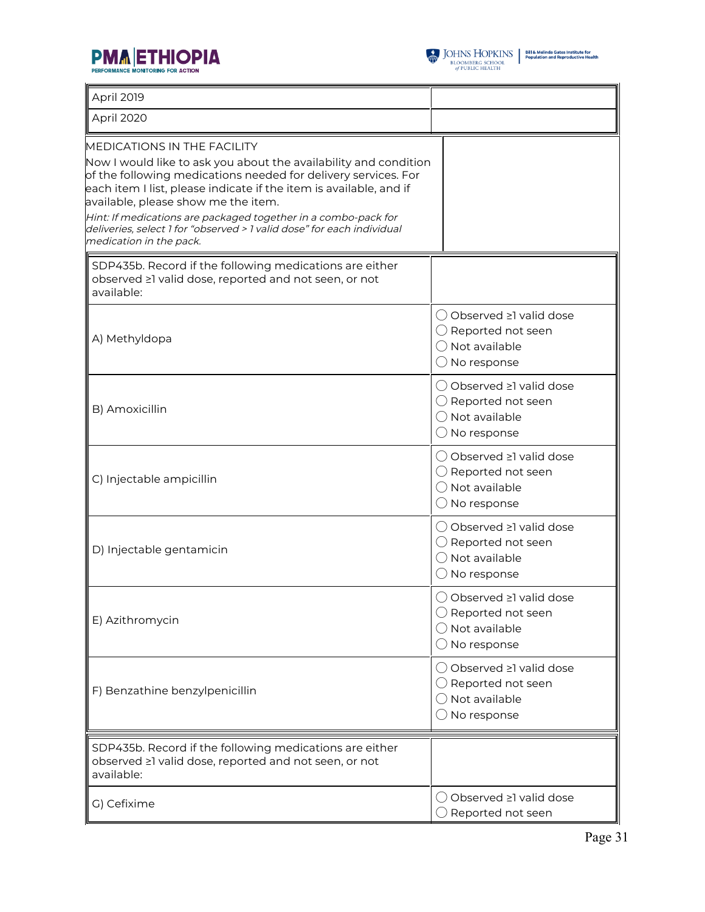| April 2019 | |
|---|---|
| April 2020 | |

MEDICATIONS IN THE FACILITY

Now I would like to ask you about the availability and condition of the following medications needed for delivery services. For each item I list, please indicate if the item is available, and if available, please show me the item.

*Hint: If medications are packaged together in a combo-pack for deliveries, select 1 for "observed > 1 valid dose" for each individual medication in the pack.*

| SDP435b. Record if the following medications are either observed ≥1 valid dose, reported and not seen, or not available: | |
|---|---|
| A) Methyldopa | ◯ Observed ≥1 valid dose<br>◯ Reported not seen<br>◯ Not available<br>◯ No response |
| B) Amoxicillin | ◯ Observed ≥1 valid dose<br>◯ Reported not seen<br>◯ Not available<br>◯ No response |
| C) Injectable ampicillin | ◯ Observed ≥1 valid dose<br>◯ Reported not seen<br>◯ Not available<br>◯ No response |
| D) Injectable gentamicin | ◯ Observed ≥1 valid dose<br>◯ Reported not seen<br>◯ Not available<br>◯ No response |
| E) Azithromycin | ◯ Observed ≥1 valid dose<br>◯ Reported not seen<br>◯ Not available<br>◯ No response |
| F) Benzathine benzylpenicillin | ◯ Observed ≥1 valid dose<br>◯ Reported not seen<br>◯ Not available<br>◯ No response |

| SDP435b. Record if the following medications are either observed ≥1 valid dose, reported and not seen, or not available: | |
|---|---|
| G) Cefixime | ◯ Observed ≥1 valid dose<br>◯ Reported not seen |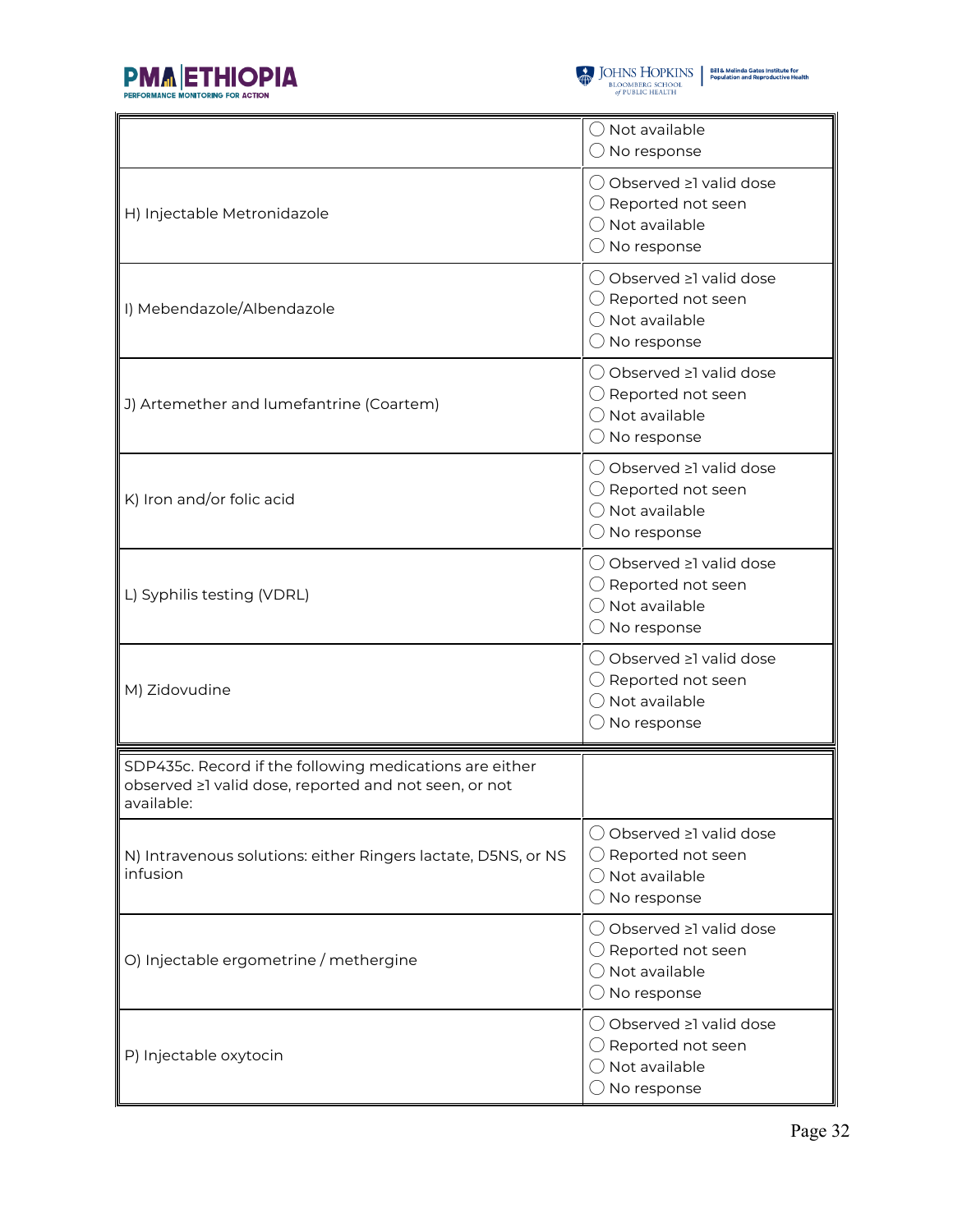| | |
|---|---|
| | ◯ Not available<br>◯ No response |
| H) Injectable Metronidazole | ◯ Observed ≥1 valid dose<br>◯ Reported not seen<br>◯ Not available<br>◯ No response |
| I) Mebendazole/Albendazole | ◯ Observed ≥1 valid dose<br>◯ Reported not seen<br>◯ Not available<br>◯ No response |
| J) Artemether and lumefantrine (Coartem) | ◯ Observed ≥1 valid dose<br>◯ Reported not seen<br>◯ Not available<br>◯ No response |
| K) Iron and/or folic acid | ◯ Observed ≥1 valid dose<br>◯ Reported not seen<br>◯ Not available<br>◯ No response |
| L) Syphilis testing (VDRL) | ◯ Observed ≥1 valid dose<br>◯ Reported not seen<br>◯ Not available<br>◯ No response |
| M) Zidovudine | ◯ Observed ≥1 valid dose<br>◯ Reported not seen<br>◯ Not available<br>◯ No response |

| | |
|---|---|
| SDP435c. Record if the following medications are either observed ≥1 valid dose, reported and not seen, or not available: | |
| N) Intravenous solutions: either Ringers lactate, D5NS, or NS infusion | ◯ Observed ≥1 valid dose<br>◯ Reported not seen<br>◯ Not available<br>◯ No response |
| O) Injectable ergometrine / methergine | ◯ Observed ≥1 valid dose<br>◯ Reported not seen<br>◯ Not available<br>◯ No response |
| P) Injectable oxytocin | ◯ Observed ≥1 valid dose<br>◯ Reported not seen<br>◯ Not available<br>◯ No response |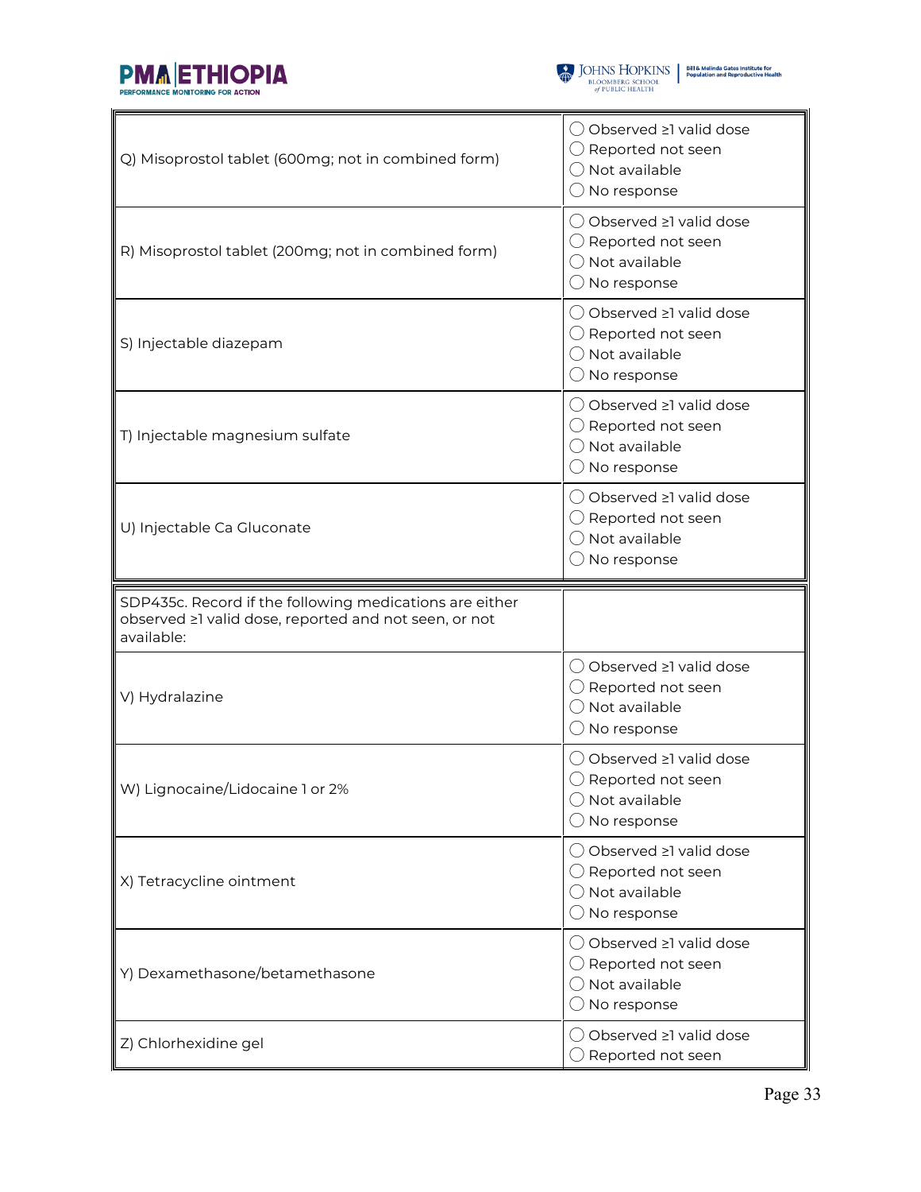| | |
|---|---|
| Q) Misoprostol tablet (600mg; not in combined form) | ◯ Observed ≥1 valid dose<br>◯ Reported not seen<br>◯ Not available<br>◯ No response |
| R) Misoprostol tablet (200mg; not in combined form) | ◯ Observed ≥1 valid dose<br>◯ Reported not seen<br>◯ Not available<br>◯ No response |
| S) Injectable diazepam | ◯ Observed ≥1 valid dose<br>◯ Reported not seen<br>◯ Not available<br>◯ No response |
| T) Injectable magnesium sulfate | ◯ Observed ≥1 valid dose<br>◯ Reported not seen<br>◯ Not available<br>◯ No response |
| U) Injectable Ca Gluconate | ◯ Observed ≥1 valid dose<br>◯ Reported not seen<br>◯ Not available<br>◯ No response |

| | |
|---|---|
| SDP435c. Record if the following medications are either observed ≥1 valid dose, reported and not seen, or not available: | |
| V) Hydralazine | ◯ Observed ≥1 valid dose<br>◯ Reported not seen<br>◯ Not available<br>◯ No response |
| W) Lignocaine/Lidocaine 1 or 2% | ◯ Observed ≥1 valid dose<br>◯ Reported not seen<br>◯ Not available<br>◯ No response |
| X) Tetracycline ointment | ◯ Observed ≥1 valid dose<br>◯ Reported not seen<br>◯ Not available<br>◯ No response |
| Y) Dexamethasone/betamethasone | ◯ Observed ≥1 valid dose<br>◯ Reported not seen<br>◯ Not available<br>◯ No response |
| Z) Chlorhexidine gel | ◯ Observed ≥1 valid dose<br>◯ Reported not seen |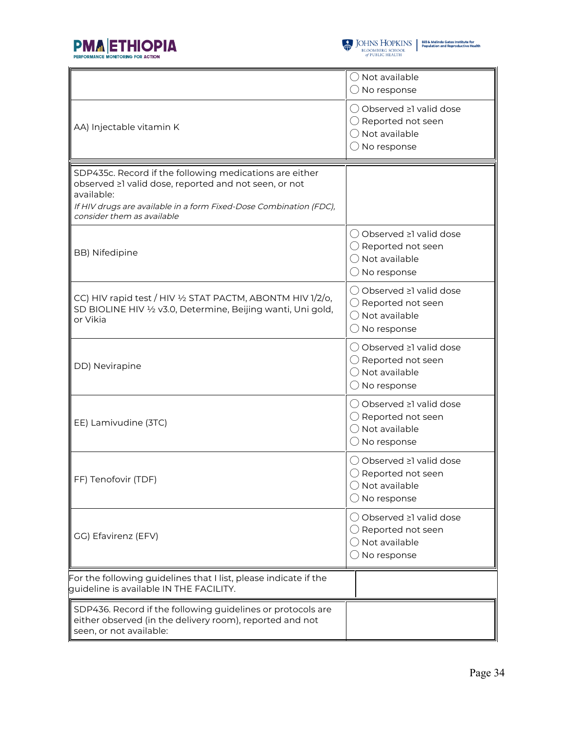| | |
|---|---|
| | ◯ Not available<br>◯ No response |
| AA) Injectable vitamin K | ◯ Observed ≥1 valid dose<br>◯ Reported not seen<br>◯ Not available<br>◯ No response |
| SDP435c. Record if the following medications are either observed ≥1 valid dose, reported and not seen, or not available:<br>*If HIV drugs are available in a form Fixed-Dose Combination (FDC), consider them as available* | |
| BB) Nifedipine | ◯ Observed ≥1 valid dose<br>◯ Reported not seen<br>◯ Not available<br>◯ No response |
| CC) HIV rapid test / HIV ½ STAT PACTM, ABONTM HIV 1/2/o, SD BIOLINE HIV ½ v3.0, Determine, Beijing wanti, Uni gold, or Vikia | ◯ Observed ≥1 valid dose<br>◯ Reported not seen<br>◯ Not available<br>◯ No response |
| DD) Nevirapine | ◯ Observed ≥1 valid dose<br>◯ Reported not seen<br>◯ Not available<br>◯ No response |
| EE) Lamivudine (3TC) | ◯ Observed ≥1 valid dose<br>◯ Reported not seen<br>◯ Not available<br>◯ No response |
| FF) Tenofovir (TDF) | ◯ Observed ≥1 valid dose<br>◯ Reported not seen<br>◯ Not available<br>◯ No response |
| GG) Efavirenz (EFV) | ◯ Observed ≥1 valid dose<br>◯ Reported not seen<br>◯ Not available<br>◯ No response |
| For the following guidelines that I list, please indicate if the guideline is available IN THE FACILITY. | |
| SDP436. Record if the following guidelines or protocols are either observed (in the delivery room), reported and not seen, or not available: | |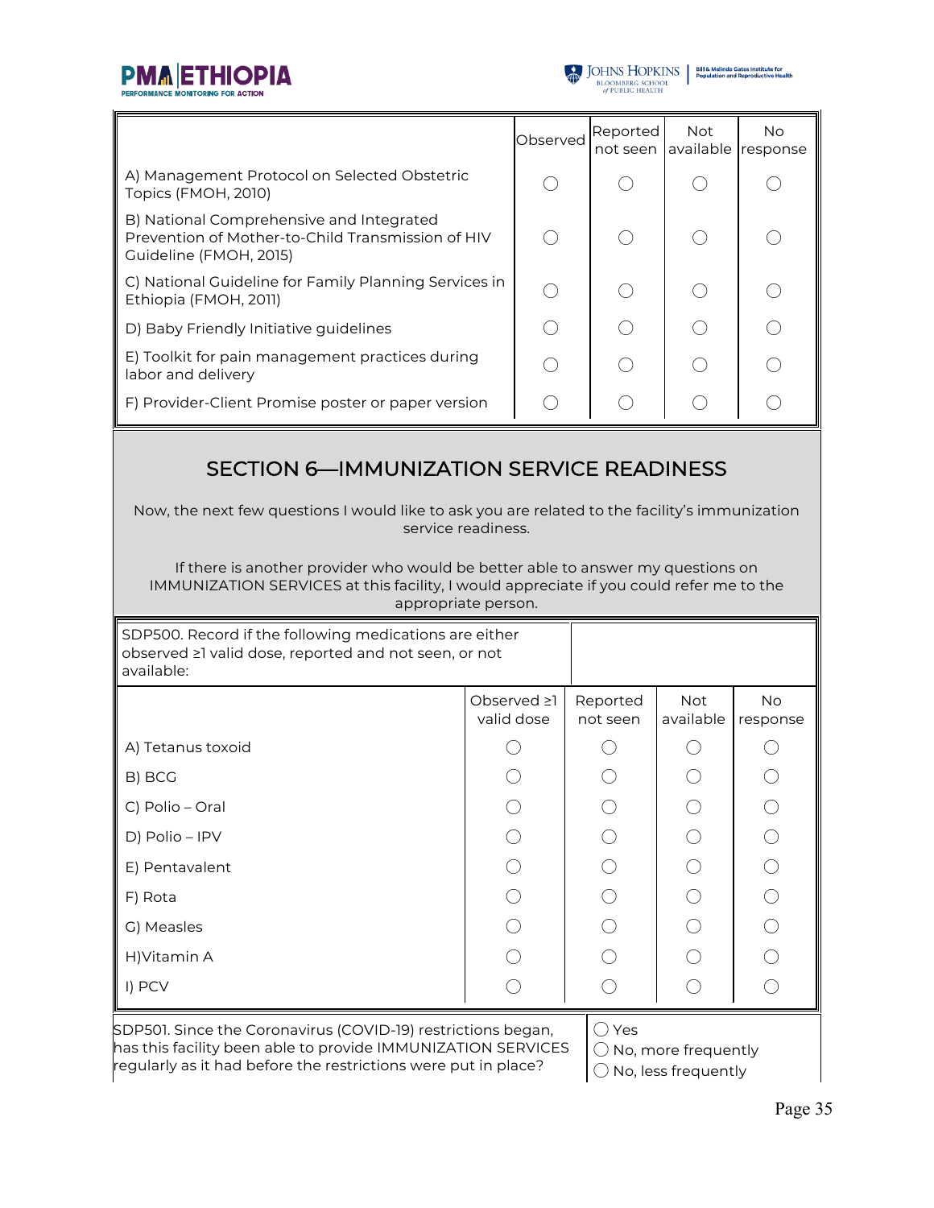| | Observed | Reported not seen | Not available | No response |
|---|---|---|---|---|
| A) Management Protocol on Selected Obstetric Topics (FMOH, 2010) | ◯ | ◯ | ◯ | ◯ |
| B) National Comprehensive and Integrated Prevention of Mother-to-Child Transmission of HIV Guideline (FMOH, 2015) | ◯ | ◯ | ◯ | ◯ |
| C) National Guideline for Family Planning Services in Ethiopia (FMOH, 2011) | ◯ | ◯ | ◯ | ◯ |
| D) Baby Friendly Initiative guidelines | ◯ | ◯ | ◯ | ◯ |
| E) Toolkit for pain management practices during labor and delivery | ◯ | ◯ | ◯ | ◯ |
| F) Provider-Client Promise poster or paper version | ◯ | ◯ | ◯ | ◯ |

## SECTION 6—IMMUNIZATION SERVICE READINESS

Now, the next few questions I would like to ask you are related to the facility's immunization service readiness.

If there is another provider who would be better able to answer my questions on IMMUNIZATION SERVICES at this facility, I would appreciate if you could refer me to the appropriate person.

SDP500. Record if the following medications are either observed ≥1 valid dose, reported and not seen, or not available:

| | Observed ≥1 valid dose | Reported not seen | Not available | No response |
|---|---|---|---|---|
| A) Tetanus toxoid | ◯ | ◯ | ◯ | ◯ |
| B) BCG | ◯ | ◯ | ◯ | ◯ |
| C) Polio – Oral | ◯ | ◯ | ◯ | ◯ |
| D) Polio – IPV | ◯ | ◯ | ◯ | ◯ |
| E) Pentavalent | ◯ | ◯ | ◯ | ◯ |
| F) Rota | ◯ | ◯ | ◯ | ◯ |
| G) Measles | ◯ | ◯ | ◯ | ◯ |
| H)Vitamin A | ◯ | ◯ | ◯ | ◯ |
| I) PCV | ◯ | ◯ | ◯ | ◯ |

| SDP501. Since the Coronavirus (COVID-19) restrictions began, has this facility been able to provide IMMUNIZATION SERVICES regularly as it had before the restrictions were put in place? | ◯ Yes<br>◯ No, more frequently<br>◯ No, less frequently |
|---|---|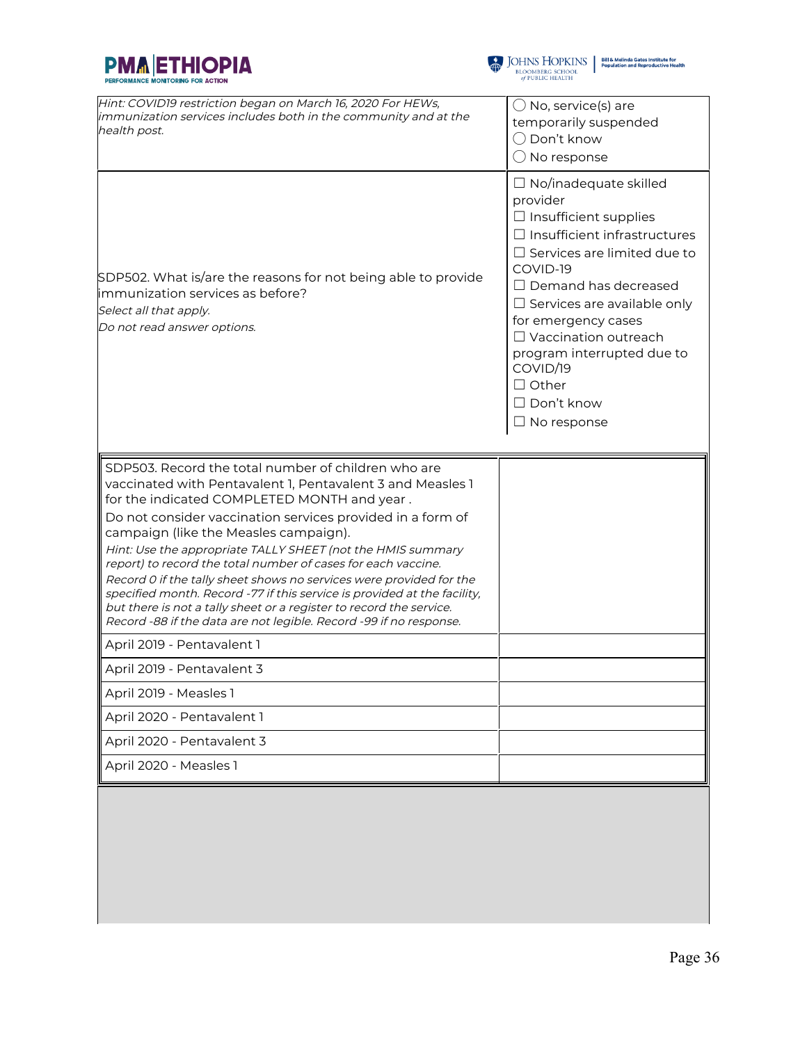| | |
|---|---|
| *Hint: COVID19 restriction began on March 16, 2020 For HEWs, immunization services includes both in the community and at the health post.* | ◯ No, service(s) are temporarily suspended<br>◯ Don't know<br>◯ No response |
| SDP502. What is/are the reasons for not being able to provide immunization services as before?<br>*Select all that apply.*<br>*Do not read answer options.* | ☐ No/inadequate skilled provider<br>☐ Insufficient supplies<br>☐ Insufficient infrastructures<br>☐ Services are limited due to COVID-19<br>☐ Demand has decreased<br>☐ Services are available only for emergency cases<br>☐ Vaccination outreach program interrupted due to COVID/19<br>☐ Other<br>☐ Don't know<br>☐ No response |

| SDP503. Record the total number of children who are vaccinated with Pentavalent 1, Pentavalent 3 and Measles 1 for the indicated COMPLETED MONTH and year .<br>Do not consider vaccination services provided in a form of campaign (like the Measles campaign).<br>*Hint: Use the appropriate TALLY SHEET (not the HMIS summary report) to record the total number of cases for each vaccine.*<br>*Record 0 if the tally sheet shows no services were provided for the specified month. Record -77 if this service is provided at the facility, but there is not a tally sheet or a register to record the service.*<br>*Record -88 if the data are not legible. Record -99 if no response.* | |
|---|---|
| April 2019 - Pentavalent 1 | |
| April 2019 - Pentavalent 3 | |
| April 2019 - Measles 1 | |
| April 2020 - Pentavalent 1 | |
| April 2020 - Pentavalent 3 | |
| April 2020 - Measles 1 | |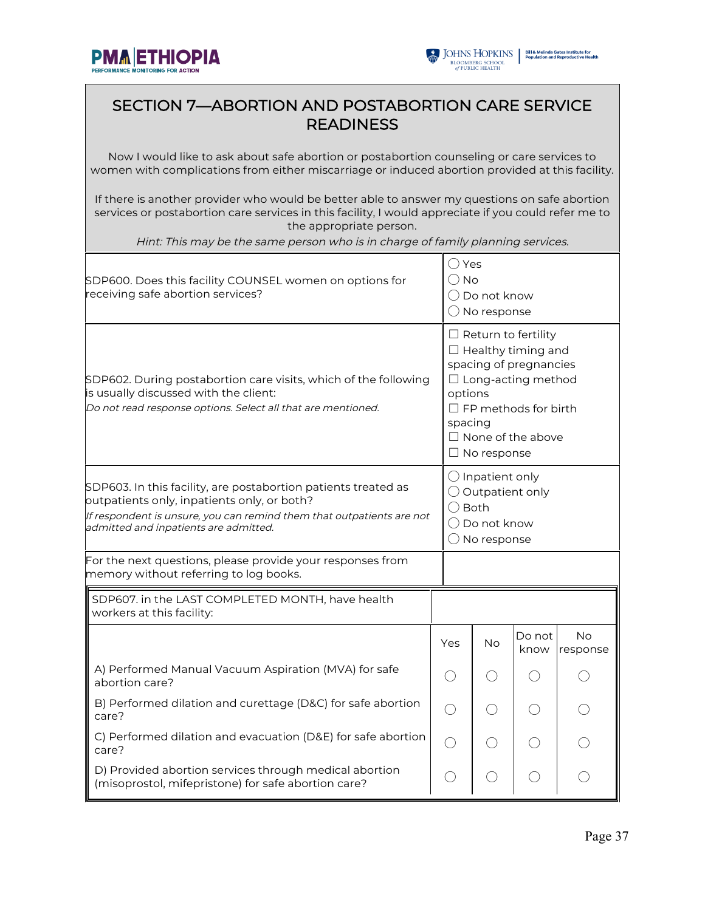## SECTION 7—ABORTION AND POSTABORTION CARE SERVICE READINESS

Now I would like to ask about safe abortion or postabortion counseling or care services to women with complications from either miscarriage or induced abortion provided at this facility.

If there is another provider who would be better able to answer my questions on safe abortion services or postabortion care services in this facility, I would appreciate if you could refer me to the appropriate person.

*Hint: This may be the same person who is in charge of family planning services.*

| Question | Response |
|---|---|
| SDP600. Does this facility COUNSEL women on options for receiving safe abortion services? | ◯ Yes<br>◯ No<br>◯ Do not know<br>◯ No response |
| SDP602. During postabortion care visits, which of the following is usually discussed with the client:<br>*Do not read response options. Select all that are mentioned.* | ☐ Return to fertility<br>☐ Healthy timing and spacing of pregnancies<br>☐ Long-acting method options<br>☐ FP methods for birth spacing<br>☐ None of the above<br>☐ No response |
| SDP603. In this facility, are postabortion patients treated as outpatients only, inpatients only, or both?<br>*If respondent is unsure, you can remind them that outpatients are not admitted and inpatients are admitted.* | ◯ Inpatient only<br>◯ Outpatient only<br>◯ Both<br>◯ Do not know<br>◯ No response |
| For the next questions, please provide your responses from memory without referring to log books. | |

| SDP607. in the LAST COMPLETED MONTH, have health workers at this facility: | Yes | No | Do not know | No response |
|---|---|---|---|---|
| A) Performed Manual Vacuum Aspiration (MVA) for safe abortion care? | ◯ | ◯ | ◯ | ◯ |
| B) Performed dilation and curettage (D&C) for safe abortion care? | ◯ | ◯ | ◯ | ◯ |
| C) Performed dilation and evacuation (D&E) for safe abortion care? | ◯ | ◯ | ◯ | ◯ |
| D) Provided abortion services through medical abortion (misoprostol, mifepristone) for safe abortion care? | ◯ | ◯ | ◯ | ◯ |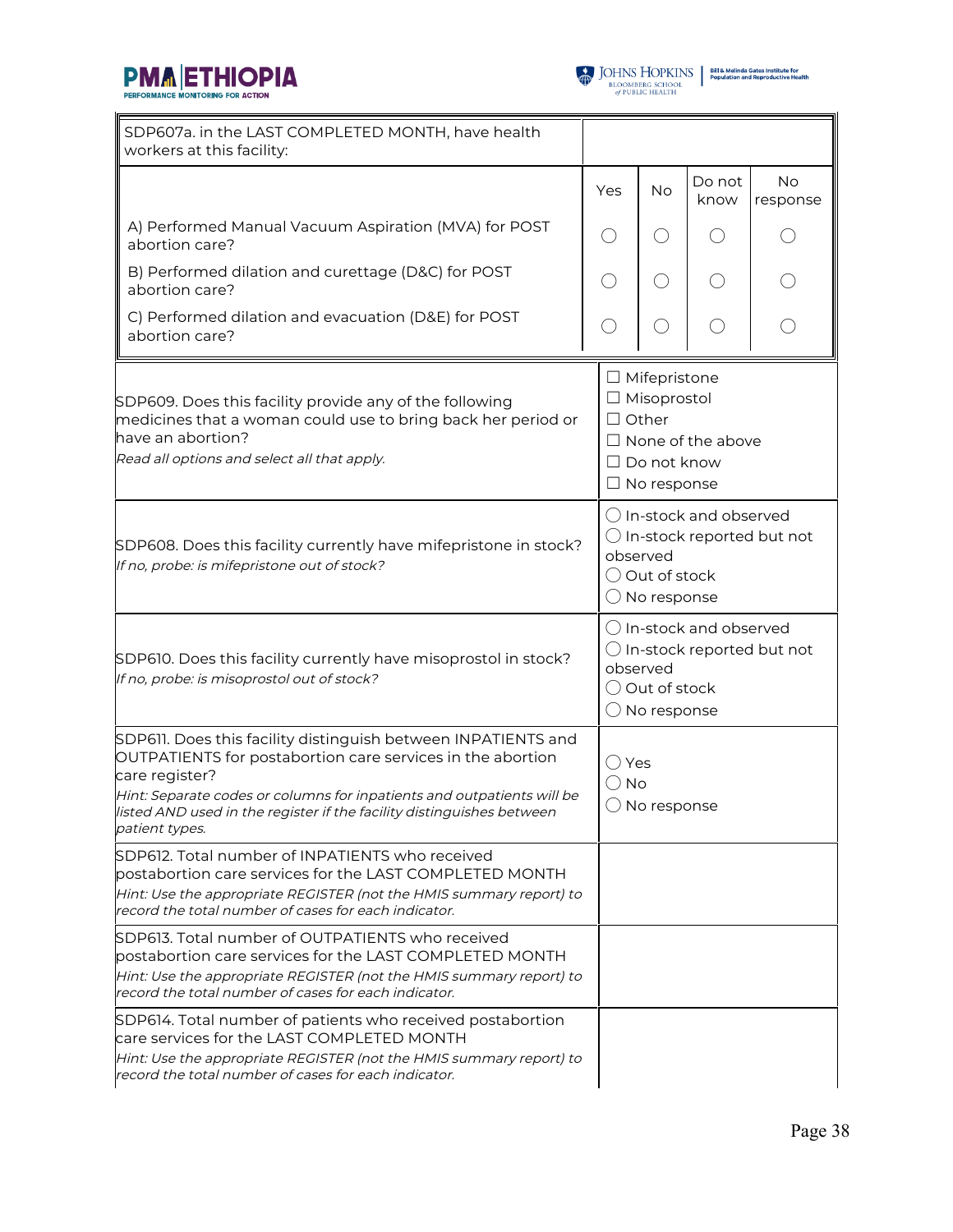| SDP607a. in the LAST COMPLETED MONTH, have health workers at this facility: | | | | |
|---|---|---|---|---|
| | Yes | No | Do not know | No response |
| A) Performed Manual Vacuum Aspiration (MVA) for POST abortion care? | ◯ | ◯ | ◯ | ◯ |
| B) Performed dilation and curettage (D&C) for POST abortion care? | ◯ | ◯ | ◯ | ◯ |
| C) Performed dilation and evacuation (D&E) for POST abortion care? | ◯ | ◯ | ◯ | ◯ |

| Question | Response |
|---|---|
| SDP609. Does this facility provide any of the following medicines that a woman could use to bring back her period or have an abortion? *Read all options and select all that apply.* | ☐ Mifepristone<br>☐ Misoprostol<br>☐ Other<br>☐ None of the above<br>☐ Do not know<br>☐ No response |
| SDP608. Does this facility currently have mifepristone in stock? *If no, probe: is mifepristone out of stock?* | ◯ In-stock and observed<br>◯ In-stock reported but not observed<br>◯ Out of stock<br>◯ No response |
| SDP610. Does this facility currently have misoprostol in stock? *If no, probe: is misoprostol out of stock?* | ◯ In-stock and observed<br>◯ In-stock reported but not observed<br>◯ Out of stock<br>◯ No response |
| SDP611. Does this facility distinguish between INPATIENTS and OUTPATIENTS for postabortion care services in the abortion care register? *Hint: Separate codes or columns for inpatients and outpatients will be listed AND used in the register if the facility distinguishes between patient types.* | ◯ Yes<br>◯ No<br>◯ No response |
| SDP612. Total number of INPATIENTS who received postabortion care services for the LAST COMPLETED MONTH *Hint: Use the appropriate REGISTER (not the HMIS summary report) to record the total number of cases for each indicator.* | |
| SDP613. Total number of OUTPATIENTS who received postabortion care services for the LAST COMPLETED MONTH *Hint: Use the appropriate REGISTER (not the HMIS summary report) to record the total number of cases for each indicator.* | |
| SDP614. Total number of patients who received postabortion care services for the LAST COMPLETED MONTH *Hint: Use the appropriate REGISTER (not the HMIS summary report) to record the total number of cases for each indicator.* | |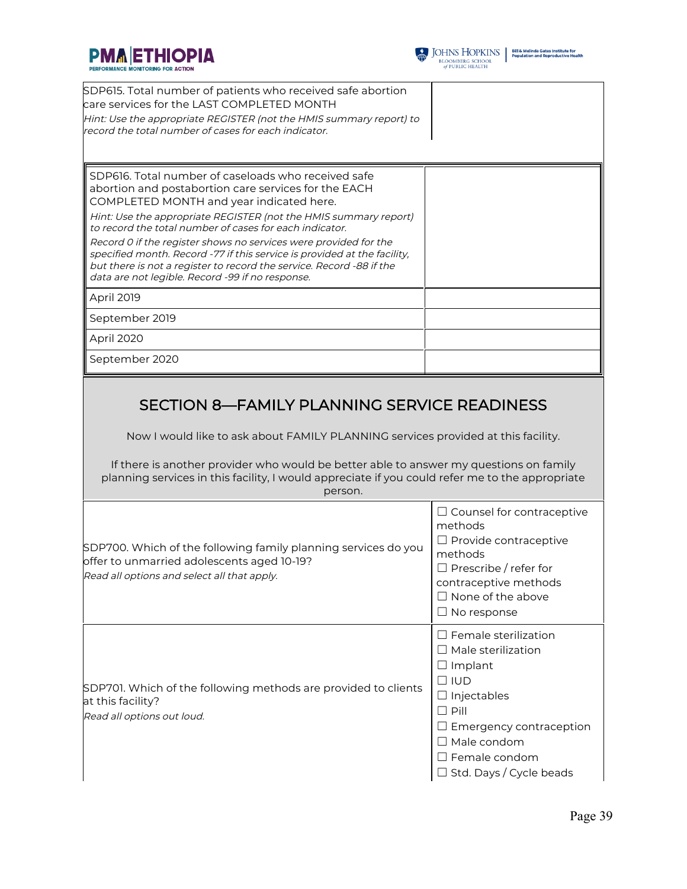| SDP615. Total number of patients who received safe abortion care services for the LAST COMPLETED MONTH<br>*Hint: Use the appropriate REGISTER (not the HMIS summary report) to record the total number of cases for each indicator.* | |
|---|---|

| SDP616. Total number of caseloads who received safe abortion and postabortion care services for the EACH COMPLETED MONTH and year indicated here.<br>*Hint: Use the appropriate REGISTER (not the HMIS summary report) to record the total number of cases for each indicator.*<br>*Record 0 if the register shows no services were provided for the specified month. Record -77 if this service is provided at the facility, but there is not a register to record the service. Record -88 if the data are not legible. Record -99 if no response.* | |
|---|---|
| April 2019 | |
| September 2019 | |
| April 2020 | |
| September 2020 | |

## SECTION 8—FAMILY PLANNING SERVICE READINESS

Now I would like to ask about FAMILY PLANNING services provided at this facility.

If there is another provider who would be better able to answer my questions on family planning services in this facility, I would appreciate if you could refer me to the appropriate person.

| SDP700. Which of the following family planning services do you offer to unmarried adolescents aged 10-19?<br>*Read all options and select all that apply.* | ☐ Counsel for contraceptive methods<br>☐ Provide contraceptive methods<br>☐ Prescribe / refer for contraceptive methods<br>☐ None of the above<br>☐ No response |
|---|---|
| SDP701. Which of the following methods are provided to clients at this facility?<br>*Read all options out loud.* | ☐ Female sterilization<br>☐ Male sterilization<br>☐ Implant<br>☐ IUD<br>☐ Injectables<br>☐ Pill<br>☐ Emergency contraception<br>☐ Male condom<br>☐ Female condom<br>☐ Std. Days / Cycle beads |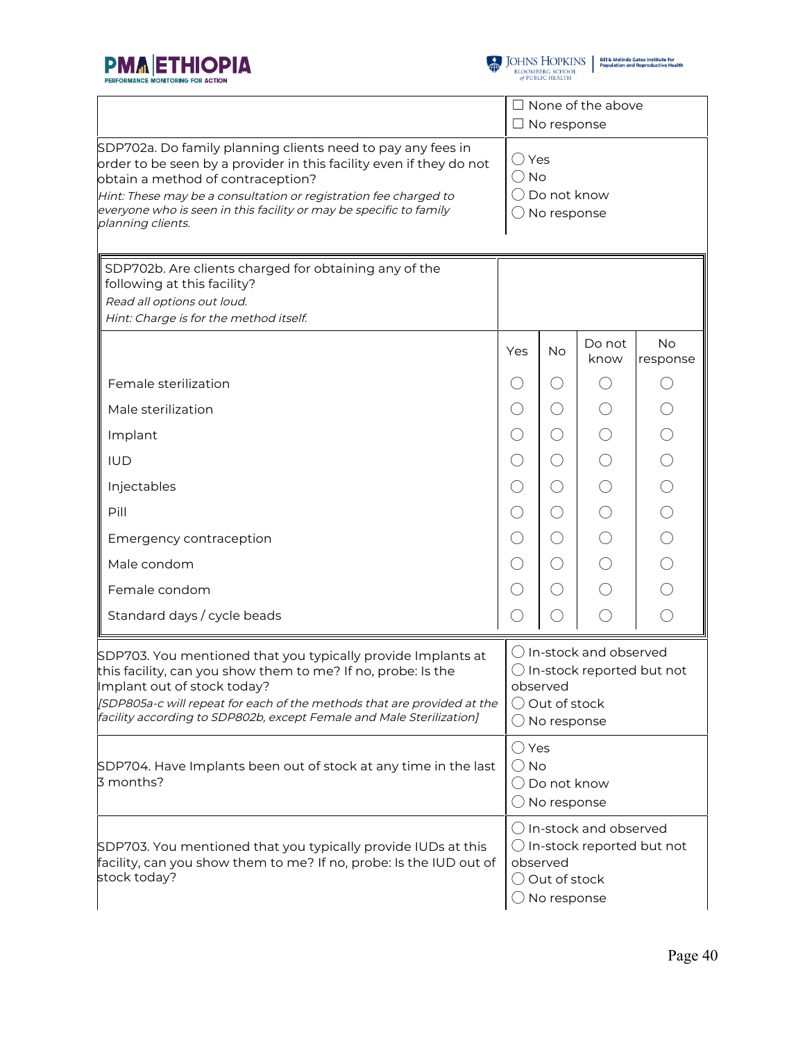| | |
|---|---|
| | ☐ None of the above<br>☐ No response |
| SDP702a. Do family planning clients need to pay any fees in order to be seen by a provider in this facility even if they do not obtain a method of contraception?<br>*Hint: These may be a consultation or registration fee charged to everyone who is seen in this facility or may be specific to family planning clients.* | ◯ Yes<br>◯ No<br>◯ Do not know<br>◯ No response |

| SDP702b. Are clients charged for obtaining any of the following at this facility?<br>*Read all options out loud.*<br>*Hint: Charge is for the method itself.* | | | | |
|---|---|---|---|---|
| | Yes | No | Do not know | No response |
| Female sterilization | ◯ | ◯ | ◯ | ◯ |
| Male sterilization | ◯ | ◯ | ◯ | ◯ |
| Implant | ◯ | ◯ | ◯ | ◯ |
| IUD | ◯ | ◯ | ◯ | ◯ |
| Injectables | ◯ | ◯ | ◯ | ◯ |
| Pill | ◯ | ◯ | ◯ | ◯ |
| Emergency contraception | ◯ | ◯ | ◯ | ◯ |
| Male condom | ◯ | ◯ | ◯ | ◯ |
| Female condom | ◯ | ◯ | ◯ | ◯ |
| Standard days / cycle beads | ◯ | ◯ | ◯ | ◯ |

| | |
|---|---|
| SDP703. You mentioned that you typically provide Implants at this facility, can you show them to me? If no, probe: Is the Implant out of stock today?<br>*[SDP805a-c will repeat for each of the methods that are provided at the facility according to SDP802b, except Female and Male Sterilization]* | ◯ In-stock and observed<br>◯ In-stock reported but not observed<br>◯ Out of stock<br>◯ No response |
| SDP704. Have Implants been out of stock at any time in the last 3 months? | ◯ Yes<br>◯ No<br>◯ Do not know<br>◯ No response |
| SDP703. You mentioned that you typically provide IUDs at this facility, can you show them to me? If no, probe: Is the IUD out of stock today? | ◯ In-stock and observed<br>◯ In-stock reported but not observed<br>◯ Out of stock<br>◯ No response |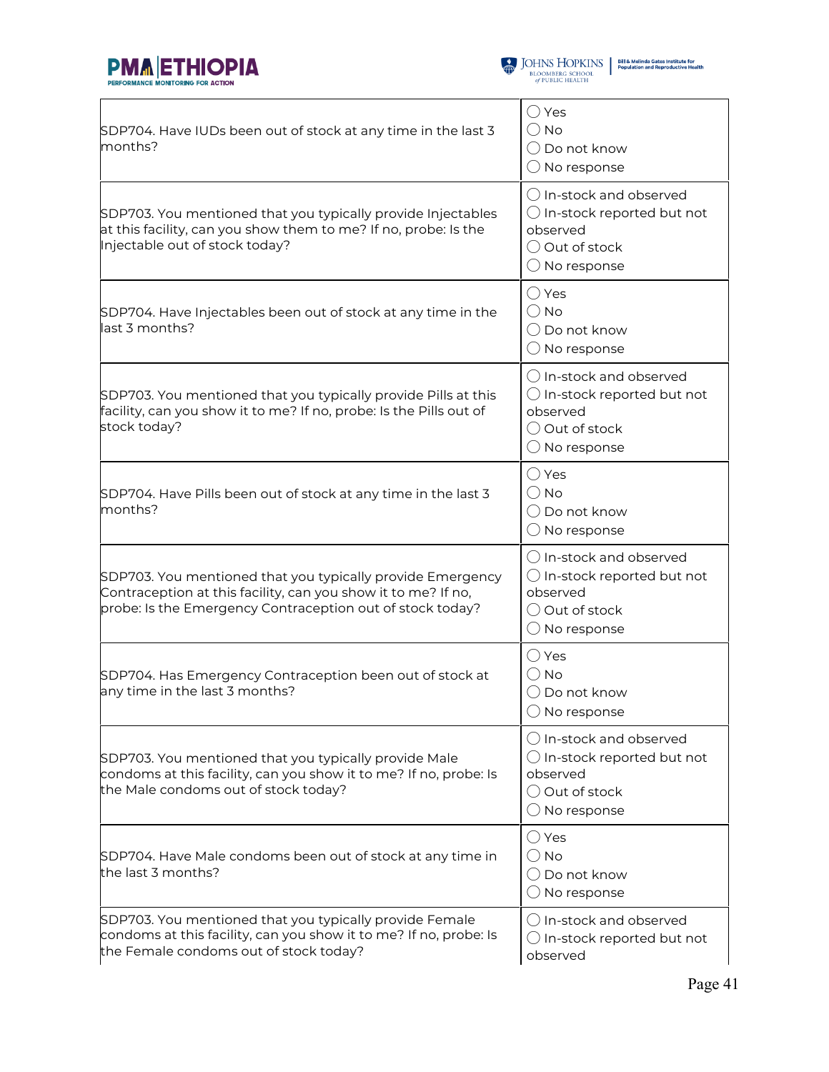| Question | Response |
|---|---|
| SDP704. Have IUDs been out of stock at any time in the last 3 months? | ◯ Yes<br>◯ No<br>◯ Do not know<br>◯ No response |
| SDP703. You mentioned that you typically provide Injectables at this facility, can you show them to me? If no, probe: Is the Injectable out of stock today? | ◯ In-stock and observed<br>◯ In-stock reported but not observed<br>◯ Out of stock<br>◯ No response |
| SDP704. Have Injectables been out of stock at any time in the last 3 months? | ◯ Yes<br>◯ No<br>◯ Do not know<br>◯ No response |
| SDP703. You mentioned that you typically provide Pills at this facility, can you show it to me? If no, probe: Is the Pills out of stock today? | ◯ In-stock and observed<br>◯ In-stock reported but not observed<br>◯ Out of stock<br>◯ No response |
| SDP704. Have Pills been out of stock at any time in the last 3 months? | ◯ Yes<br>◯ No<br>◯ Do not know<br>◯ No response |
| SDP703. You mentioned that you typically provide Emergency Contraception at this facility, can you show it to me? If no, probe: Is the Emergency Contraception out of stock today? | ◯ In-stock and observed<br>◯ In-stock reported but not observed<br>◯ Out of stock<br>◯ No response |
| SDP704. Has Emergency Contraception been out of stock at any time in the last 3 months? | ◯ Yes<br>◯ No<br>◯ Do not know<br>◯ No response |
| SDP703. You mentioned that you typically provide Male condoms at this facility, can you show it to me? If no, probe: Is the Male condoms out of stock today? | ◯ In-stock and observed<br>◯ In-stock reported but not observed<br>◯ Out of stock<br>◯ No response |
| SDP704. Have Male condoms been out of stock at any time in the last 3 months? | ◯ Yes<br>◯ No<br>◯ Do not know<br>◯ No response |
| SDP703. You mentioned that you typically provide Female condoms at this facility, can you show it to me? If no, probe: Is the Female condoms out of stock today? | ◯ In-stock and observed<br>◯ In-stock reported but not observed |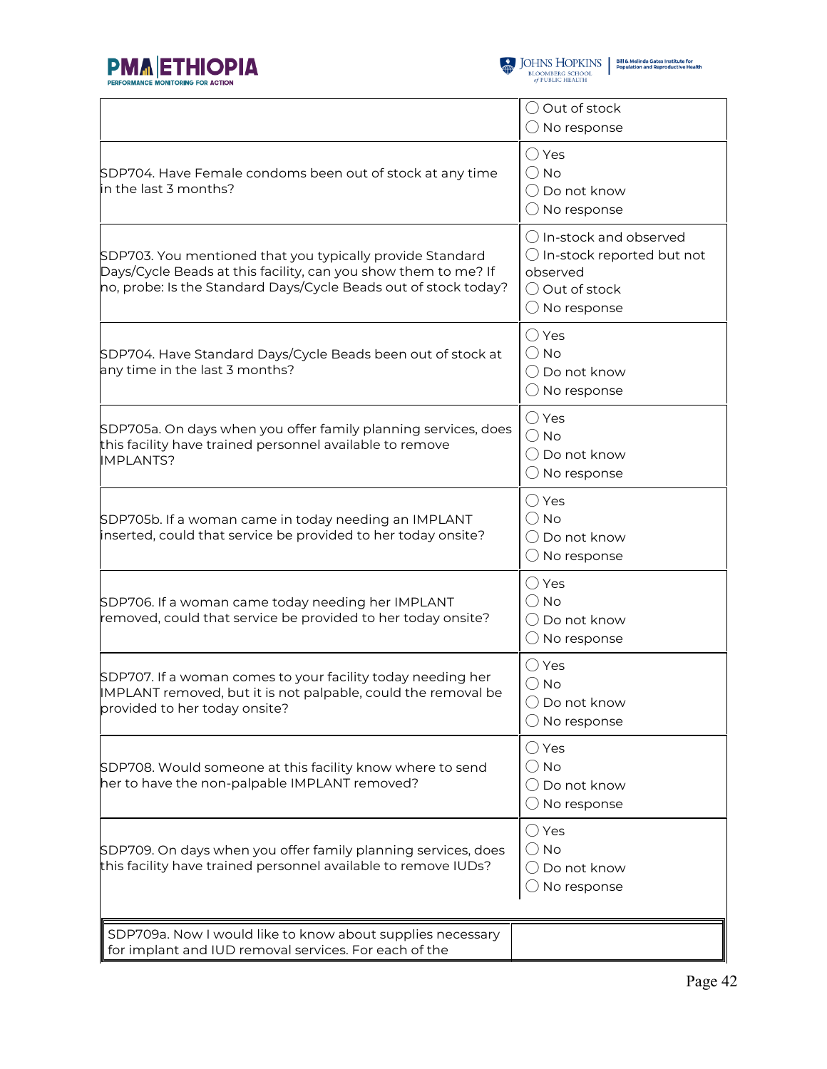| | |
|---|---|
| | ◯ Out of stock<br>◯ No response |
| SDP704. Have Female condoms been out of stock at any time in the last 3 months? | ◯ Yes<br>◯ No<br>◯ Do not know<br>◯ No response |
| SDP703. You mentioned that you typically provide Standard Days/Cycle Beads at this facility, can you show them to me? If no, probe: Is the Standard Days/Cycle Beads out of stock today? | ◯ In-stock and observed<br>◯ In-stock reported but not observed<br>◯ Out of stock<br>◯ No response |
| SDP704. Have Standard Days/Cycle Beads been out of stock at any time in the last 3 months? | ◯ Yes<br>◯ No<br>◯ Do not know<br>◯ No response |
| SDP705a. On days when you offer family planning services, does this facility have trained personnel available to remove IMPLANTS? | ◯ Yes<br>◯ No<br>◯ Do not know<br>◯ No response |
| SDP705b. If a woman came in today needing an IMPLANT inserted, could that service be provided to her today onsite? | ◯ Yes<br>◯ No<br>◯ Do not know<br>◯ No response |
| SDP706. If a woman came today needing her IMPLANT removed, could that service be provided to her today onsite? | ◯ Yes<br>◯ No<br>◯ Do not know<br>◯ No response |
| SDP707. If a woman comes to your facility today needing her IMPLANT removed, but it is not palpable, could the removal be provided to her today onsite? | ◯ Yes<br>◯ No<br>◯ Do not know<br>◯ No response |
| SDP708. Would someone at this facility know where to send her to have the non-palpable IMPLANT removed? | ◯ Yes<br>◯ No<br>◯ Do not know<br>◯ No response |
| SDP709. On days when you offer family planning services, does this facility have trained personnel available to remove IUDs? | ◯ Yes<br>◯ No<br>◯ Do not know<br>◯ No response |

| | |
|---|---|
| SDP709a. Now I would like to know about supplies necessary for implant and IUD removal services. For each of the | |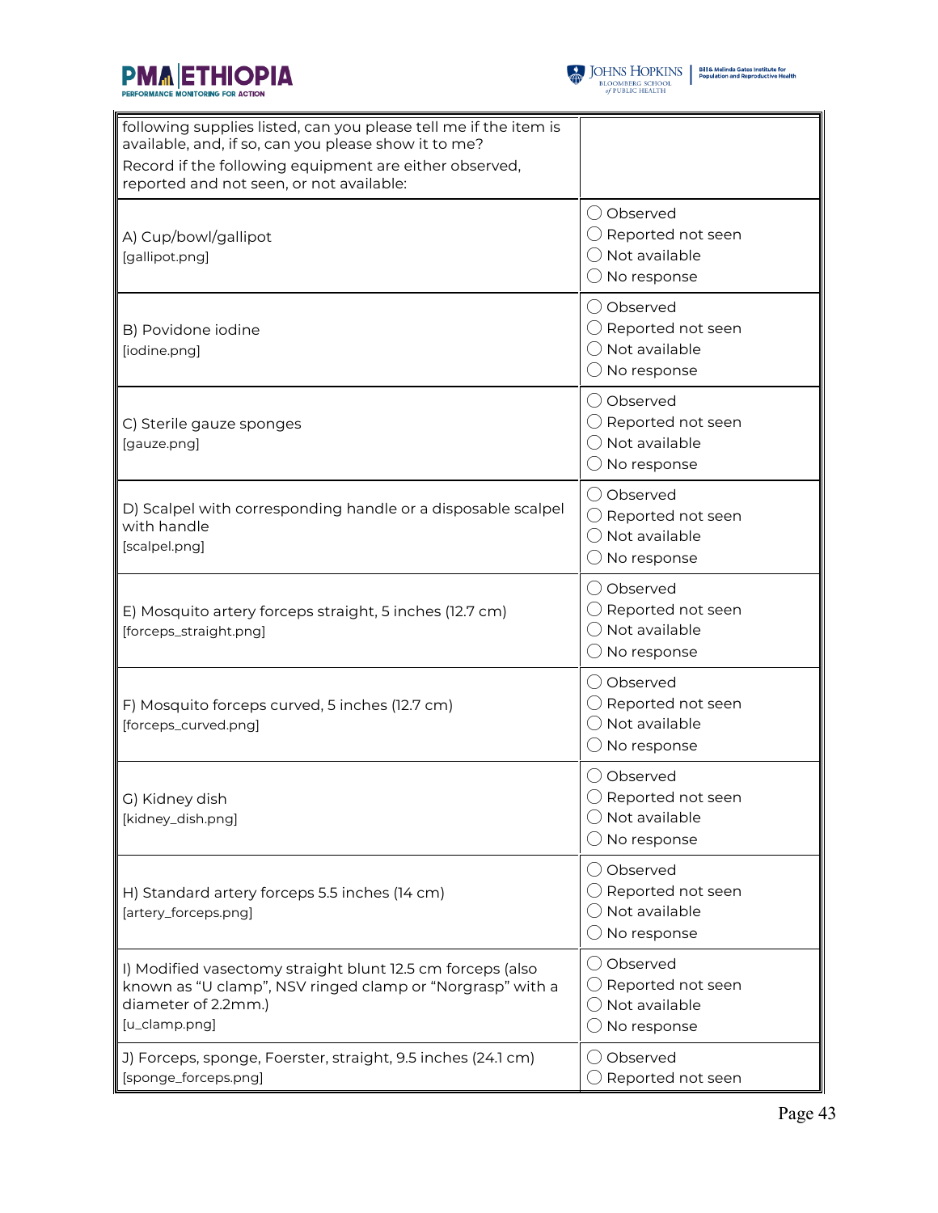| following supplies listed, can you please tell me if the item is available, and, if so, can you please show it to me?<br>Record if the following equipment are either observed, reported and not seen, or not available: | |
|---|---|
| A) Cup/bowl/gallipot<br>[gallipot.png] | ◯ Observed<br>◯ Reported not seen<br>◯ Not available<br>◯ No response |
| B) Povidone iodine<br>[iodine.png] | ◯ Observed<br>◯ Reported not seen<br>◯ Not available<br>◯ No response |
| C) Sterile gauze sponges<br>[gauze.png] | ◯ Observed<br>◯ Reported not seen<br>◯ Not available<br>◯ No response |
| D) Scalpel with corresponding handle or a disposable scalpel with handle<br>[scalpel.png] | ◯ Observed<br>◯ Reported not seen<br>◯ Not available<br>◯ No response |
| E) Mosquito artery forceps straight, 5 inches (12.7 cm)<br>[forceps_straight.png] | ◯ Observed<br>◯ Reported not seen<br>◯ Not available<br>◯ No response |
| F) Mosquito forceps curved, 5 inches (12.7 cm)<br>[forceps_curved.png] | ◯ Observed<br>◯ Reported not seen<br>◯ Not available<br>◯ No response |
| G) Kidney dish<br>[kidney_dish.png] | ◯ Observed<br>◯ Reported not seen<br>◯ Not available<br>◯ No response |
| H) Standard artery forceps 5.5 inches (14 cm)<br>[artery_forceps.png] | ◯ Observed<br>◯ Reported not seen<br>◯ Not available<br>◯ No response |
| I) Modified vasectomy straight blunt 12.5 cm forceps (also known as "U clamp", NSV ringed clamp or "Norgrasp" with a diameter of 2.2mm.)<br>[u_clamp.png] | ◯ Observed<br>◯ Reported not seen<br>◯ Not available<br>◯ No response |
| J) Forceps, sponge, Foerster, straight, 9.5 inches (24.1 cm)<br>[sponge_forceps.png] | ◯ Observed<br>◯ Reported not seen |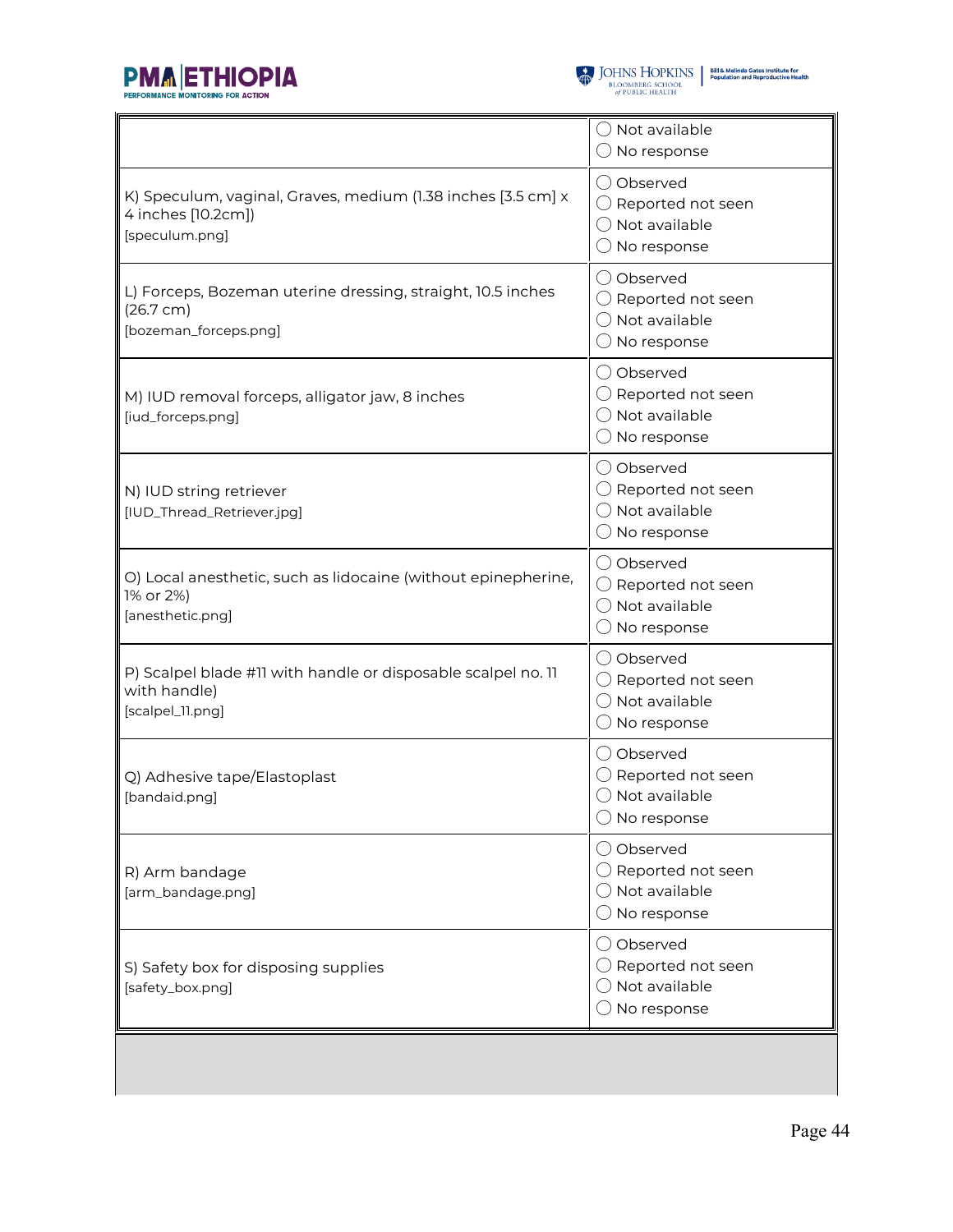| | |
|---|---|
| | ◯ Not available<br>◯ No response |
| K) Speculum, vaginal, Graves, medium (1.38 inches [3.5 cm] x 4 inches [10.2cm])<br>[speculum.png] | ◯ Observed<br>◯ Reported not seen<br>◯ Not available<br>◯ No response |
| L) Forceps, Bozeman uterine dressing, straight, 10.5 inches (26.7 cm)<br>[bozeman_forceps.png] | ◯ Observed<br>◯ Reported not seen<br>◯ Not available<br>◯ No response |
| M) IUD removal forceps, alligator jaw, 8 inches<br>[iud_forceps.png] | ◯ Observed<br>◯ Reported not seen<br>◯ Not available<br>◯ No response |
| N) IUD string retriever<br>[IUD_Thread_Retriever.jpg] | ◯ Observed<br>◯ Reported not seen<br>◯ Not available<br>◯ No response |
| O) Local anesthetic, such as lidocaine (without epinepherine, 1% or 2%)<br>[anesthetic.png] | ◯ Observed<br>◯ Reported not seen<br>◯ Not available<br>◯ No response |
| P) Scalpel blade #11 with handle or disposable scalpel no. 11 with handle)<br>[scalpel_11.png] | ◯ Observed<br>◯ Reported not seen<br>◯ Not available<br>◯ No response |
| Q) Adhesive tape/Elastoplast<br>[bandaid.png] | ◯ Observed<br>◯ Reported not seen<br>◯ Not available<br>◯ No response |
| R) Arm bandage<br>[arm_bandage.png] | ◯ Observed<br>◯ Reported not seen<br>◯ Not available<br>◯ No response |
| S) Safety box for disposing supplies<br>[safety_box.png] | ◯ Observed<br>◯ Reported not seen<br>◯ Not available<br>◯ No response |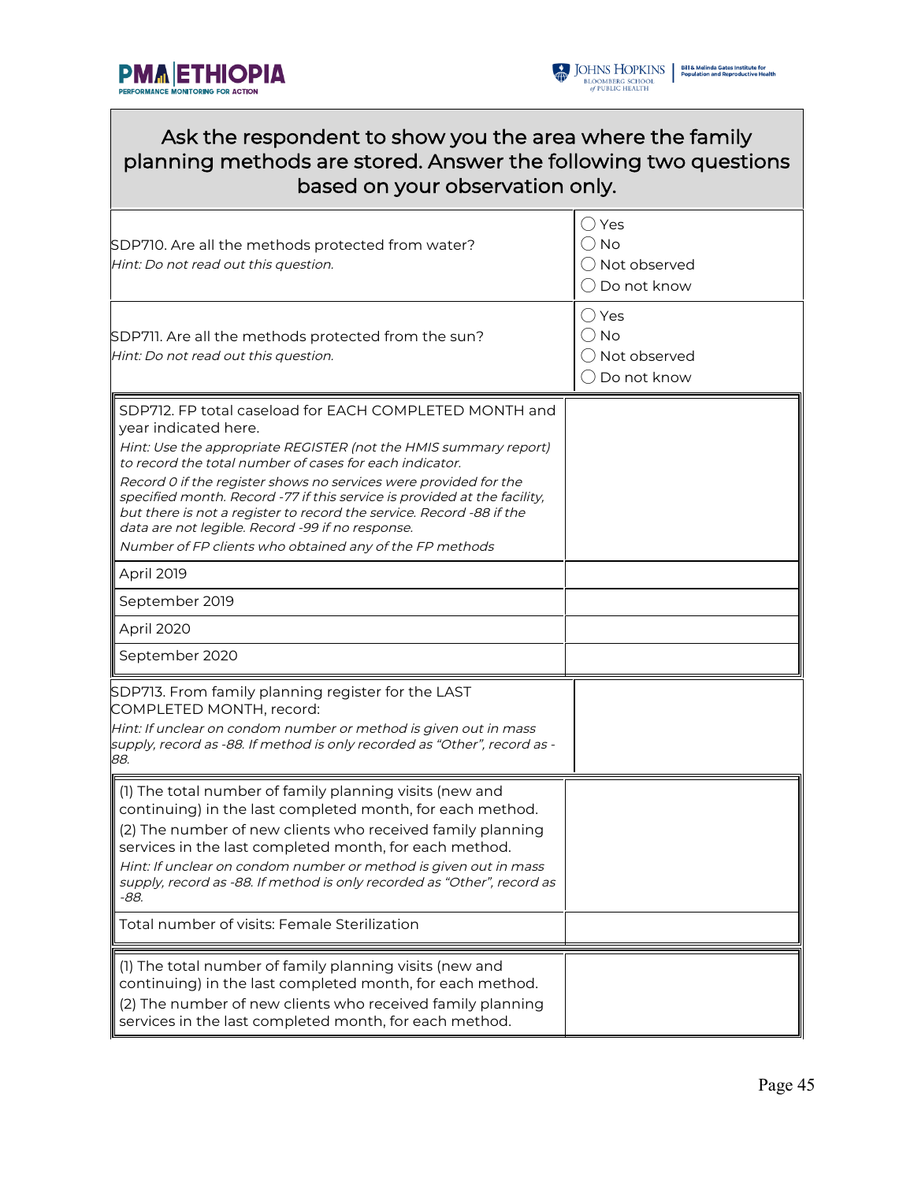Ask the respondent to show you the area where the family planning methods are stored. Answer the following two questions based on your observation only.

| Question | Response |
|---|---|
| SDP710. Are all the methods protected from water?<br>*Hint: Do not read out this question.* | ◯ Yes<br>◯ No<br>◯ Not observed<br>◯ Do not know |
| SDP711. Are all the methods protected from the sun?<br>*Hint: Do not read out this question.* | ◯ Yes<br>◯ No<br>◯ Not observed<br>◯ Do not know |

| SDP712. FP total caseload for EACH COMPLETED MONTH and year indicated here.<br>*Hint: Use the appropriate REGISTER (not the HMIS summary report) to record the total number of cases for each indicator.*<br>*Record 0 if the register shows no services were provided for the specified month. Record -77 if this service is provided at the facility, but there is not a register to record the service. Record -88 if the data are not legible. Record -99 if no response.*<br>*Number of FP clients who obtained any of the FP methods* | |
|---|---|
| April 2019 | |
| September 2019 | |
| April 2020 | |
| September 2020 | |

| SDP713. From family planning register for the LAST COMPLETED MONTH, record:<br>*Hint: If unclear on condom number or method is given out in mass supply, record as -88. If method is only recorded as "Other", record as -88.* | |
|---|---|

| (1) The total number of family planning visits (new and continuing) in the last completed month, for each method.<br>(2) The number of new clients who received family planning services in the last completed month, for each method.<br>*Hint: If unclear on condom number or method is given out in mass supply, record as -88. If method is only recorded as "Other", record as -88.* | |
|---|---|
| Total number of visits: Female Sterilization | |

| (1) The total number of family planning visits (new and continuing) in the last completed month, for each method.<br>(2) The number of new clients who received family planning services in the last completed month, for each method. | |
|---|---|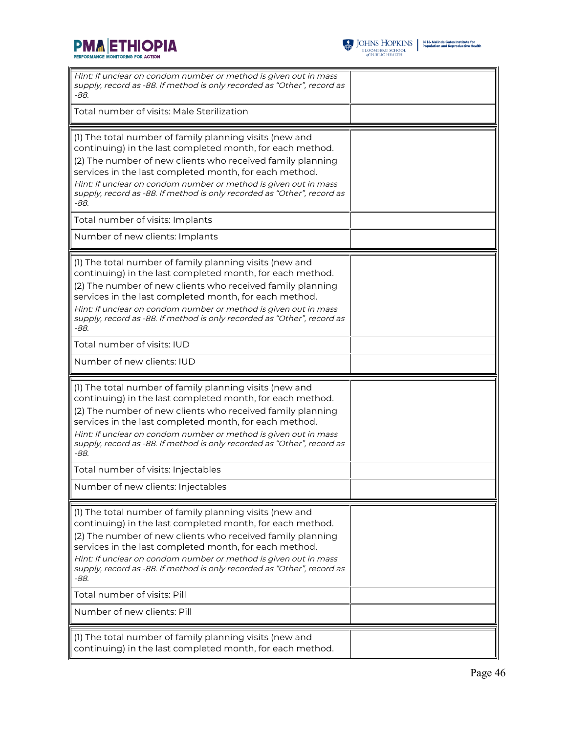| | |
|---|---|
| *Hint: If unclear on condom number or method is given out in mass supply, record as -88. If method is only recorded as "Other", record as -88.* | |
| Total number of visits: Male Sterilization | |

| | |
|---|---|
| (1) The total number of family planning visits (new and continuing) in the last completed month, for each method.<br>(2) The number of new clients who received family planning services in the last completed month, for each method.<br>*Hint: If unclear on condom number or method is given out in mass supply, record as -88. If method is only recorded as "Other", record as -88.* | |
| Total number of visits: Implants | |
| Number of new clients: Implants | |

| | |
|---|---|
| (1) The total number of family planning visits (new and continuing) in the last completed month, for each method.<br>(2) The number of new clients who received family planning services in the last completed month, for each method.<br>*Hint: If unclear on condom number or method is given out in mass supply, record as -88. If method is only recorded as "Other", record as -88.* | |
| Total number of visits: IUD | |
| Number of new clients: IUD | |

| | |
|---|---|
| (1) The total number of family planning visits (new and continuing) in the last completed month, for each method.<br>(2) The number of new clients who received family planning services in the last completed month, for each method.<br>*Hint: If unclear on condom number or method is given out in mass supply, record as -88. If method is only recorded as "Other", record as -88.* | |
| Total number of visits: Injectables | |
| Number of new clients: Injectables | |

| | |
|---|---|
| (1) The total number of family planning visits (new and continuing) in the last completed month, for each method.<br>(2) The number of new clients who received family planning services in the last completed month, for each method.<br>*Hint: If unclear on condom number or method is given out in mass supply, record as -88. If method is only recorded as "Other", record as -88.* | |
| Total number of visits: Pill | |
| Number of new clients: Pill | |

| | |
|---|---|
| (1) The total number of family planning visits (new and continuing) in the last completed month, for each method. | |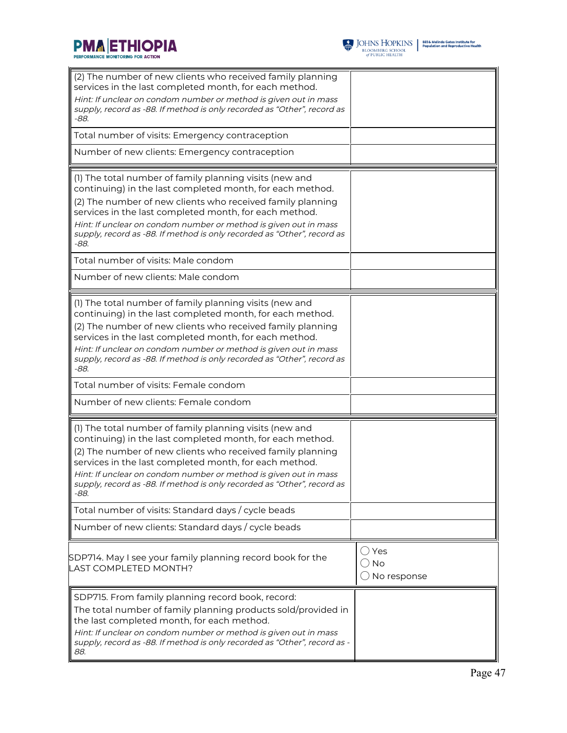| (2) The number of new clients who received family planning services in the last completed month, for each method.<br>*Hint: If unclear on condom number or method is given out in mass supply, record as -88. If method is only recorded as "Other", record as -88.* | |
|---|---|
| Total number of visits: Emergency contraception | |
| Number of new clients: Emergency contraception | |

| (1) The total number of family planning visits (new and continuing) in the last completed month, for each method.<br>(2) The number of new clients who received family planning services in the last completed month, for each method.<br>*Hint: If unclear on condom number or method is given out in mass supply, record as -88. If method is only recorded as "Other", record as -88.* | |
|---|---|
| Total number of visits: Male condom | |
| Number of new clients: Male condom | |

| (1) The total number of family planning visits (new and continuing) in the last completed month, for each method.<br>(2) The number of new clients who received family planning services in the last completed month, for each method.<br>*Hint: If unclear on condom number or method is given out in mass supply, record as -88. If method is only recorded as "Other", record as -88.* | |
|---|---|
| Total number of visits: Female condom | |
| Number of new clients: Female condom | |

| (1) The total number of family planning visits (new and continuing) in the last completed month, for each method.<br>(2) The number of new clients who received family planning services in the last completed month, for each method.<br>*Hint: If unclear on condom number or method is given out in mass supply, record as -88. If method is only recorded as "Other", record as -88.* | |
|---|---|
| Total number of visits: Standard days / cycle beads | |
| Number of new clients: Standard days / cycle beads | |

| SDP714. May I see your family planning record book for the LAST COMPLETED MONTH? | ◯ Yes<br>◯ No<br>◯ No response |
|---|---|

| SDP715. From family planning record book, record:<br>The total number of family planning products sold/provided in the last completed month, for each method.<br>*Hint: If unclear on condom number or method is given out in mass supply, record as -88. If method is only recorded as "Other", record as -88.* | |
|---|---|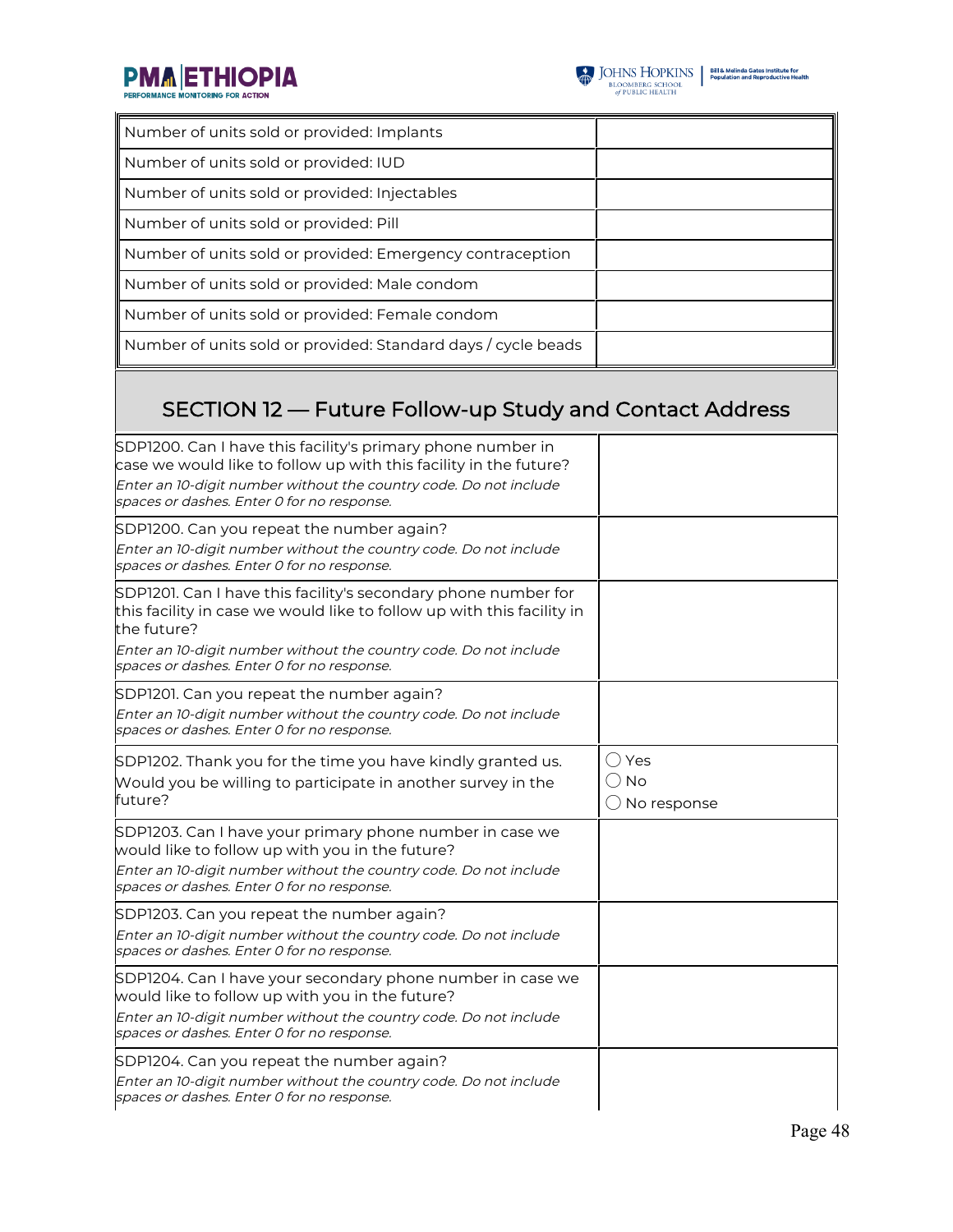| Number of units sold or provided: Implants | |
|---|---|
| Number of units sold or provided: IUD | |
| Number of units sold or provided: Injectables | |
| Number of units sold or provided: Pill | |
| Number of units sold or provided: Emergency contraception | |
| Number of units sold or provided: Male condom | |
| Number of units sold or provided: Female condom | |
| Number of units sold or provided: Standard days / cycle beads | |

## SECTION 12 — Future Follow-up Study and Contact Address

| Question | Response |
|---|---|
| SDP1200. Can I have this facility's primary phone number in case we would like to follow up with this facility in the future? *Enter an 10-digit number without the country code. Do not include spaces or dashes. Enter 0 for no response.* | |
| SDP1200. Can you repeat the number again? *Enter an 10-digit number without the country code. Do not include spaces or dashes. Enter 0 for no response.* | |
| SDP1201. Can I have this facility's secondary phone number for this facility in case we would like to follow up with this facility in the future? *Enter an 10-digit number without the country code. Do not include spaces or dashes. Enter 0 for no response.* | |
| SDP1201. Can you repeat the number again? *Enter an 10-digit number without the country code. Do not include spaces or dashes. Enter 0 for no response.* | |
| SDP1202. Thank you for the time you have kindly granted us. Would you be willing to participate in another survey in the future? | ◯ Yes<br>◯ No<br>◯ No response |
| SDP1203. Can I have your primary phone number in case we would like to follow up with you in the future? *Enter an 10-digit number without the country code. Do not include spaces or dashes. Enter 0 for no response.* | |
| SDP1203. Can you repeat the number again? *Enter an 10-digit number without the country code. Do not include spaces or dashes. Enter 0 for no response.* | |
| SDP1204. Can I have your secondary phone number in case we would like to follow up with you in the future? *Enter an 10-digit number without the country code. Do not include spaces or dashes. Enter 0 for no response.* | |
| SDP1204. Can you repeat the number again? *Enter an 10-digit number without the country code. Do not include spaces or dashes. Enter 0 for no response.* | |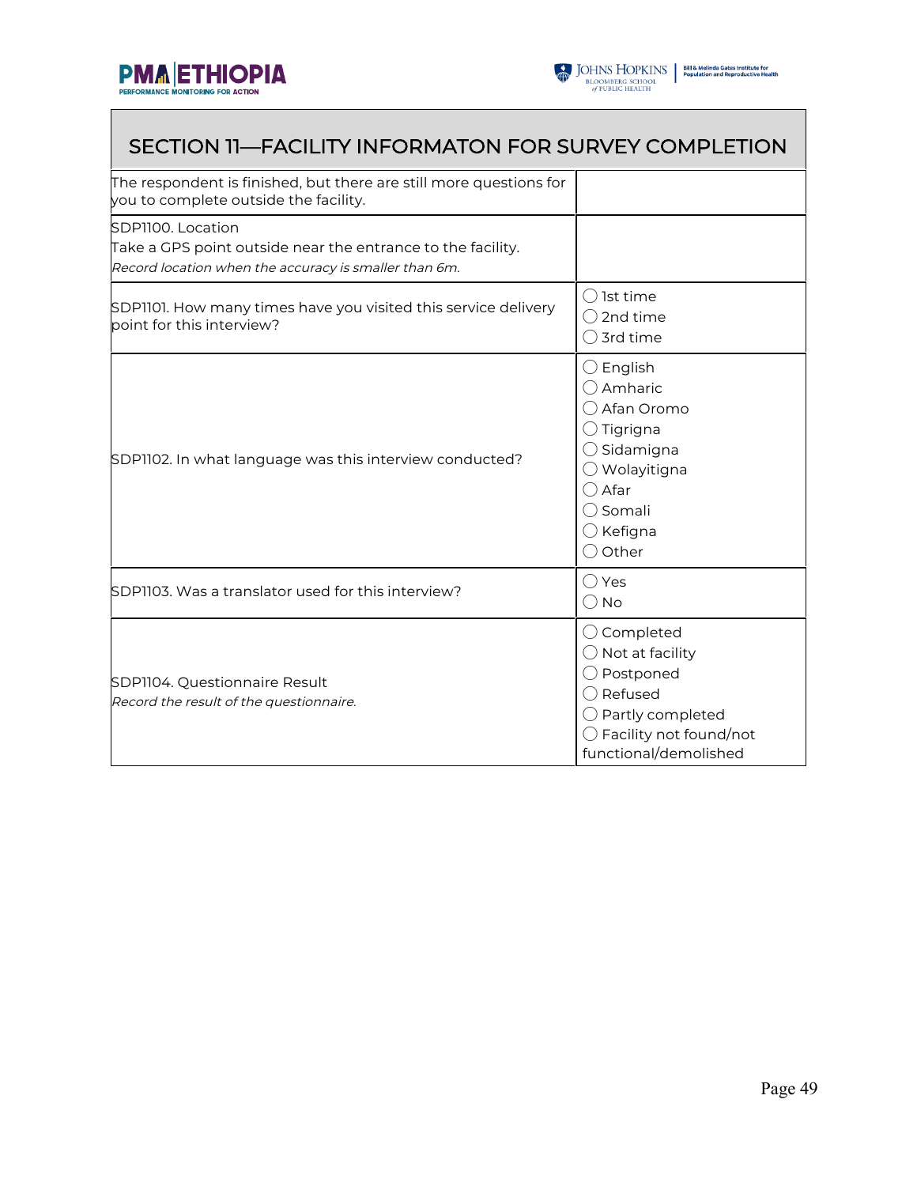## SECTION 11—FACILITY INFORMATON FOR SURVEY COMPLETION

| | |
|---|---|
| The respondent is finished, but there are still more questions for you to complete outside the facility. | |
| SDP1100. Location<br>Take a GPS point outside near the entrance to the facility.<br>*Record location when the accuracy is smaller than 6m.* | |
| SDP1101. How many times have you visited this service delivery point for this interview? | ◯ 1st time<br>◯ 2nd time<br>◯ 3rd time |
| SDP1102. In what language was this interview conducted? | ◯ English<br>◯ Amharic<br>◯ Afan Oromo<br>◯ Tigrigna<br>◯ Sidamigna<br>◯ Wolayitigna<br>◯ Afar<br>◯ Somali<br>◯ Kefigna<br>◯ Other |
| SDP1103. Was a translator used for this interview? | ◯ Yes<br>◯ No |
| SDP1104. Questionnaire Result<br>*Record the result of the questionnaire.* | ◯ Completed<br>◯ Not at facility<br>◯ Postponed<br>◯ Refused<br>◯ Partly completed<br>◯ Facility not found/not functional/demolished |